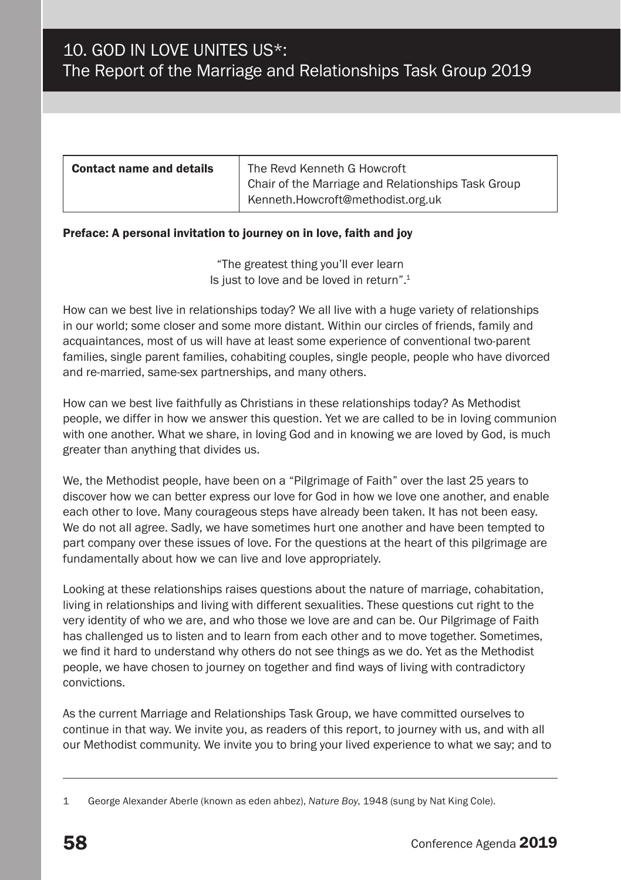# 10. GOD IN LOVE UNITES US*: The Report of the Marriage and Relationships Task Group 2019

| **Contact name and details** | The Revd Kenneth G Howcroft<br>Chair of the Marriage and Relationships Task Group<br>Kenneth.Howcroft@methodist.org.uk |
|---|---|

**Preface: A personal invitation to journey on in love, faith and joy**

> "The greatest thing you'll ever learn
> Is just to love and be loved in return".[1]

How can we best live in relationships today? We all live with a huge variety of relationships in our world; some closer and some more distant. Within our circles of friends, family and acquaintances, most of us will have at least some experience of conventional two-parent families, single parent families, cohabiting couples, single people, people who have divorced and re-married, same-sex partnerships, and many others.

How can we best live faithfully as Christians in these relationships today? As Methodist people, we differ in how we answer this question. Yet we are called to be in loving communion with one another. What we share, in loving God and in knowing we are loved by God, is much greater than anything that divides us.

We, the Methodist people, have been on a "Pilgrimage of Faith" over the last 25 years to discover how we can better express our love for God in how we love one another, and enable each other to love. Many courageous steps have already been taken. It has not been easy. We do not all agree. Sadly, we have sometimes hurt one another and have been tempted to part company over these issues of love. For the questions at the heart of this pilgrimage are fundamentally about how we can live and love appropriately.

Looking at these relationships raises questions about the nature of marriage, cohabitation, living in relationships and living with different sexualities. These questions cut right to the very identity of who we are, and who those we love are and can be. Our Pilgrimage of Faith has challenged us to listen and to learn from each other and to move together. Sometimes, we find it hard to understand why others do not see things as we do. Yet as the Methodist people, we have chosen to journey on together and find ways of living with contradictory convictions.

As the current Marriage and Relationships Task Group, we have committed ourselves to continue in that way. We invite you, as readers of this report, to journey with us, and with all our Methodist community. We invite you to bring your lived experience to what we say; and to

---

1 George Alexander Aberle (known as eden ahbez), *Nature Boy*, 1948 (sung by Nat King Cole).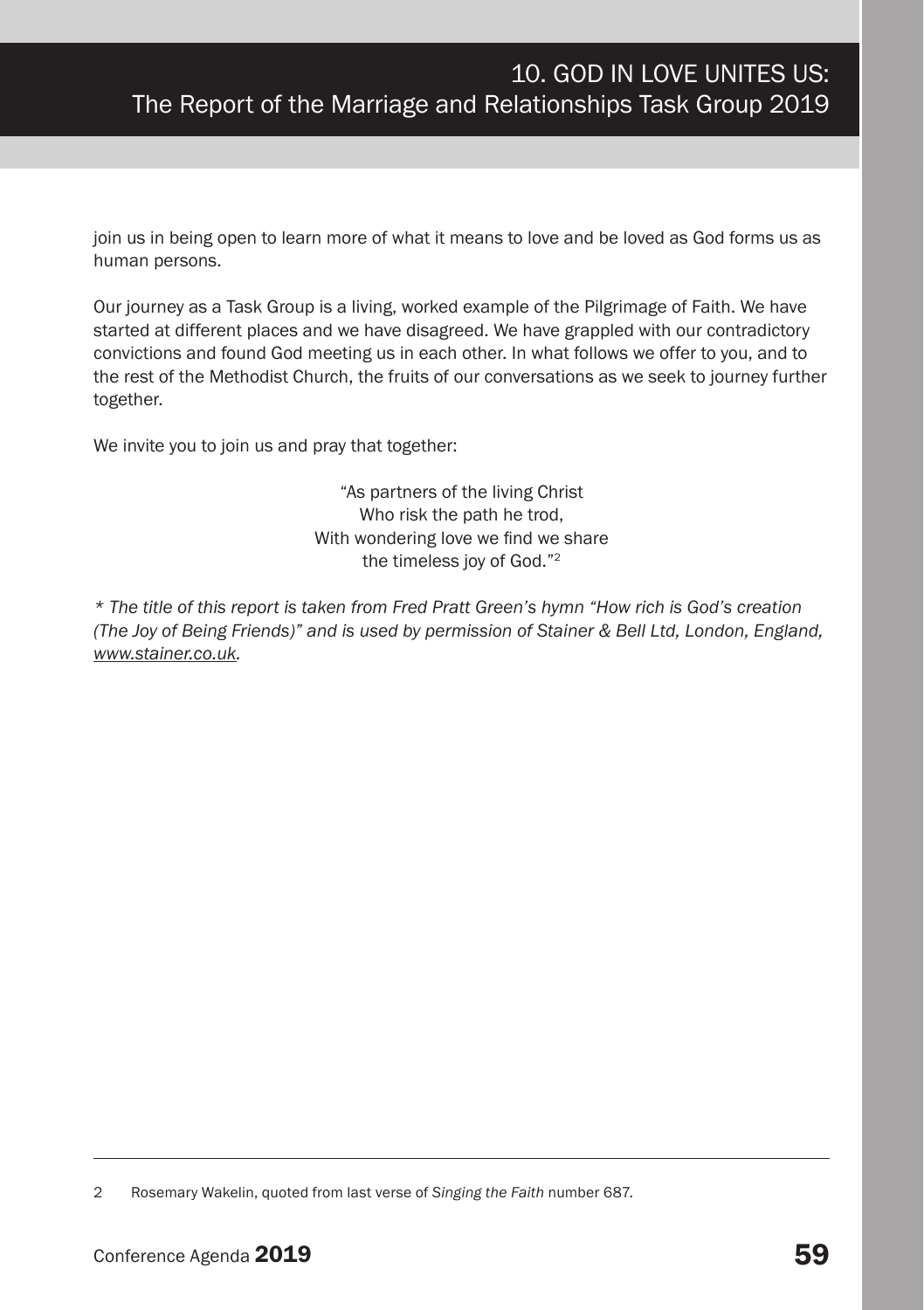join us in being open to learn more of what it means to love and be loved as God forms us as human persons.

Our journey as a Task Group is a living, worked example of the Pilgrimage of Faith. We have started at different places and we have disagreed. We have grappled with our contradictory convictions and found God meeting us in each other. In what follows we offer to you, and to the rest of the Methodist Church, the fruits of our conversations as we seek to journey further together.

We invite you to join us and pray that together:

> "As partners of the living Christ
> Who risk the path he trod,
> With wondering love we find we share
> the timeless joy of God."[2]

*\* The title of this report is taken from Fred Pratt Green's hymn "How rich is God's creation (The Joy of Being Friends)" and is used by permission of Stainer & Bell Ltd, London, England, www.stainer.co.uk.*

---

2 Rosemary Wakelin, quoted from last verse of *Singing the Faith* number 687.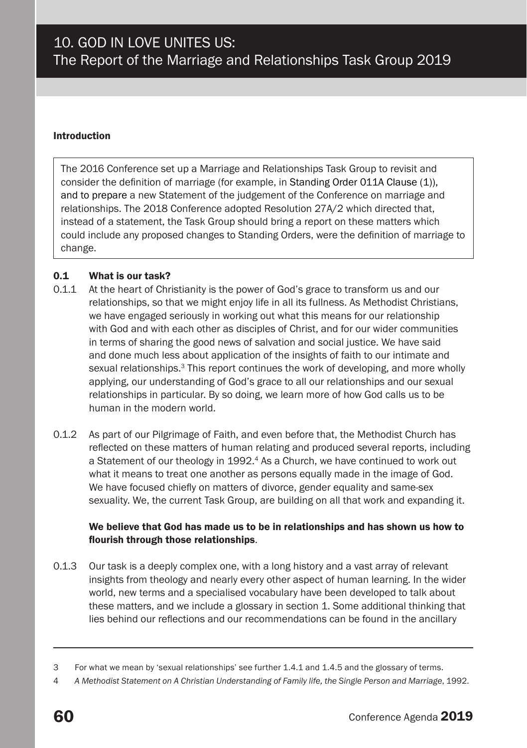# 10. GOD IN LOVE UNITES US:
## The Report of the Marriage and Relationships Task Group 2019

**Introduction**

The 2016 Conference set up a Marriage and Relationships Task Group to revisit and consider the definition of marriage (for example, in Standing Order 011A Clause (1)), and to prepare a new Statement of the judgement of the Conference on marriage and relationships. The 2018 Conference adopted Resolution 27A/2 which directed that, instead of a statement, the Task Group should bring a report on these matters which could include any proposed changes to Standing Orders, were the definition of marriage to change.

### 0.1 What is our task?

0.1.1 At the heart of Christianity is the power of God's grace to transform us and our relationships, so that we might enjoy life in all its fullness. As Methodist Christians, we have engaged seriously in working out what this means for our relationship with God and with each other as disciples of Christ, and for our wider communities in terms of sharing the good news of salvation and social justice. We have said and done much less about application of the insights of faith to our intimate and sexual relationships.[3] This report continues the work of developing, and more wholly applying, our understanding of God's grace to all our relationships and our sexual relationships in particular. By so doing, we learn more of how God calls us to be human in the modern world.

0.1.2 As part of our Pilgrimage of Faith, and even before that, the Methodist Church has reflected on these matters of human relating and produced several reports, including a Statement of our theology in 1992.[4] As a Church, we have continued to work out what it means to treat one another as persons equally made in the image of God. We have focused chiefly on matters of divorce, gender equality and same-sex sexuality. We, the current Task Group, are building on all that work and expanding it.

**We believe that God has made us to be in relationships and has shown us how to flourish through those relationships.**

0.1.3 Our task is a deeply complex one, with a long history and a vast array of relevant insights from theology and nearly every other aspect of human learning. In the wider world, new terms and a specialised vocabulary have been developed to talk about these matters, and we include a glossary in section 1. Some additional thinking that lies behind our reflections and our recommendations can be found in the ancillary

---

3 For what we mean by 'sexual relationships' see further 1.4.1 and 1.4.5 and the glossary of terms.

4 *A Methodist Statement on A Christian Understanding of Family life, the Single Person and Marriage*, 1992.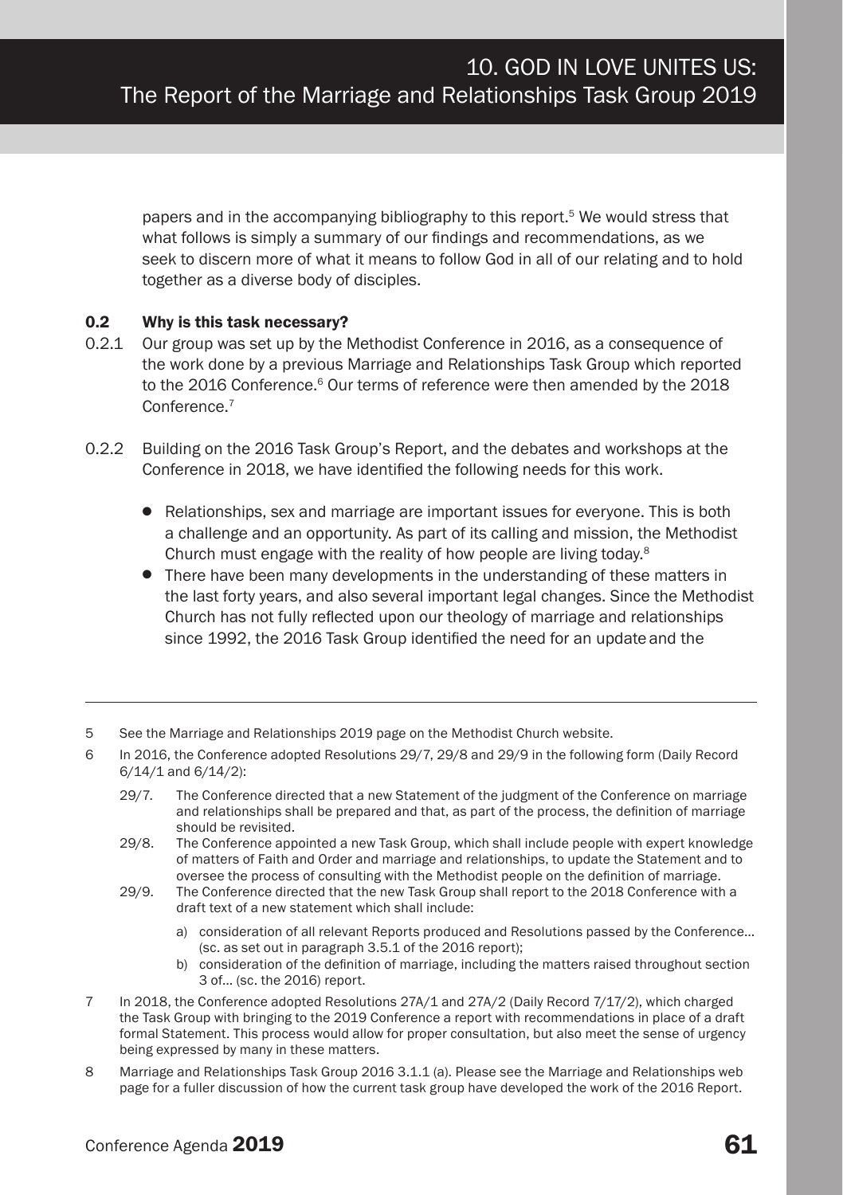papers and in the accompanying bibliography to this report.[5] We would stress that what follows is simply a summary of our findings and recommendations, as we seek to discern more of what it means to follow God in all of our relating and to hold together as a diverse body of disciples.

### 0.2 Why is this task necessary?

0.2.1 Our group was set up by the Methodist Conference in 2016, as a consequence of the work done by a previous Marriage and Relationships Task Group which reported to the 2016 Conference.[6] Our terms of reference were then amended by the 2018 Conference.[7]

0.2.2 Building on the 2016 Task Group's Report, and the debates and workshops at the Conference in 2018, we have identified the following needs for this work.

- Relationships, sex and marriage are important issues for everyone. This is both a challenge and an opportunity. As part of its calling and mission, the Methodist Church must engage with the reality of how people are living today.[8]
- There have been many developments in the understanding of these matters in the last forty years, and also several important legal changes. Since the Methodist Church has not fully reflected upon our theology of marriage and relationships since 1992, the 2016 Task Group identified the need for an update and the

---

5 See the Marriage and Relationships 2019 page on the Methodist Church website.

6 In 2016, the Conference adopted Resolutions 29/7, 29/8 and 29/9 in the following form (Daily Record 6/14/1 and 6/14/2):

29/7. The Conference directed that a new Statement of the judgment of the Conference on marriage and relationships shall be prepared and that, as part of the process, the definition of marriage should be revisited.

29/8. The Conference appointed a new Task Group, which shall include people with expert knowledge of matters of Faith and Order and marriage and relationships, to update the Statement and to oversee the process of consulting with the Methodist people on the definition of marriage.

29/9. The Conference directed that the new Task Group shall report to the 2018 Conference with a draft text of a new statement which shall include:

a) consideration of all relevant Reports produced and Resolutions passed by the Conference… (sc. as set out in paragraph 3.5.1 of the 2016 report);

b) consideration of the definition of marriage, including the matters raised throughout section 3 of… (sc. the 2016) report.

7 In 2018, the Conference adopted Resolutions 27A/1 and 27A/2 (Daily Record 7/17/2), which charged the Task Group with bringing to the 2019 Conference a report with recommendations in place of a draft formal Statement. This process would allow for proper consultation, but also meet the sense of urgency being expressed by many in these matters.

8 Marriage and Relationships Task Group 2016 3.1.1 (a). Please see the Marriage and Relationships web page for a fuller discussion of how the current task group have developed the work of the 2016 Report.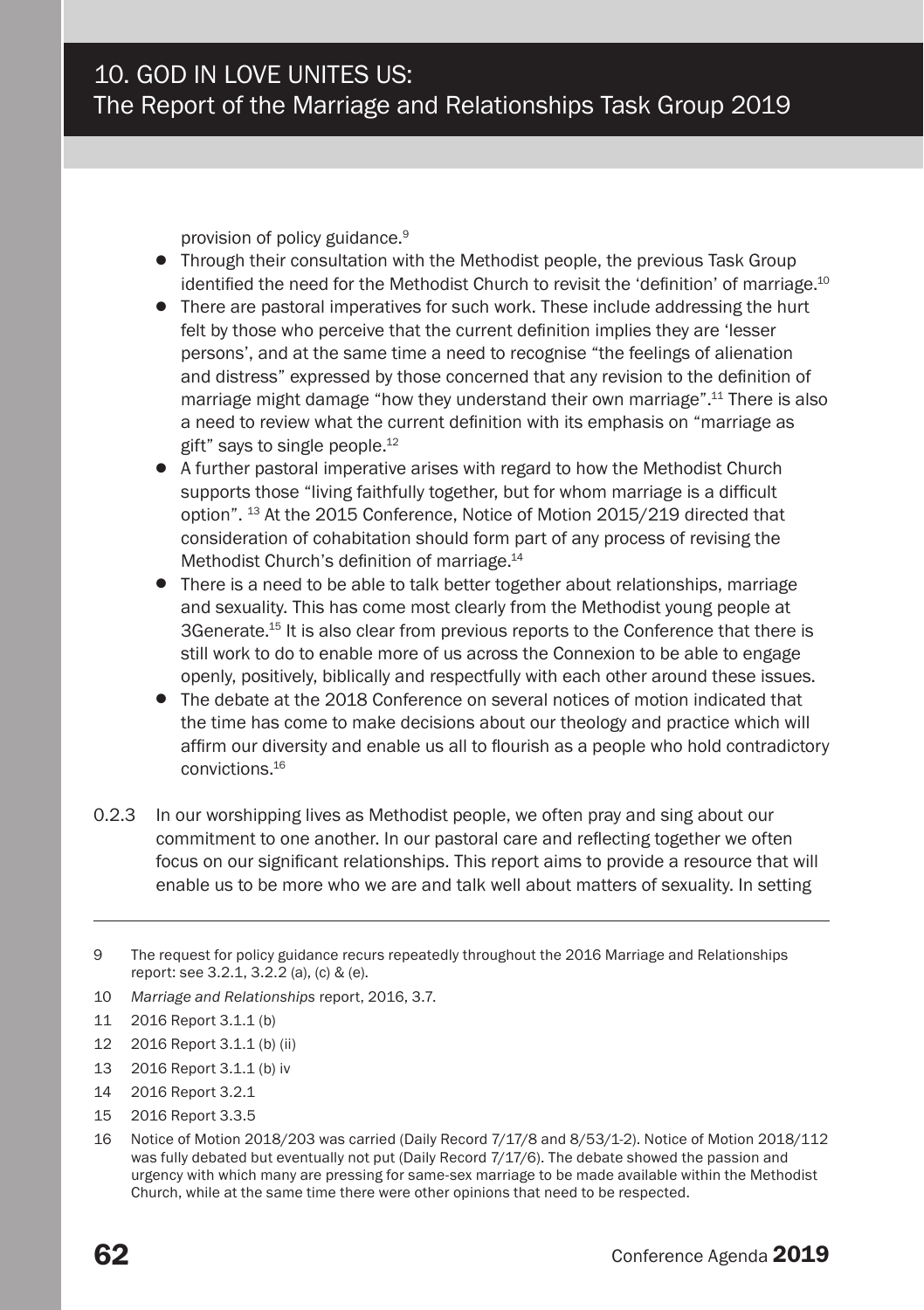provision of policy guidance.[9]

- Through their consultation with the Methodist people, the previous Task Group identified the need for the Methodist Church to revisit the 'definition' of marriage.[10]
- There are pastoral imperatives for such work. These include addressing the hurt felt by those who perceive that the current definition implies they are 'lesser persons', and at the same time a need to recognise "the feelings of alienation and distress" expressed by those concerned that any revision to the definition of marriage might damage "how they understand their own marriage".[11] There is also a need to review what the current definition with its emphasis on "marriage as gift" says to single people.[12]
- A further pastoral imperative arises with regard to how the Methodist Church supports those "living faithfully together, but for whom marriage is a difficult option". [13] At the 2015 Conference, Notice of Motion 2015/219 directed that consideration of cohabitation should form part of any process of revising the Methodist Church's definition of marriage.[14]
- There is a need to be able to talk better together about relationships, marriage and sexuality. This has come most clearly from the Methodist young people at 3Generate.[15] It is also clear from previous reports to the Conference that there is still work to do to enable more of us across the Connexion to be able to engage openly, positively, biblically and respectfully with each other around these issues.
- The debate at the 2018 Conference on several notices of motion indicated that the time has come to make decisions about our theology and practice which will affirm our diversity and enable us all to flourish as a people who hold contradictory convictions.[16]

0.2.3 In our worshipping lives as Methodist people, we often pray and sing about our commitment to one another. In our pastoral care and reflecting together we often focus on our significant relationships. This report aims to provide a resource that will enable us to be more who we are and talk well about matters of sexuality. In setting

---

9 The request for policy guidance recurs repeatedly throughout the 2016 Marriage and Relationships report: see 3.2.1, 3.2.2 (a), (c) & (e).

10 *Marriage and Relationships* report, 2016, 3.7.

11 2016 Report 3.1.1 (b)

12 2016 Report 3.1.1 (b) (ii)

13 2016 Report 3.1.1 (b) iv

14 2016 Report 3.2.1

15 2016 Report 3.3.5

16 Notice of Motion 2018/203 was carried (Daily Record 7/17/8 and 8/53/1-2). Notice of Motion 2018/112 was fully debated but eventually not put (Daily Record 7/17/6). The debate showed the passion and urgency with which many are pressing for same-sex marriage to be made available within the Methodist Church, while at the same time there were other opinions that need to be respected.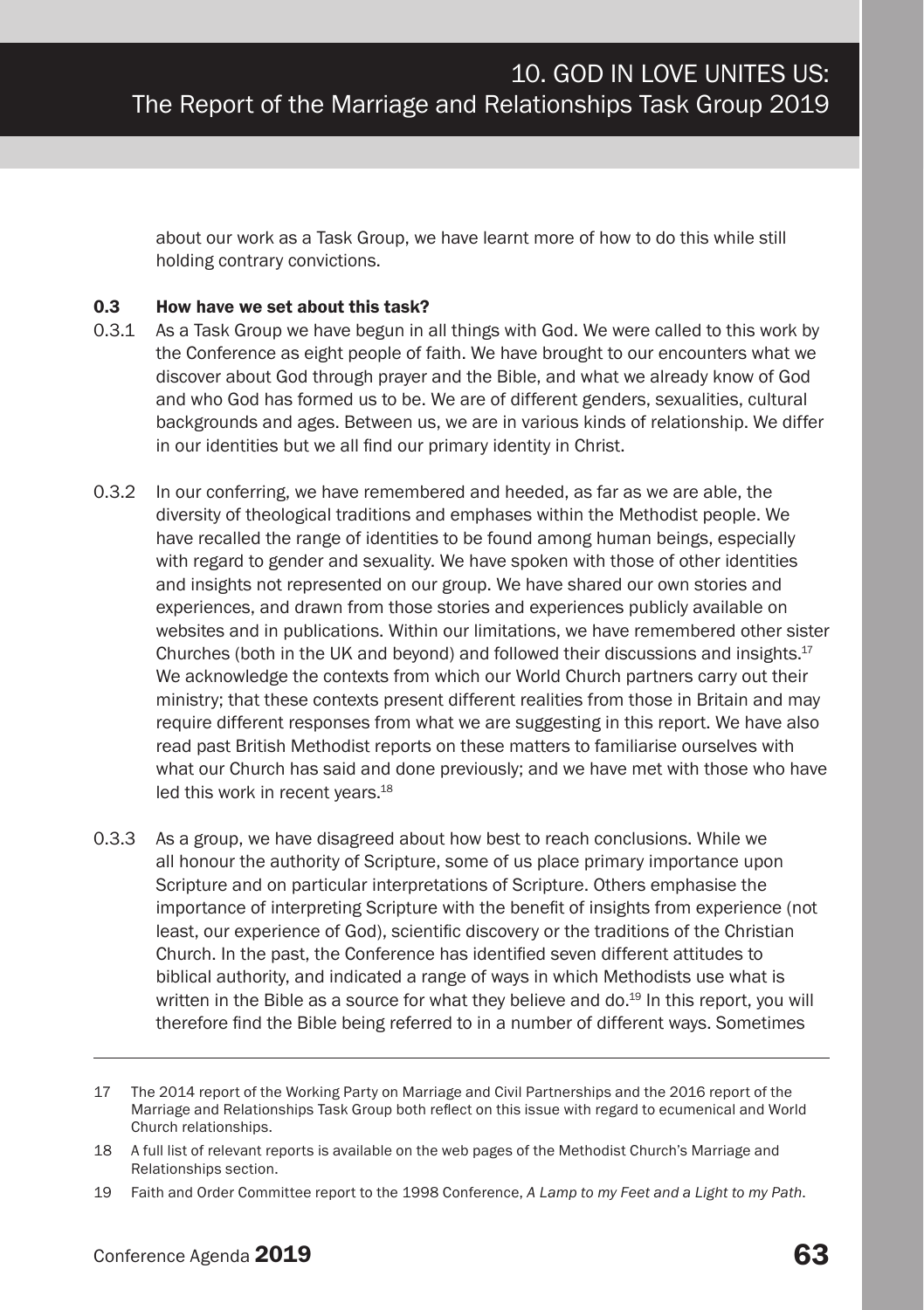about our work as a Task Group, we have learnt more of how to do this while still holding contrary convictions.

### 0.3 How have we set about this task?

0.3.1 As a Task Group we have begun in all things with God. We were called to this work by the Conference as eight people of faith. We have brought to our encounters what we discover about God through prayer and the Bible, and what we already know of God and who God has formed us to be. We are of different genders, sexualities, cultural backgrounds and ages. Between us, we are in various kinds of relationship. We differ in our identities but we all find our primary identity in Christ.

0.3.2 In our conferring, we have remembered and heeded, as far as we are able, the diversity of theological traditions and emphases within the Methodist people. We have recalled the range of identities to be found among human beings, especially with regard to gender and sexuality. We have spoken with those of other identities and insights not represented on our group. We have shared our own stories and experiences, and drawn from those stories and experiences publicly available on websites and in publications. Within our limitations, we have remembered other sister Churches (both in the UK and beyond) and followed their discussions and insights.[17] We acknowledge the contexts from which our World Church partners carry out their ministry; that these contexts present different realities from those in Britain and may require different responses from what we are suggesting in this report. We have also read past British Methodist reports on these matters to familiarise ourselves with what our Church has said and done previously; and we have met with those who have led this work in recent years.[18]

0.3.3 As a group, we have disagreed about how best to reach conclusions. While we all honour the authority of Scripture, some of us place primary importance upon Scripture and on particular interpretations of Scripture. Others emphasise the importance of interpreting Scripture with the benefit of insights from experience (not least, our experience of God), scientific discovery or the traditions of the Christian Church. In the past, the Conference has identified seven different attitudes to biblical authority, and indicated a range of ways in which Methodists use what is written in the Bible as a source for what they believe and do.[19] In this report, you will therefore find the Bible being referred to in a number of different ways. Sometimes

---

17 The 2014 report of the Working Party on Marriage and Civil Partnerships and the 2016 report of the Marriage and Relationships Task Group both reflect on this issue with regard to ecumenical and World Church relationships.

18 A full list of relevant reports is available on the web pages of the Methodist Church's Marriage and Relationships section.

19 Faith and Order Committee report to the 1998 Conference, *A Lamp to my Feet and a Light to my Path*.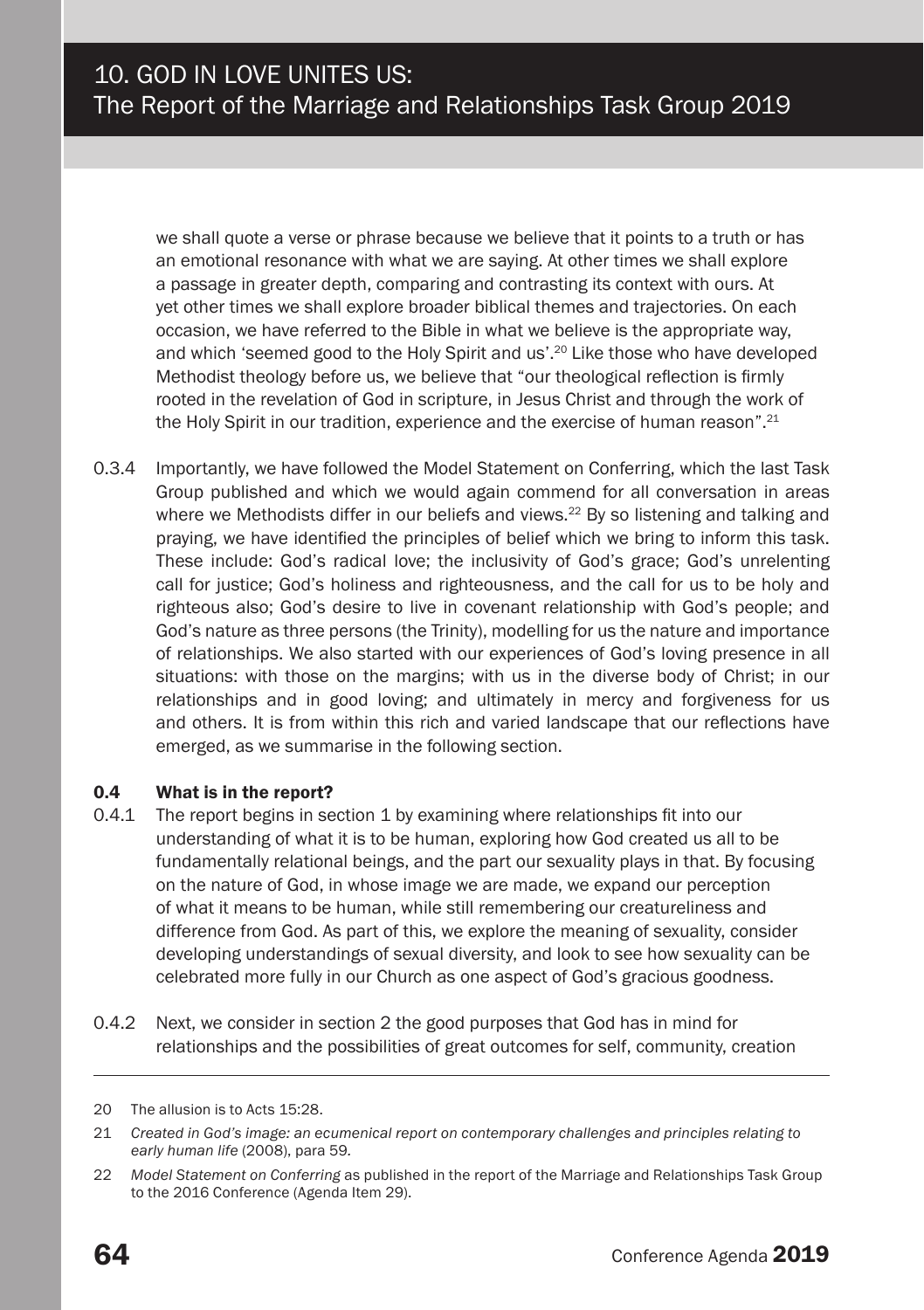we shall quote a verse or phrase because we believe that it points to a truth or has an emotional resonance with what we are saying. At other times we shall explore a passage in greater depth, comparing and contrasting its context with ours. At yet other times we shall explore broader biblical themes and trajectories. On each occasion, we have referred to the Bible in what we believe is the appropriate way, and which 'seemed good to the Holy Spirit and us'.[20] Like those who have developed Methodist theology before us, we believe that "our theological reflection is firmly rooted in the revelation of God in scripture, in Jesus Christ and through the work of the Holy Spirit in our tradition, experience and the exercise of human reason".[21]

0.3.4 Importantly, we have followed the Model Statement on Conferring, which the last Task Group published and which we would again commend for all conversation in areas where we Methodists differ in our beliefs and views.[22] By so listening and talking and praying, we have identified the principles of belief which we bring to inform this task. These include: God's radical love; the inclusivity of God's grace; God's unrelenting call for justice; God's holiness and righteousness, and the call for us to be holy and righteous also; God's desire to live in covenant relationship with God's people; and God's nature as three persons (the Trinity), modelling for us the nature and importance of relationships. We also started with our experiences of God's loving presence in all situations: with those on the margins; with us in the diverse body of Christ; in our relationships and in good loving; and ultimately in mercy and forgiveness for us and others. It is from within this rich and varied landscape that our reflections have emerged, as we summarise in the following section.

### 0.4 What is in the report?

0.4.1 The report begins in section 1 by examining where relationships fit into our understanding of what it is to be human, exploring how God created us all to be fundamentally relational beings, and the part our sexuality plays in that. By focusing on the nature of God, in whose image we are made, we expand our perception of what it means to be human, while still remembering our creatureliness and difference from God. As part of this, we explore the meaning of sexuality, consider developing understandings of sexual diversity, and look to see how sexuality can be celebrated more fully in our Church as one aspect of God's gracious goodness.

0.4.2 Next, we consider in section 2 the good purposes that God has in mind for relationships and the possibilities of great outcomes for self, community, creation

---

20 The allusion is to Acts 15:28.

21 *Created in God's image: an ecumenical report on contemporary challenges and principles relating to early human life* (2008), para 59.

22 *Model Statement on Conferring* as published in the report of the Marriage and Relationships Task Group to the 2016 Conference (Agenda Item 29).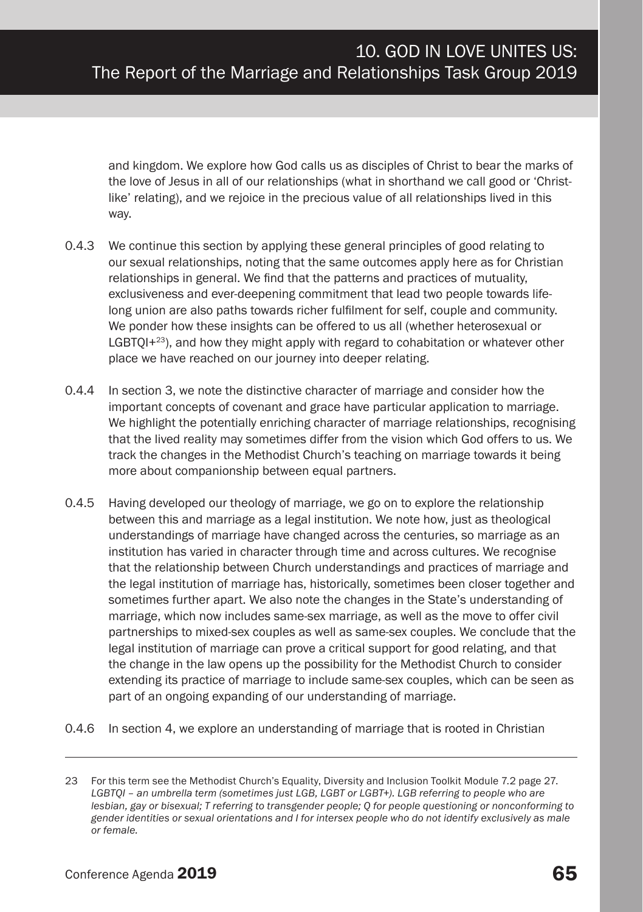and kingdom. We explore how God calls us as disciples of Christ to bear the marks of the love of Jesus in all of our relationships (what in shorthand we call good or 'Christ-like' relating), and we rejoice in the precious value of all relationships lived in this way.

0.4.3 We continue this section by applying these general principles of good relating to our sexual relationships, noting that the same outcomes apply here as for Christian relationships in general. We find that the patterns and practices of mutuality, exclusiveness and ever-deepening commitment that lead two people towards life-long union are also paths towards richer fulfilment for self, couple and community. We ponder how these insights can be offered to us all (whether heterosexual or LGBTQI+[23]), and how they might apply with regard to cohabitation or whatever other place we have reached on our journey into deeper relating.

0.4.4 In section 3, we note the distinctive character of marriage and consider how the important concepts of covenant and grace have particular application to marriage. We highlight the potentially enriching character of marriage relationships, recognising that the lived reality may sometimes differ from the vision which God offers to us. We track the changes in the Methodist Church's teaching on marriage towards it being more about companionship between equal partners.

0.4.5 Having developed our theology of marriage, we go on to explore the relationship between this and marriage as a legal institution. We note how, just as theological understandings of marriage have changed across the centuries, so marriage as an institution has varied in character through time and across cultures. We recognise that the relationship between Church understandings and practices of marriage and the legal institution of marriage has, historically, sometimes been closer together and sometimes further apart. We also note the changes in the State's understanding of marriage, which now includes same-sex marriage, as well as the move to offer civil partnerships to mixed-sex couples as well as same-sex couples. We conclude that the legal institution of marriage can prove a critical support for good relating, and that the change in the law opens up the possibility for the Methodist Church to consider extending its practice of marriage to include same-sex couples, which can be seen as part of an ongoing expanding of our understanding of marriage.

0.4.6 In section 4, we explore an understanding of marriage that is rooted in Christian

---

23 For this term see the Methodist Church's Equality, Diversity and Inclusion Toolkit Module 7.2 page 27. *LGBTQI – an umbrella term (sometimes just LGB, LGBT or LGBT+). LGB referring to people who are lesbian, gay or bisexual; T referring to transgender people; Q for people questioning or nonconforming to gender identities or sexual orientations and I for intersex people who do not identify exclusively as male or female.*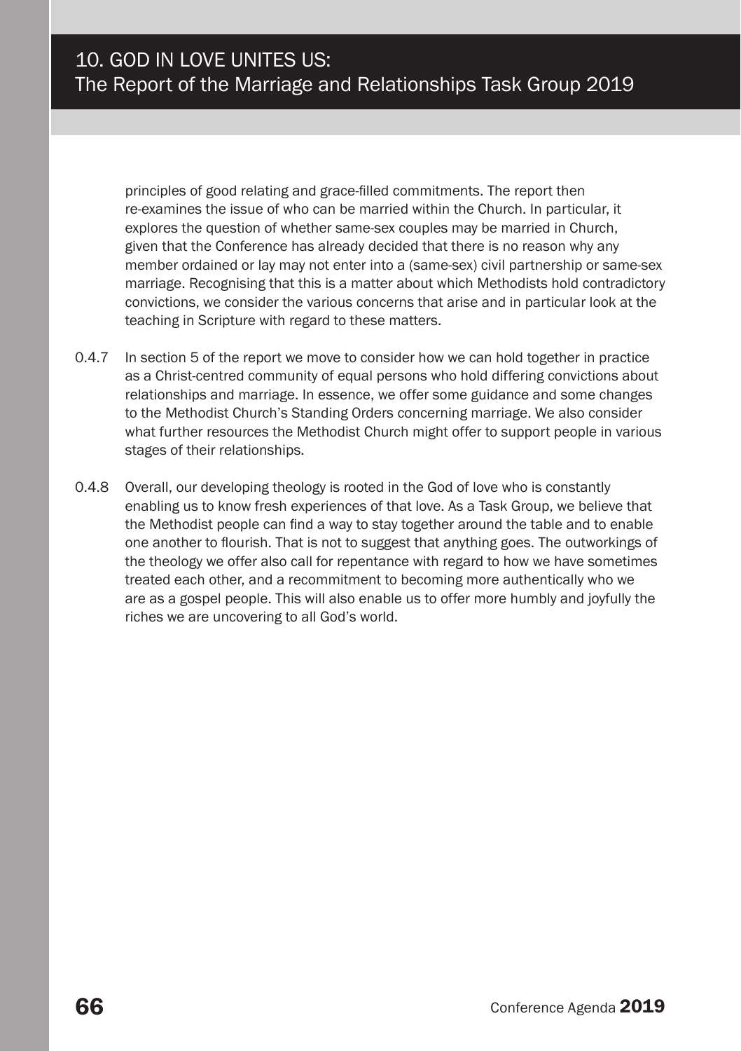principles of good relating and grace-filled commitments. The report then re-examines the issue of who can be married within the Church. In particular, it explores the question of whether same-sex couples may be married in Church, given that the Conference has already decided that there is no reason why any member ordained or lay may not enter into a (same-sex) civil partnership or same-sex marriage. Recognising that this is a matter about which Methodists hold contradictory convictions, we consider the various concerns that arise and in particular look at the teaching in Scripture with regard to these matters.

0.4.7 In section 5 of the report we move to consider how we can hold together in practice as a Christ-centred community of equal persons who hold differing convictions about relationships and marriage. In essence, we offer some guidance and some changes to the Methodist Church's Standing Orders concerning marriage. We also consider what further resources the Methodist Church might offer to support people in various stages of their relationships.

0.4.8 Overall, our developing theology is rooted in the God of love who is constantly enabling us to know fresh experiences of that love. As a Task Group, we believe that the Methodist people can find a way to stay together around the table and to enable one another to flourish. That is not to suggest that anything goes. The outworkings of the theology we offer also call for repentance with regard to how we have sometimes treated each other, and a recommitment to becoming more authentically who we are as a gospel people. This will also enable us to offer more humbly and joyfully the riches we are uncovering to all God's world.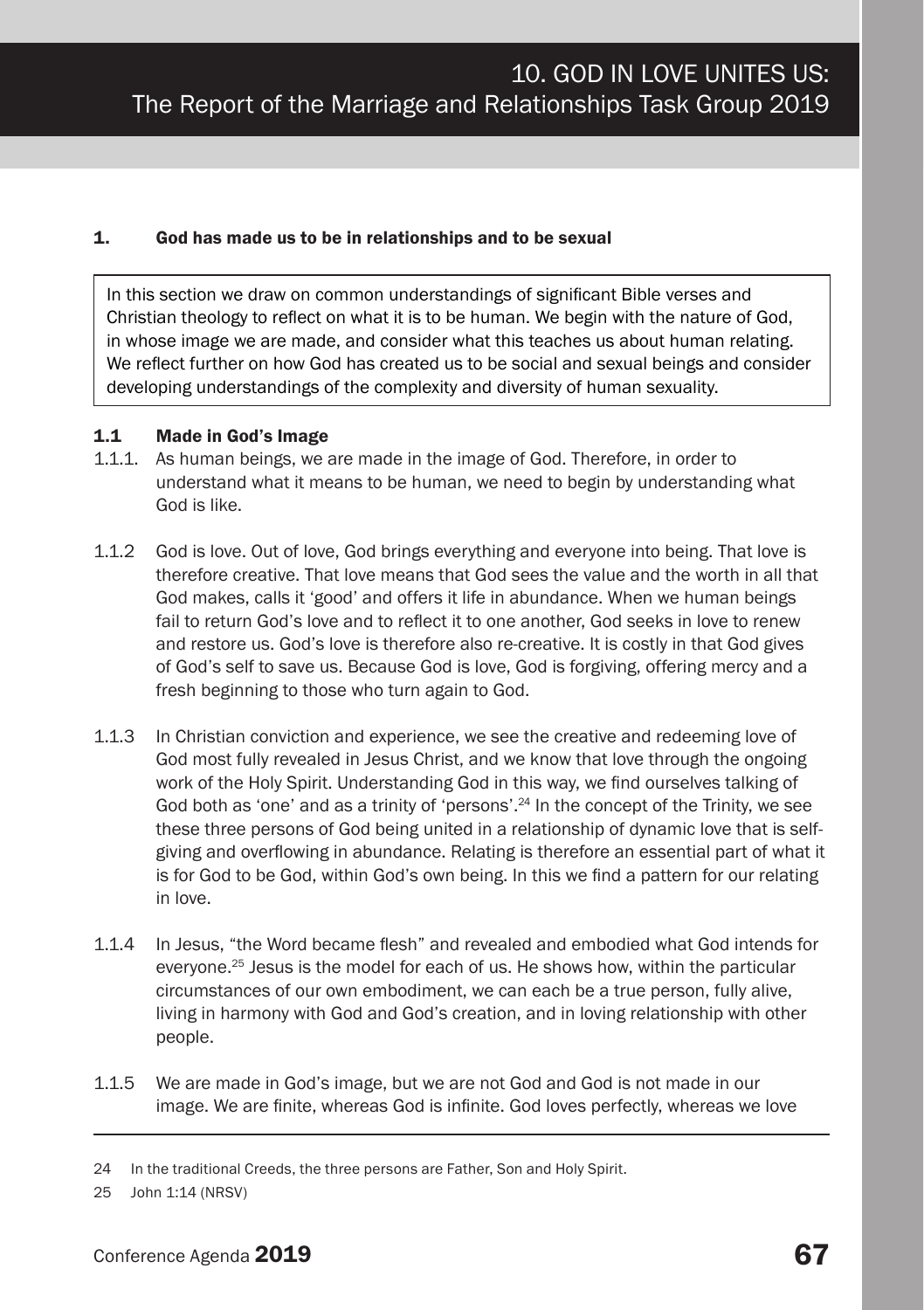# 10. GOD IN LOVE UNITES US: The Report of the Marriage and Relationships Task Group 2019

## 1. God has made us to be in relationships and to be sexual

In this section we draw on common understandings of significant Bible verses and Christian theology to reflect on what it is to be human. We begin with the nature of God, in whose image we are made, and consider what this teaches us about human relating. We reflect further on how God has created us to be social and sexual beings and consider developing understandings of the complexity and diversity of human sexuality.

### 1.1 Made in God's Image

1.1.1. As human beings, we are made in the image of God. Therefore, in order to understand what it means to be human, we need to begin by understanding what God is like.

1.1.2 God is love. Out of love, God brings everything and everyone into being. That love is therefore creative. That love means that God sees the value and the worth in all that God makes, calls it 'good' and offers it life in abundance. When we human beings fail to return God's love and to reflect it to one another, God seeks in love to renew and restore us. God's love is therefore also re-creative. It is costly in that God gives of God's self to save us. Because God is love, God is forgiving, offering mercy and a fresh beginning to those who turn again to God.

1.1.3 In Christian conviction and experience, we see the creative and redeeming love of God most fully revealed in Jesus Christ, and we know that love through the ongoing work of the Holy Spirit. Understanding God in this way, we find ourselves talking of God both as 'one' and as a trinity of 'persons'.[24] In the concept of the Trinity, we see these three persons of God being united in a relationship of dynamic love that is self-giving and overflowing in abundance. Relating is therefore an essential part of what it is for God to be God, within God's own being. In this we find a pattern for our relating in love.

1.1.4 In Jesus, "the Word became flesh" and revealed and embodied what God intends for everyone.[25] Jesus is the model for each of us. He shows how, within the particular circumstances of our own embodiment, we can each be a true person, fully alive, living in harmony with God and God's creation, and in loving relationship with other people.

1.1.5 We are made in God's image, but we are not God and God is not made in our image. We are finite, whereas God is infinite. God loves perfectly, whereas we love

---

24 In the traditional Creeds, the three persons are Father, Son and Holy Spirit.

25 John 1:14 (NRSV)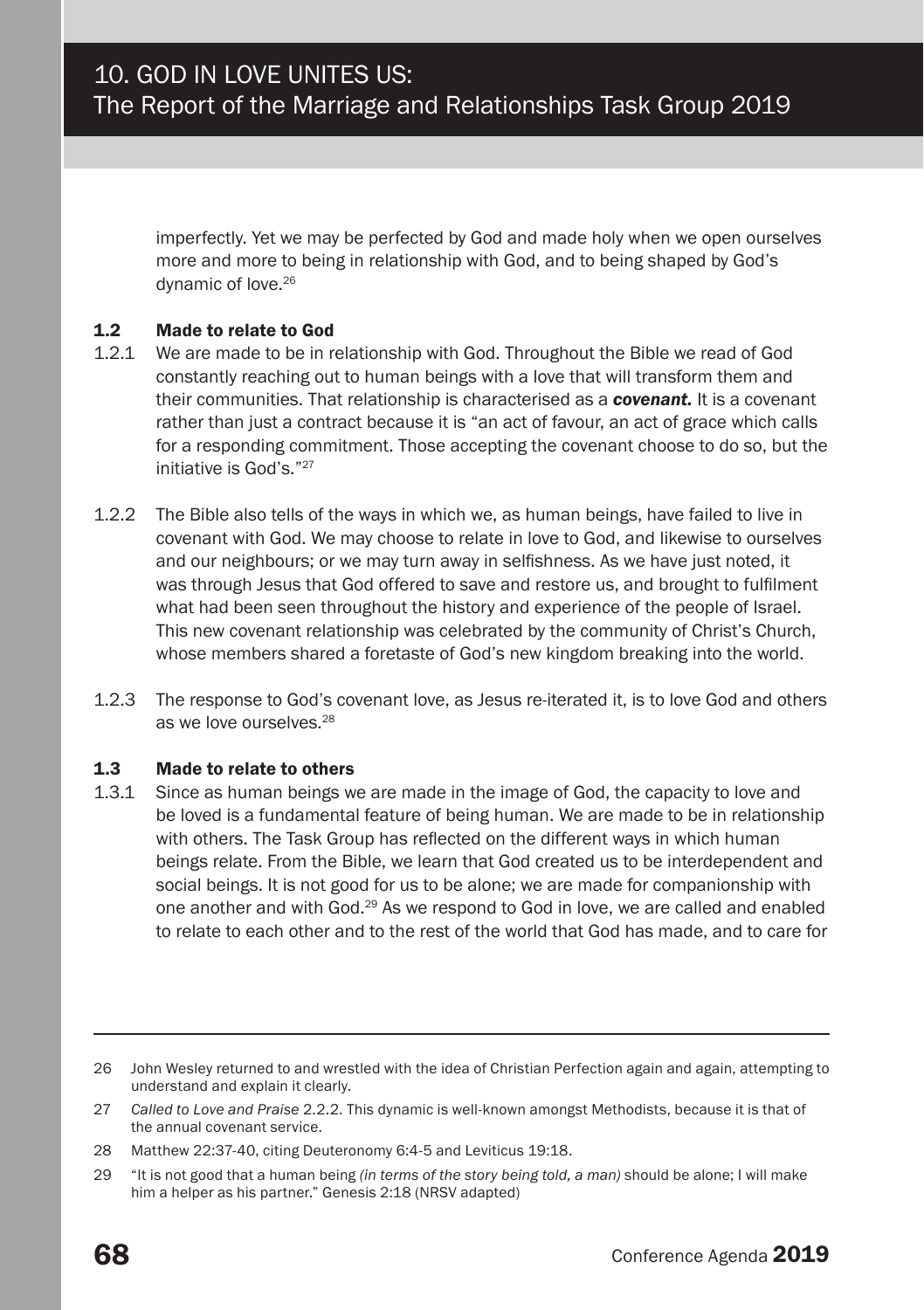imperfectly. Yet we may be perfected by God and made holy when we open ourselves more and more to being in relationship with God, and to being shaped by God's dynamic of love.[26]

### 1.2 Made to relate to God

1.2.1 We are made to be in relationship with God. Throughout the Bible we read of God constantly reaching out to human beings with a love that will transform them and their communities. That relationship is characterised as a ***covenant.*** It is a covenant rather than just a contract because it is "an act of favour, an act of grace which calls for a responding commitment. Those accepting the covenant choose to do so, but the initiative is God's."[27]

1.2.2 The Bible also tells of the ways in which we, as human beings, have failed to live in covenant with God. We may choose to relate in love to God, and likewise to ourselves and our neighbours; or we may turn away in selfishness. As we have just noted, it was through Jesus that God offered to save and restore us, and brought to fulfilment what had been seen throughout the history and experience of the people of Israel. This new covenant relationship was celebrated by the community of Christ's Church, whose members shared a foretaste of God's new kingdom breaking into the world.

1.2.3 The response to God's covenant love, as Jesus re-iterated it, is to love God and others as we love ourselves.[28]

### 1.3 Made to relate to others

1.3.1 Since as human beings we are made in the image of God, the capacity to love and be loved is a fundamental feature of being human. We are made to be in relationship with others. The Task Group has reflected on the different ways in which human beings relate. From the Bible, we learn that God created us to be interdependent and social beings. It is not good for us to be alone; we are made for companionship with one another and with God.[29] As we respond to God in love, we are called and enabled to relate to each other and to the rest of the world that God has made, and to care for

---

26 John Wesley returned to and wrestled with the idea of Christian Perfection again and again, attempting to understand and explain it clearly.

27 *Called to Love and Praise* 2.2.2. This dynamic is well-known amongst Methodists, because it is that of the annual covenant service.

28 Matthew 22:37-40, citing Deuteronomy 6:4-5 and Leviticus 19:18.

29 "It is not good that a human being *(in terms of the story being told, a man)* should be alone; I will make him a helper as his partner." Genesis 2:18 (NRSV adapted)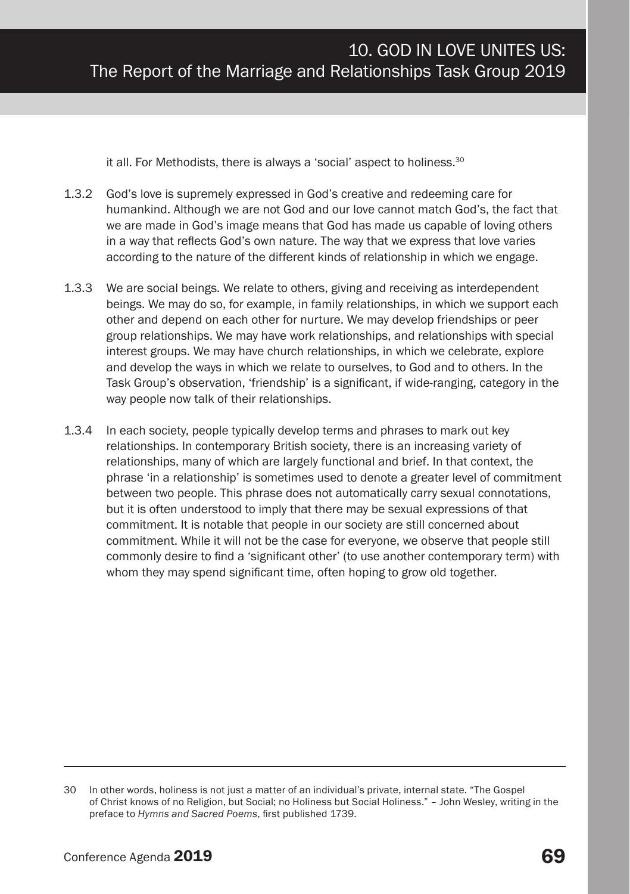it all. For Methodists, there is always a 'social' aspect to holiness.[30]

1.3.2 God's love is supremely expressed in God's creative and redeeming care for humankind. Although we are not God and our love cannot match God's, the fact that we are made in God's image means that God has made us capable of loving others in a way that reflects God's own nature. The way that we express that love varies according to the nature of the different kinds of relationship in which we engage.

1.3.3 We are social beings. We relate to others, giving and receiving as interdependent beings. We may do so, for example, in family relationships, in which we support each other and depend on each other for nurture. We may develop friendships or peer group relationships. We may have work relationships, and relationships with special interest groups. We may have church relationships, in which we celebrate, explore and develop the ways in which we relate to ourselves, to God and to others. In the Task Group's observation, 'friendship' is a significant, if wide-ranging, category in the way people now talk of their relationships.

1.3.4 In each society, people typically develop terms and phrases to mark out key relationships. In contemporary British society, there is an increasing variety of relationships, many of which are largely functional and brief. In that context, the phrase 'in a relationship' is sometimes used to denote a greater level of commitment between two people. This phrase does not automatically carry sexual connotations, but it is often understood to imply that there may be sexual expressions of that commitment. It is notable that people in our society are still concerned about commitment. While it will not be the case for everyone, we observe that people still commonly desire to find a 'significant other' (to use another contemporary term) with whom they may spend significant time, often hoping to grow old together.

---

30 In other words, holiness is not just a matter of an individual's private, internal state. "The Gospel of Christ knows of no Religion, but Social; no Holiness but Social Holiness." – John Wesley, writing in the preface to *Hymns and Sacred Poems*, first published 1739.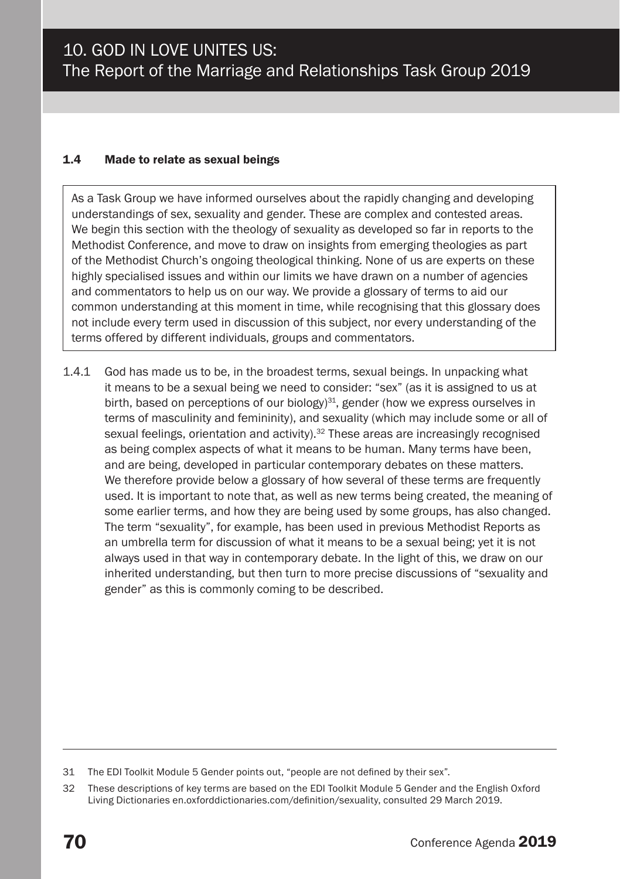# 10. GOD IN LOVE UNITES US: The Report of the Marriage and Relationships Task Group 2019

### 1.4 Made to relate as sexual beings

As a Task Group we have informed ourselves about the rapidly changing and developing understandings of sex, sexuality and gender. These are complex and contested areas. We begin this section with the theology of sexuality as developed so far in reports to the Methodist Conference, and move to draw on insights from emerging theologies as part of the Methodist Church's ongoing theological thinking. None of us are experts on these highly specialised issues and within our limits we have drawn on a number of agencies and commentators to help us on our way. We provide a glossary of terms to aid our common understanding at this moment in time, while recognising that this glossary does not include every term used in discussion of this subject, nor every understanding of the terms offered by different individuals, groups and commentators.

1.4.1 God has made us to be, in the broadest terms, sexual beings. In unpacking what it means to be a sexual being we need to consider: "sex" (as it is assigned to us at birth, based on perceptions of our biology)[31], gender (how we express ourselves in terms of masculinity and femininity), and sexuality (which may include some or all of sexual feelings, orientation and activity).[32] These areas are increasingly recognised as being complex aspects of what it means to be human. Many terms have been, and are being, developed in particular contemporary debates on these matters. We therefore provide below a glossary of how several of these terms are frequently used. It is important to note that, as well as new terms being created, the meaning of some earlier terms, and how they are being used by some groups, has also changed. The term "sexuality", for example, has been used in previous Methodist Reports as an umbrella term for discussion of what it means to be a sexual being; yet it is not always used in that way in contemporary debate. In the light of this, we draw on our inherited understanding, but then turn to more precise discussions of "sexuality and gender" as this is commonly coming to be described.

---

31 The EDI Toolkit Module 5 Gender points out, "people are not defined by their sex".

32 These descriptions of key terms are based on the EDI Toolkit Module 5 Gender and the English Oxford Living Dictionaries en.oxforddictionaries.com/definition/sexuality, consulted 29 March 2019.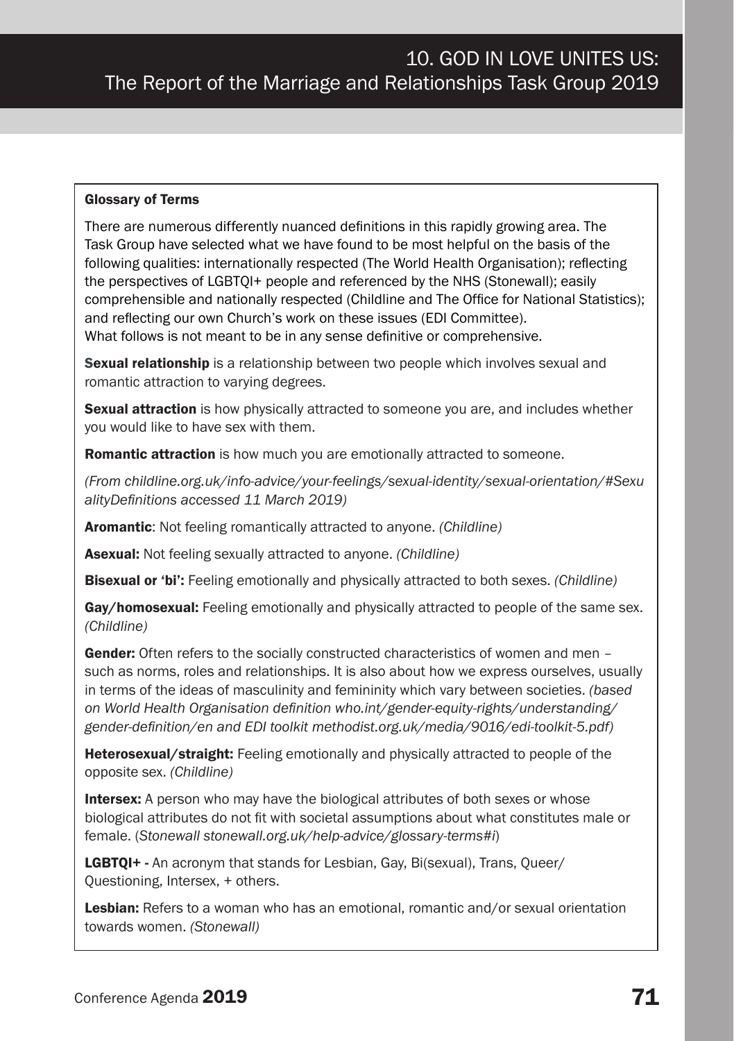### Glossary of Terms

There are numerous differently nuanced definitions in this rapidly growing area. The Task Group have selected what we have found to be most helpful on the basis of the following qualities: internationally respected (The World Health Organisation); reflecting the perspectives of LGBTQI+ people and referenced by the NHS (Stonewall); easily comprehensible and nationally respected (Childline and The Office for National Statistics); and reflecting our own Church's work on these issues (EDI Committee).
What follows is not meant to be in any sense definitive or comprehensive.

**Sexual relationship** is a relationship between two people which involves sexual and romantic attraction to varying degrees.

**Sexual attraction** is how physically attracted to someone you are, and includes whether you would like to have sex with them.

**Romantic attraction** is how much you are emotionally attracted to someone.

*(From childline.org.uk/info-advice/your-feelings/sexual-identity/sexual-orientation/#SexualityDefinitions accessed 11 March 2019)*

**Aromantic**: Not feeling romantically attracted to anyone. *(Childline)*

**Asexual:** Not feeling sexually attracted to anyone. *(Childline)*

**Bisexual or 'bi':** Feeling emotionally and physically attracted to both sexes. *(Childline)*

**Gay/homosexual:** Feeling emotionally and physically attracted to people of the same sex. *(Childline)*

**Gender:** Often refers to the socially constructed characteristics of women and men – such as norms, roles and relationships. It is also about how we express ourselves, usually in terms of the ideas of masculinity and femininity which vary between societies. *(based on World Health Organisation definition who.int/gender-equity-rights/understanding/gender-definition/en and EDI toolkit methodist.org.uk/media/9016/edi-toolkit-5.pdf)*

**Heterosexual/straight:** Feeling emotionally and physically attracted to people of the opposite sex. *(Childline)*

**Intersex:** A person who may have the biological attributes of both sexes or whose biological attributes do not fit with societal assumptions about what constitutes male or female. (*Stonewall stonewall.org.uk/help-advice/glossary-terms#i*)

**LGBTQI+** - An acronym that stands for Lesbian, Gay, Bi(sexual), Trans, Queer/Questioning, Intersex, + others.

**Lesbian:** Refers to a woman who has an emotional, romantic and/or sexual orientation towards women. *(Stonewall)*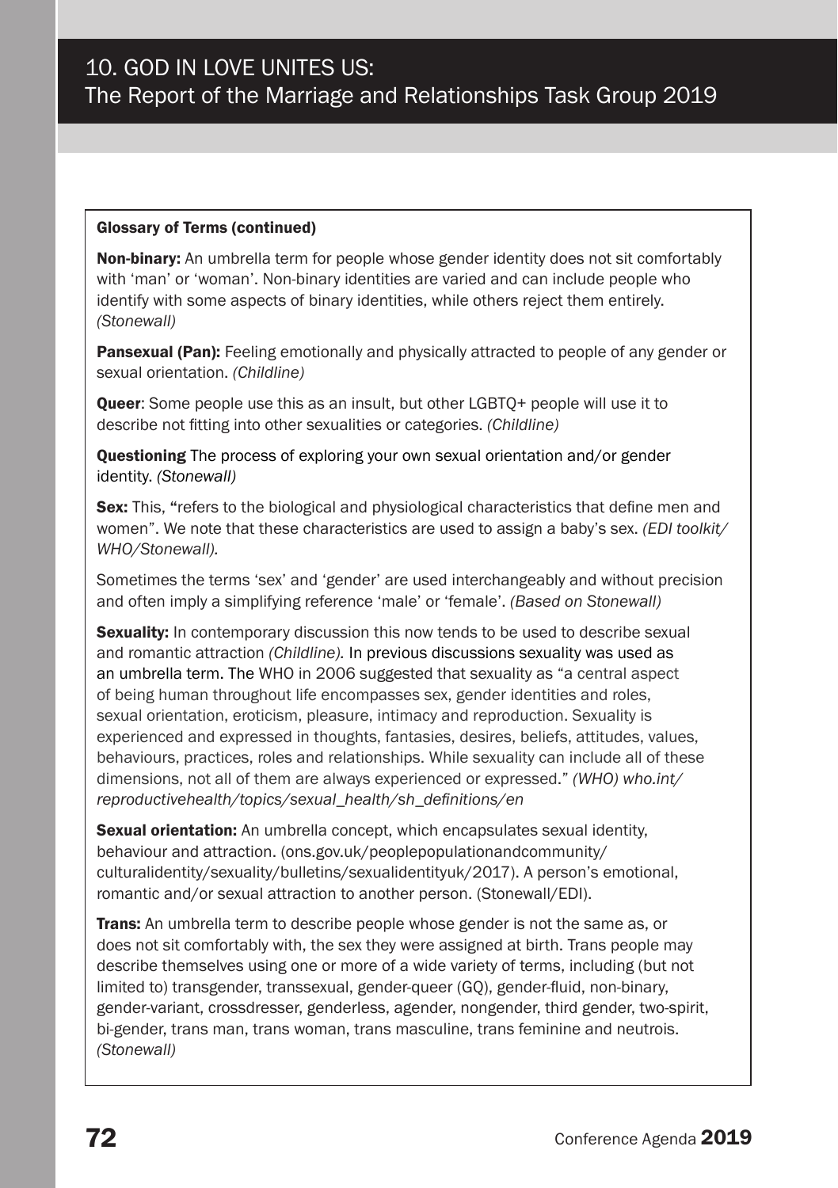#### Glossary of Terms (continued)

**Non-binary:** An umbrella term for people whose gender identity does not sit comfortably with 'man' or 'woman'. Non-binary identities are varied and can include people who identify with some aspects of binary identities, while others reject them entirely. *(Stonewall)*

**Pansexual (Pan):** Feeling emotionally and physically attracted to people of any gender or sexual orientation. *(Childline)*

**Queer**: Some people use this as an insult, but other LGBTQ+ people will use it to describe not fitting into other sexualities or categories. *(Childline)*

**Questioning** The process of exploring your own sexual orientation and/or gender identity. *(Stonewall)*

**Sex:** This, "refers to the biological and physiological characteristics that define men and women". We note that these characteristics are used to assign a baby's sex. *(EDI toolkit/ WHO/Stonewall).*

Sometimes the terms 'sex' and 'gender' are used interchangeably and without precision and often imply a simplifying reference 'male' or 'female'. *(Based on Stonewall)*

**Sexuality:** In contemporary discussion this now tends to be used to describe sexual and romantic attraction *(Childline).* In previous discussions sexuality was used as an umbrella term. The WHO in 2006 suggested that sexuality as "a central aspect of being human throughout life encompasses sex, gender identities and roles, sexual orientation, eroticism, pleasure, intimacy and reproduction. Sexuality is experienced and expressed in thoughts, fantasies, desires, beliefs, attitudes, values, behaviours, practices, roles and relationships. While sexuality can include all of these dimensions, not all of them are always experienced or expressed." *(WHO) who.int/ reproductivehealth/topics/sexual_health/sh_definitions/en*

**Sexual orientation:** An umbrella concept, which encapsulates sexual identity, behaviour and attraction. (ons.gov.uk/peoplepopulationandcommunity/ culturalidentity/sexuality/bulletins/sexualidentityuk/2017). A person's emotional, romantic and/or sexual attraction to another person. (Stonewall/EDI).

**Trans:** An umbrella term to describe people whose gender is not the same as, or does not sit comfortably with, the sex they were assigned at birth. Trans people may describe themselves using one or more of a wide variety of terms, including (but not limited to) transgender, transsexual, gender-queer (GQ), gender-fluid, non-binary, gender-variant, crossdresser, genderless, agender, nongender, third gender, two-spirit, bi-gender, trans man, trans woman, trans masculine, trans feminine and neutrois. *(Stonewall)*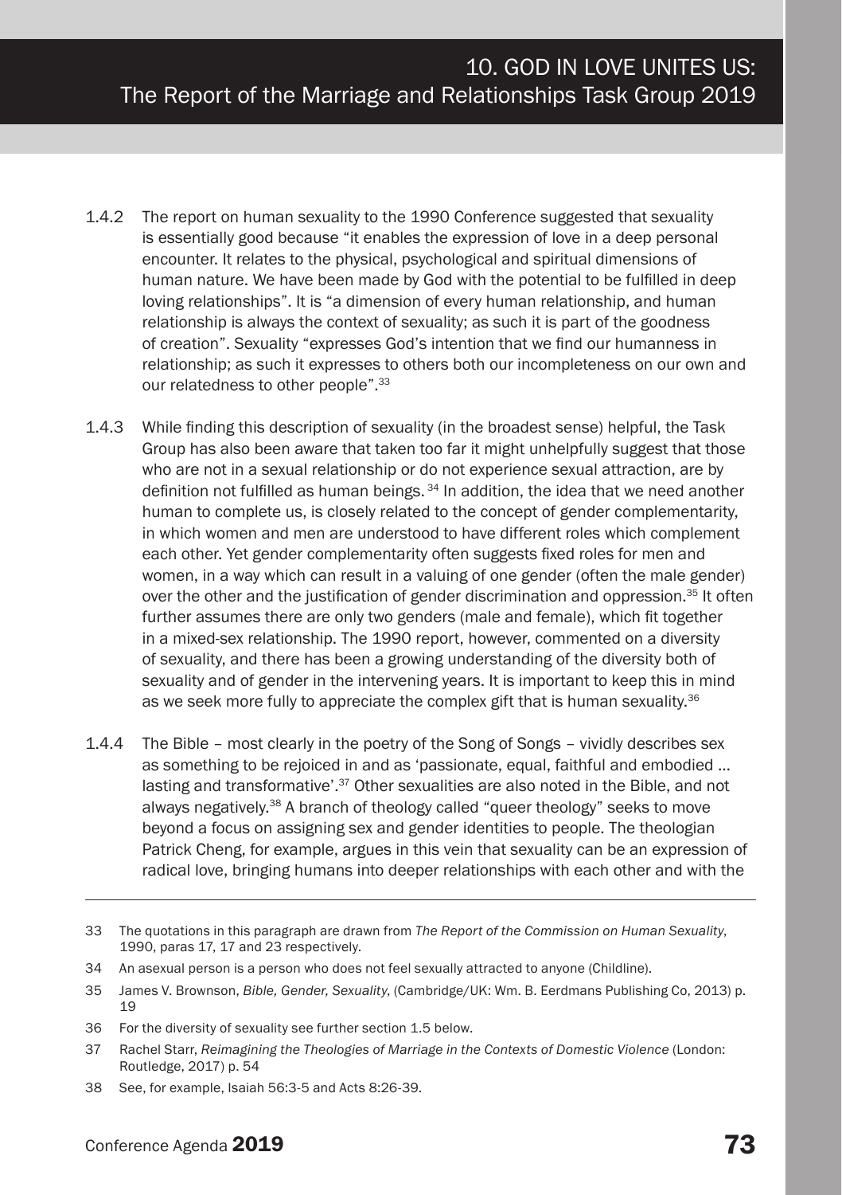1.4.2 The report on human sexuality to the 1990 Conference suggested that sexuality is essentially good because "it enables the expression of love in a deep personal encounter. It relates to the physical, psychological and spiritual dimensions of human nature. We have been made by God with the potential to be fulfilled in deep loving relationships". It is "a dimension of every human relationship, and human relationship is always the context of sexuality; as such it is part of the goodness of creation". Sexuality "expresses God's intention that we find our humanness in relationship; as such it expresses to others both our incompleteness on our own and our relatedness to other people".[33]

1.4.3 While finding this description of sexuality (in the broadest sense) helpful, the Task Group has also been aware that taken too far it might unhelpfully suggest that those who are not in a sexual relationship or do not experience sexual attraction, are by definition not fulfilled as human beings.[34] In addition, the idea that we need another human to complete us, is closely related to the concept of gender complementarity, in which women and men are understood to have different roles which complement each other. Yet gender complementarity often suggests fixed roles for men and women, in a way which can result in a valuing of one gender (often the male gender) over the other and the justification of gender discrimination and oppression.[35] It often further assumes there are only two genders (male and female), which fit together in a mixed-sex relationship. The 1990 report, however, commented on a diversity of sexuality, and there has been a growing understanding of the diversity both of sexuality and of gender in the intervening years. It is important to keep this in mind as we seek more fully to appreciate the complex gift that is human sexuality.[36]

1.4.4 The Bible – most clearly in the poetry of the Song of Songs – vividly describes sex as something to be rejoiced in and as 'passionate, equal, faithful and embodied ... lasting and transformative'.[37] Other sexualities are also noted in the Bible, and not always negatively.[38] A branch of theology called "queer theology" seeks to move beyond a focus on assigning sex and gender identities to people. The theologian Patrick Cheng, for example, argues in this vein that sexuality can be an expression of radical love, bringing humans into deeper relationships with each other and with the

---

33 The quotations in this paragraph are drawn from *The Report of the Commission on Human Sexuality*, 1990, paras 17, 17 and 23 respectively.

34 An asexual person is a person who does not feel sexually attracted to anyone (Childline).

35 James V. Brownson, *Bible, Gender, Sexuality*, (Cambridge/UK: Wm. B. Eerdmans Publishing Co, 2013) p. 19

36 For the diversity of sexuality see further section 1.5 below.

37 Rachel Starr, *Reimagining the Theologies of Marriage in the Contexts of Domestic Violence* (London: Routledge, 2017) p. 54

38 See, for example, Isaiah 56:3-5 and Acts 8:26-39.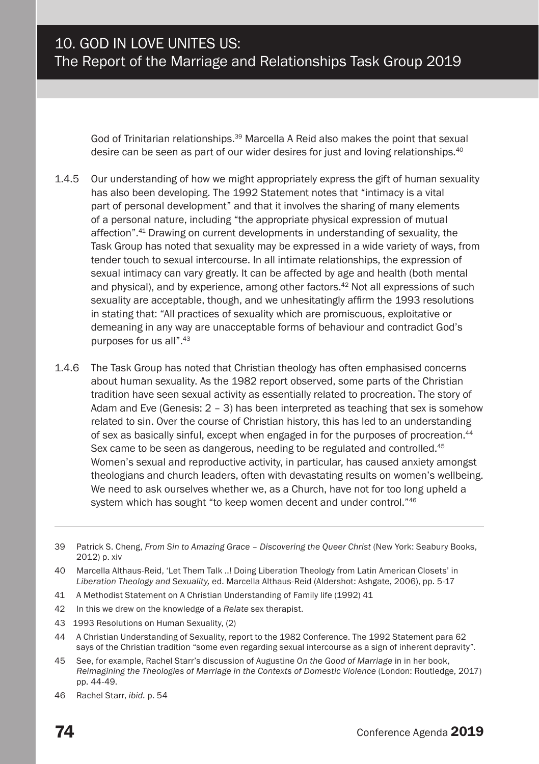God of Trinitarian relationships.[39] Marcella A Reid also makes the point that sexual desire can be seen as part of our wider desires for just and loving relationships.[40]

1.4.5 Our understanding of how we might appropriately express the gift of human sexuality has also been developing. The 1992 Statement notes that "intimacy is a vital part of personal development" and that it involves the sharing of many elements of a personal nature, including "the appropriate physical expression of mutual affection".[41] Drawing on current developments in understanding of sexuality, the Task Group has noted that sexuality may be expressed in a wide variety of ways, from tender touch to sexual intercourse. In all intimate relationships, the expression of sexual intimacy can vary greatly. It can be affected by age and health (both mental and physical), and by experience, among other factors.[42] Not all expressions of such sexuality are acceptable, though, and we unhesitatingly affirm the 1993 resolutions in stating that: "All practices of sexuality which are promiscuous, exploitative or demeaning in any way are unacceptable forms of behaviour and contradict God's purposes for us all".[43]

1.4.6 The Task Group has noted that Christian theology has often emphasised concerns about human sexuality. As the 1982 report observed, some parts of the Christian tradition have seen sexual activity as essentially related to procreation. The story of Adam and Eve (Genesis: 2 – 3) has been interpreted as teaching that sex is somehow related to sin. Over the course of Christian history, this has led to an understanding of sex as basically sinful, except when engaged in for the purposes of procreation.[44] Sex came to be seen as dangerous, needing to be regulated and controlled.[45] Women's sexual and reproductive activity, in particular, has caused anxiety amongst theologians and church leaders, often with devastating results on women's wellbeing. We need to ask ourselves whether we, as a Church, have not for too long upheld a system which has sought "to keep women decent and under control."[46]

---

39 Patrick S. Cheng, *From Sin to Amazing Grace – Discovering the Queer Christ* (New York: Seabury Books, 2012) p. xiv

40 Marcella Althaus-Reid, 'Let Them Talk ..! Doing Liberation Theology from Latin American Closets' in *Liberation Theology and Sexuality,* ed. Marcella Althaus-Reid (Aldershot: Ashgate, 2006), pp. 5-17

41 A Methodist Statement on A Christian Understanding of Family life (1992) 41

42 In this we drew on the knowledge of a *Relate* sex therapist.

43 1993 Resolutions on Human Sexuality, (2)

44 A Christian Understanding of Sexuality, report to the 1982 Conference. The 1992 Statement para 62 says of the Christian tradition "some even regarding sexual intercourse as a sign of inherent depravity".

45 See, for example, Rachel Starr's discussion of Augustine *On the Good of Marriage* in in her book, *Reimagining the Theologies of Marriage in the Contexts of Domestic Violence* (London: Routledge, 2017) pp. 44-49.

46 Rachel Starr, *ibid.* p. 54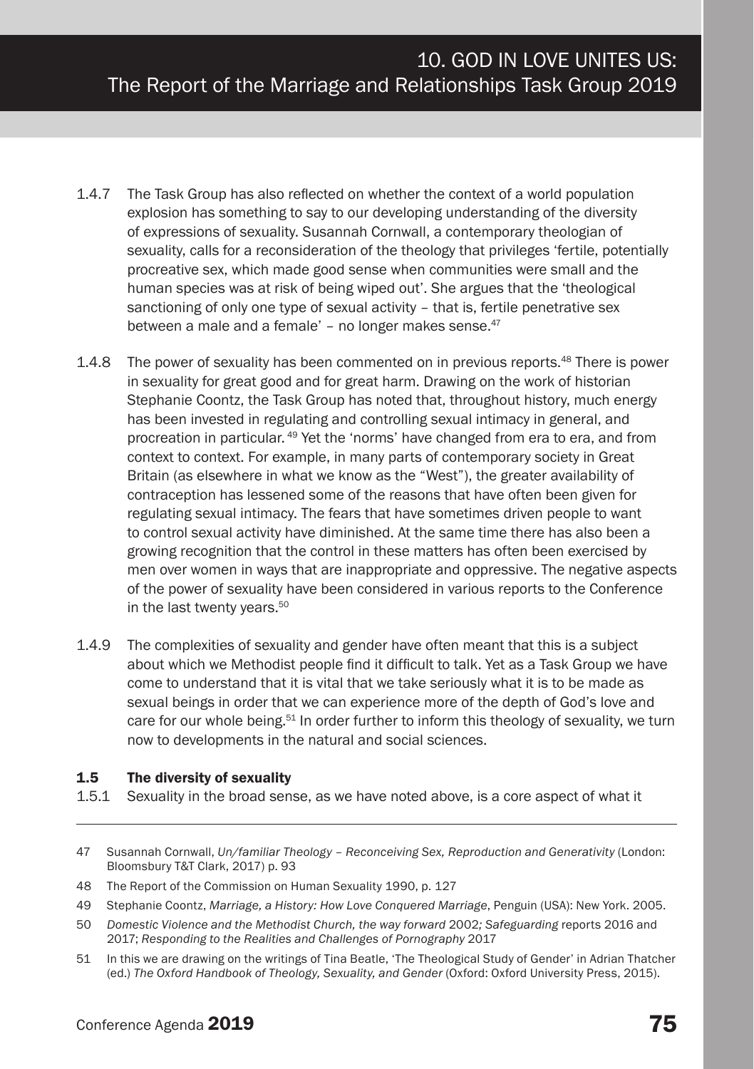1.4.7 The Task Group has also reflected on whether the context of a world population explosion has something to say to our developing understanding of the diversity of expressions of sexuality. Susannah Cornwall, a contemporary theologian of sexuality, calls for a reconsideration of the theology that privileges 'fertile, potentially procreative sex, which made good sense when communities were small and the human species was at risk of being wiped out'. She argues that the 'theological sanctioning of only one type of sexual activity – that is, fertile penetrative sex between a male and a female' – no longer makes sense.[47]

1.4.8 The power of sexuality has been commented on in previous reports.[48] There is power in sexuality for great good and for great harm. Drawing on the work of historian Stephanie Coontz, the Task Group has noted that, throughout history, much energy has been invested in regulating and controlling sexual intimacy in general, and procreation in particular.[49] Yet the 'norms' have changed from era to era, and from context to context. For example, in many parts of contemporary society in Great Britain (as elsewhere in what we know as the "West"), the greater availability of contraception has lessened some of the reasons that have often been given for regulating sexual intimacy. The fears that have sometimes driven people to want to control sexual activity have diminished. At the same time there has also been a growing recognition that the control in these matters has often been exercised by men over women in ways that are inappropriate and oppressive. The negative aspects of the power of sexuality have been considered in various reports to the Conference in the last twenty years.[50]

1.4.9 The complexities of sexuality and gender have often meant that this is a subject about which we Methodist people find it difficult to talk. Yet as a Task Group we have come to understand that it is vital that we take seriously what it is to be made as sexual beings in order that we can experience more of the depth of God's love and care for our whole being.[51] In order further to inform this theology of sexuality, we turn now to developments in the natural and social sciences.

### 1.5 The diversity of sexuality

1.5.1 Sexuality in the broad sense, as we have noted above, is a core aspect of what it

---

47 Susannah Cornwall, *Un/familiar Theology – Reconceiving Sex, Reproduction and Generativity* (London: Bloomsbury T&T Clark, 2017) p. 93

48 The Report of the Commission on Human Sexuality 1990, p. 127

49 Stephanie Coontz, *Marriage, a History: How Love Conquered Marriage*, Penguin (USA): New York. 2005.

50 *Domestic Violence and the Methodist Church, the way forward* 2002; *Safeguarding* reports 2016 and 2017; *Responding to the Realities and Challenges of Pornography* 2017

51 In this we are drawing on the writings of Tina Beatle, 'The Theological Study of Gender' in Adrian Thatcher (ed.) *The Oxford Handbook of Theology, Sexuality, and Gender* (Oxford: Oxford University Press, 2015).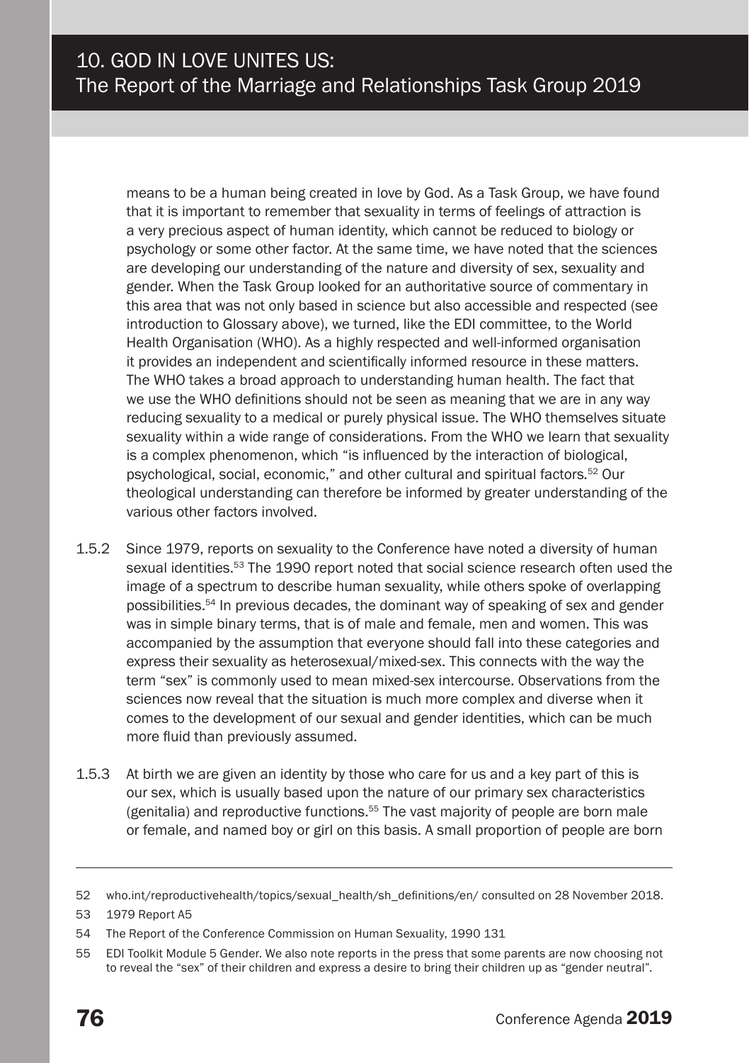means to be a human being created in love by God. As a Task Group, we have found that it is important to remember that sexuality in terms of feelings of attraction is a very precious aspect of human identity, which cannot be reduced to biology or psychology or some other factor. At the same time, we have noted that the sciences are developing our understanding of the nature and diversity of sex, sexuality and gender. When the Task Group looked for an authoritative source of commentary in this area that was not only based in science but also accessible and respected (see introduction to Glossary above), we turned, like the EDI committee, to the World Health Organisation (WHO). As a highly respected and well-informed organisation it provides an independent and scientifically informed resource in these matters. The WHO takes a broad approach to understanding human health. The fact that we use the WHO definitions should not be seen as meaning that we are in any way reducing sexuality to a medical or purely physical issue. The WHO themselves situate sexuality within a wide range of considerations. From the WHO we learn that sexuality is a complex phenomenon, which "is influenced by the interaction of biological, psychological, social, economic," and other cultural and spiritual factors.[52] Our theological understanding can therefore be informed by greater understanding of the various other factors involved.

1.5.2 Since 1979, reports on sexuality to the Conference have noted a diversity of human sexual identities.[53] The 1990 report noted that social science research often used the image of a spectrum to describe human sexuality, while others spoke of overlapping possibilities.[54] In previous decades, the dominant way of speaking of sex and gender was in simple binary terms, that is of male and female, men and women. This was accompanied by the assumption that everyone should fall into these categories and express their sexuality as heterosexual/mixed-sex. This connects with the way the term "sex" is commonly used to mean mixed-sex intercourse. Observations from the sciences now reveal that the situation is much more complex and diverse when it comes to the development of our sexual and gender identities, which can be much more fluid than previously assumed.

1.5.3 At birth we are given an identity by those who care for us and a key part of this is our sex, which is usually based upon the nature of our primary sex characteristics (genitalia) and reproductive functions.[55] The vast majority of people are born male or female, and named boy or girl on this basis. A small proportion of people are born

---

52 who.int/reproductivehealth/topics/sexual_health/sh_definitions/en/ consulted on 28 November 2018.

53 1979 Report A5

54 The Report of the Conference Commission on Human Sexuality, 1990 131

55 EDI Toolkit Module 5 Gender. We also note reports in the press that some parents are now choosing not to reveal the "sex" of their children and express a desire to bring their children up as "gender neutral".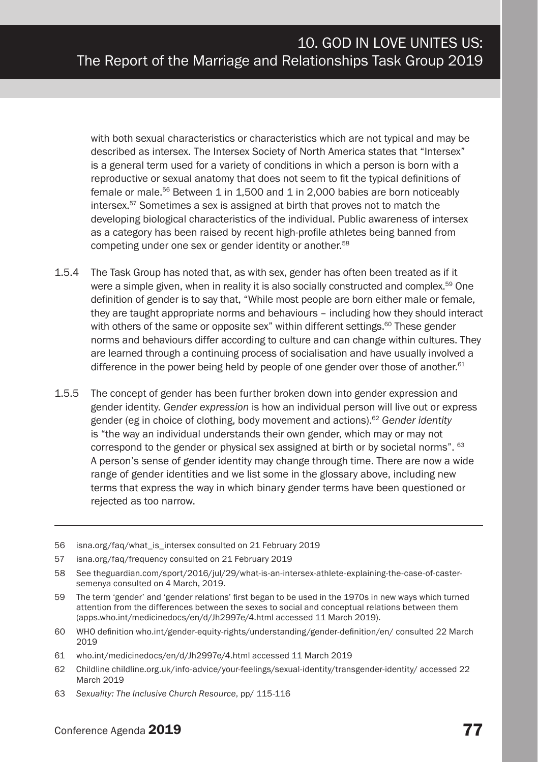with both sexual characteristics or characteristics which are not typical and may be described as intersex. The Intersex Society of North America states that "Intersex" is a general term used for a variety of conditions in which a person is born with a reproductive or sexual anatomy that does not seem to fit the typical definitions of female or male.[56] Between 1 in 1,500 and 1 in 2,000 babies are born noticeably intersex.[57] Sometimes a sex is assigned at birth that proves not to match the developing biological characteristics of the individual. Public awareness of intersex as a category has been raised by recent high-profile athletes being banned from competing under one sex or gender identity or another.[58]

1.5.4 The Task Group has noted that, as with sex, gender has often been treated as if it were a simple given, when in reality it is also socially constructed and complex.[59] One definition of gender is to say that, "While most people are born either male or female, they are taught appropriate norms and behaviours – including how they should interact with others of the same or opposite sex" within different settings.[60] These gender norms and behaviours differ according to culture and can change within cultures. They are learned through a continuing process of socialisation and have usually involved a difference in the power being held by people of one gender over those of another.[61]

1.5.5 The concept of gender has been further broken down into gender expression and gender identity. *Gender expression* is how an individual person will live out or express gender (eg in choice of clothing, body movement and actions).[62] *Gender identity* is "the way an individual understands their own gender, which may or may not correspond to the gender or physical sex assigned at birth or by societal norms".[63] A person's sense of gender identity may change through time. There are now a wide range of gender identities and we list some in the glossary above, including new terms that express the way in which binary gender terms have been questioned or rejected as too narrow.

---

56 isna.org/faq/what_is_intersex consulted on 21 February 2019

57 isna.org/faq/frequency consulted on 21 February 2019

58 See theguardian.com/sport/2016/jul/29/what-is-an-intersex-athlete-explaining-the-case-of-caster-semenya consulted on 4 March, 2019.

59 The term 'gender' and 'gender relations' first began to be used in the 1970s in new ways which turned attention from the differences between the sexes to social and conceptual relations between them (apps.who.int/medicinedocs/en/d/Jh2997e/4.html accessed 11 March 2019).

60 WHO definition who.int/gender-equity-rights/understanding/gender-definition/en/ consulted 22 March 2019

61 who.int/medicinedocs/en/d/Jh2997e/4.html accessed 11 March 2019

62 Childline childline.org.uk/info-advice/your-feelings/sexual-identity/transgender-identity/ accessed 22 March 2019

63 *Sexuality: The Inclusive Church Resource*, pp/ 115-116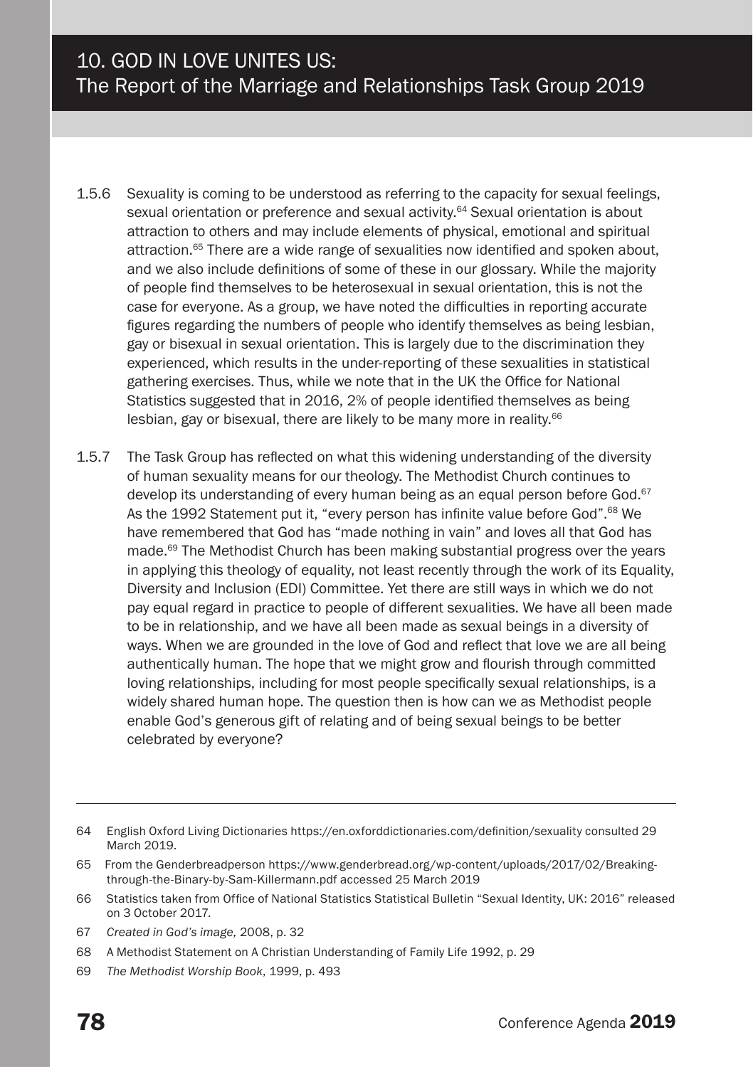1.5.6 Sexuality is coming to be understood as referring to the capacity for sexual feelings, sexual orientation or preference and sexual activity.[64] Sexual orientation is about attraction to others and may include elements of physical, emotional and spiritual attraction.[65] There are a wide range of sexualities now identified and spoken about, and we also include definitions of some of these in our glossary. While the majority of people find themselves to be heterosexual in sexual orientation, this is not the case for everyone. As a group, we have noted the difficulties in reporting accurate figures regarding the numbers of people who identify themselves as being lesbian, gay or bisexual in sexual orientation. This is largely due to the discrimination they experienced, which results in the under-reporting of these sexualities in statistical gathering exercises. Thus, while we note that in the UK the Office for National Statistics suggested that in 2016, 2% of people identified themselves as being lesbian, gay or bisexual, there are likely to be many more in reality.[66]

1.5.7 The Task Group has reflected on what this widening understanding of the diversity of human sexuality means for our theology. The Methodist Church continues to develop its understanding of every human being as an equal person before God.[67] As the 1992 Statement put it, "every person has infinite value before God".[68] We have remembered that God has "made nothing in vain" and loves all that God has made.[69] The Methodist Church has been making substantial progress over the years in applying this theology of equality, not least recently through the work of its Equality, Diversity and Inclusion (EDI) Committee. Yet there are still ways in which we do not pay equal regard in practice to people of different sexualities. We have all been made to be in relationship, and we have all been made as sexual beings in a diversity of ways. When we are grounded in the love of God and reflect that love we are all being authentically human. The hope that we might grow and flourish through committed loving relationships, including for most people specifically sexual relationships, is a widely shared human hope. The question then is how can we as Methodist people enable God's generous gift of relating and of being sexual beings to be better celebrated by everyone?

---

64 English Oxford Living Dictionaries https://en.oxforddictionaries.com/definition/sexuality consulted 29 March 2019.

65 From the Genderbreadperson https://www.genderbread.org/wp-content/uploads/2017/02/Breaking-through-the-Binary-by-Sam-Killermann.pdf accessed 25 March 2019

66 Statistics taken from Office of National Statistics Statistical Bulletin "Sexual Identity, UK: 2016" released on 3 October 2017.

67 *Created in God's image,* 2008, p. 32

68 A Methodist Statement on A Christian Understanding of Family Life 1992, p. 29

69 *The Methodist Worship Book*, 1999, p. 493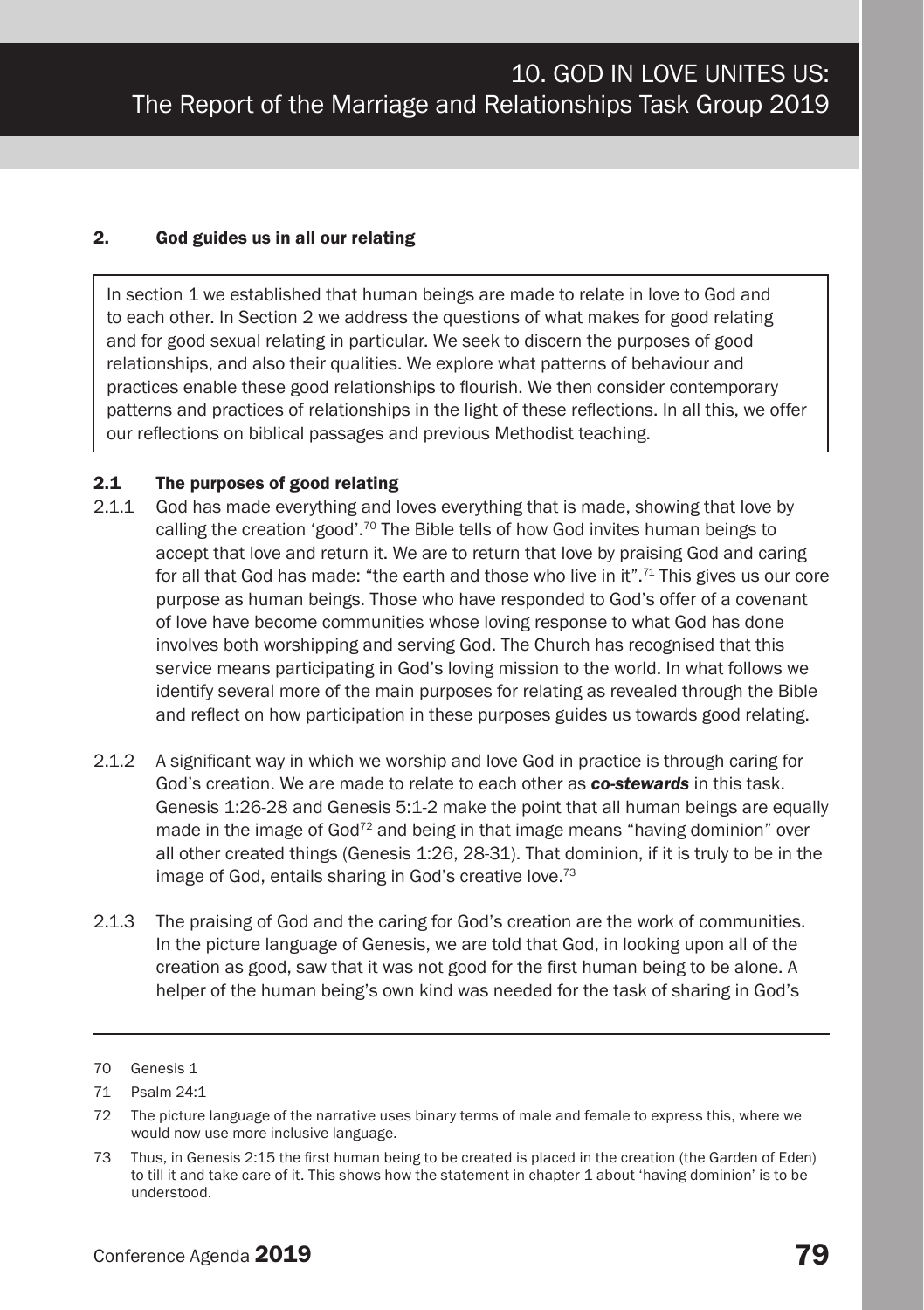## 2. God guides us in all our relating

In section 1 we established that human beings are made to relate in love to God and to each other. In Section 2 we address the questions of what makes for good relating and for good sexual relating in particular. We seek to discern the purposes of good relationships, and also their qualities. We explore what patterns of behaviour and practices enable these good relationships to flourish. We then consider contemporary patterns and practices of relationships in the light of these reflections. In all this, we offer our reflections on biblical passages and previous Methodist teaching.

### 2.1 The purposes of good relating

2.1.1 God has made everything and loves everything that is made, showing that love by calling the creation 'good'.[70] The Bible tells of how God invites human beings to accept that love and return it. We are to return that love by praising God and caring for all that God has made: "the earth and those who live in it".[71] This gives us our core purpose as human beings. Those who have responded to God's offer of a covenant of love have become communities whose loving response to what God has done involves both worshipping and serving God. The Church has recognised that this service means participating in God's loving mission to the world. In what follows we identify several more of the main purposes for relating as revealed through the Bible and reflect on how participation in these purposes guides us towards good relating.

2.1.2 A significant way in which we worship and love God in practice is through caring for God's creation. We are made to relate to each other as ***co-stewards*** in this task. Genesis 1:26-28 and Genesis 5:1-2 make the point that all human beings are equally made in the image of God[72] and being in that image means "having dominion" over all other created things (Genesis 1:26, 28-31). That dominion, if it is truly to be in the image of God, entails sharing in God's creative love.[73]

2.1.3 The praising of God and the caring for God's creation are the work of communities. In the picture language of Genesis, we are told that God, in looking upon all of the creation as good, saw that it was not good for the first human being to be alone. A helper of the human being's own kind was needed for the task of sharing in God's

---

70 Genesis 1

71 Psalm 24:1

72 The picture language of the narrative uses binary terms of male and female to express this, where we would now use more inclusive language.

73 Thus, in Genesis 2:15 the first human being to be created is placed in the creation (the Garden of Eden) to till it and take care of it. This shows how the statement in chapter 1 about 'having dominion' is to be understood.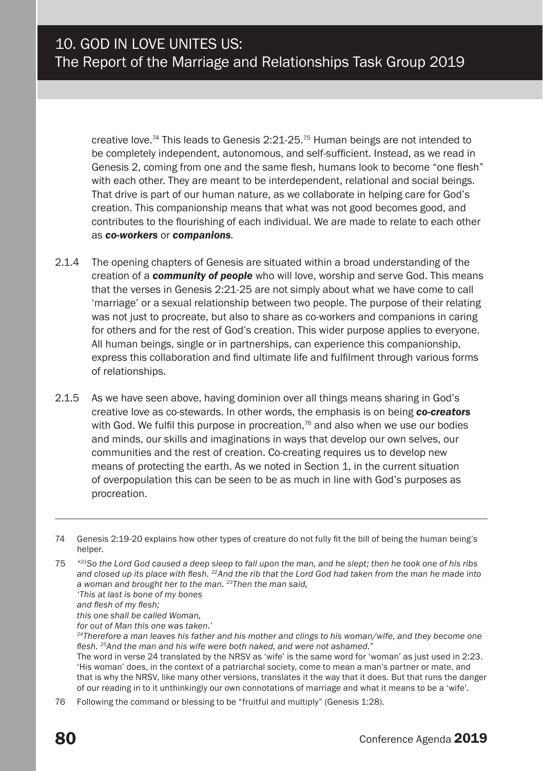creative love.[74] This leads to Genesis 2:21-25.[75] Human beings are not intended to be completely independent, autonomous, and self-sufficient. Instead, as we read in Genesis 2, coming from one and the same flesh, humans look to become "one flesh" with each other. They are meant to be interdependent, relational and social beings. That drive is part of our human nature, as we collaborate in helping care for God's creation. This companionship means that what was not good becomes good, and contributes to the flourishing of each individual. We are made to relate to each other as ***co-workers*** or ***companions***.

2.1.4 The opening chapters of Genesis are situated within a broad understanding of the creation of a ***community of people*** who will love, worship and serve God. This means that the verses in Genesis 2:21-25 are not simply about what we have come to call 'marriage' or a sexual relationship between two people. The purpose of their relating was not just to procreate, but also to share as co-workers and companions in caring for others and for the rest of God's creation. This wider purpose applies to everyone. All human beings, single or in partnerships, can experience this companionship, express this collaboration and find ultimate life and fulfilment through various forms of relationships.

2.1.5 As we have seen above, having dominion over all things means sharing in God's creative love as co-stewards. In other words, the emphasis is on being ***co-creators*** with God. We fulfil this purpose in procreation,[76] and also when we use our bodies and minds, our skills and imaginations in ways that develop our own selves, our communities and the rest of creation. Co-creating requires us to develop new means of protecting the earth. As we noted in Section 1, in the current situation of overpopulation this can be seen to be as much in line with God's purposes as procreation.

---

74 Genesis 2:19-20 explains how other types of creature do not fully fit the bill of being the human being's helper.

75 *"[21]So the Lord God caused a deep sleep to fall upon the man, and he slept; then he took one of his ribs and closed up its place with flesh. [22]And the rib that the Lord God had taken from the man he made into a woman and brought her to the man. [23]Then the man said,*
*'This at last is bone of my bones*
*and flesh of my flesh;*
*this one shall be called Woman,*
*for out of Man this one was taken.'*
*[24]Therefore a man leaves his father and his mother and clings to his woman/wife, and they become one flesh. [25]And the man and his wife were both naked, and were not ashamed."*
The word in verse 24 translated by the NRSV as 'wife' is the same word for 'woman' as just used in 2:23. 'His woman' does, in the context of a patriarchal society, come to mean a man's partner or mate, and that is why the NRSV, like many other versions, translates it the way that it does. But that runs the danger of our reading in to it unthinkingly our own connotations of marriage and what it means to be a 'wife'.

76 Following the command or blessing to be "fruitful and multiply" (Genesis 1:28).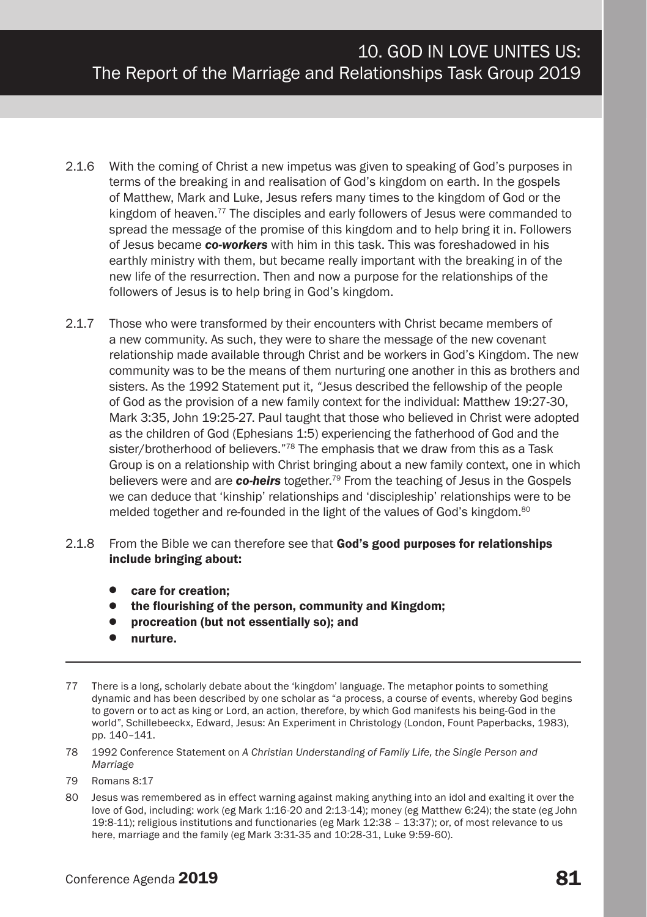2.1.6 With the coming of Christ a new impetus was given to speaking of God's purposes in terms of the breaking in and realisation of God's kingdom on earth. In the gospels of Matthew, Mark and Luke, Jesus refers many times to the kingdom of God or the kingdom of heaven.[77] The disciples and early followers of Jesus were commanded to spread the message of the promise of this kingdom and to help bring it in. Followers of Jesus became ***co-workers*** with him in this task. This was foreshadowed in his earthly ministry with them, but became really important with the breaking in of the new life of the resurrection. Then and now a purpose for the relationships of the followers of Jesus is to help bring in God's kingdom.

2.1.7 Those who were transformed by their encounters with Christ became members of a new community. As such, they were to share the message of the new covenant relationship made available through Christ and be workers in God's Kingdom. The new community was to be the means of them nurturing one another in this as brothers and sisters. As the 1992 Statement put it, "Jesus described the fellowship of the people of God as the provision of a new family context for the individual: Matthew 19:27-30, Mark 3:35, John 19:25-27. Paul taught that those who believed in Christ were adopted as the children of God (Ephesians 1:5) experiencing the fatherhood of God and the sister/brotherhood of believers."[78] The emphasis that we draw from this as a Task Group is on a relationship with Christ bringing about a new family context, one in which believers were and are ***co-heirs*** together.[79] From the teaching of Jesus in the Gospels we can deduce that 'kinship' relationships and 'discipleship' relationships were to be melded together and re-founded in the light of the values of God's kingdom.[80]

2.1.8 From the Bible we can therefore see that **God's good purposes for relationships include bringing about:**

- **care for creation;**
- **the flourishing of the person, community and Kingdom;**
- **procreation (but not essentially so); and**
- **nurture.**

---

77 There is a long, scholarly debate about the 'kingdom' language. The metaphor points to something dynamic and has been described by one scholar as "a process, a course of events, whereby God begins to govern or to act as king or Lord, an action, therefore, by which God manifests his being-God in the world", Schillebeeckx, Edward, Jesus: An Experiment in Christology (London, Fount Paperbacks, 1983), pp. 140–141.

78 1992 Conference Statement on *A Christian Understanding of Family Life, the Single Person and Marriage*

79 Romans 8:17

80 Jesus was remembered as in effect warning against making anything into an idol and exalting it over the love of God, including: work (eg Mark 1:16-20 and 2:13-14); money (eg Matthew 6:24); the state (eg John 19:8-11); religious institutions and functionaries (eg Mark 12:38 – 13:37); or, of most relevance to us here, marriage and the family (eg Mark 3:31-35 and 10:28-31, Luke 9:59-60).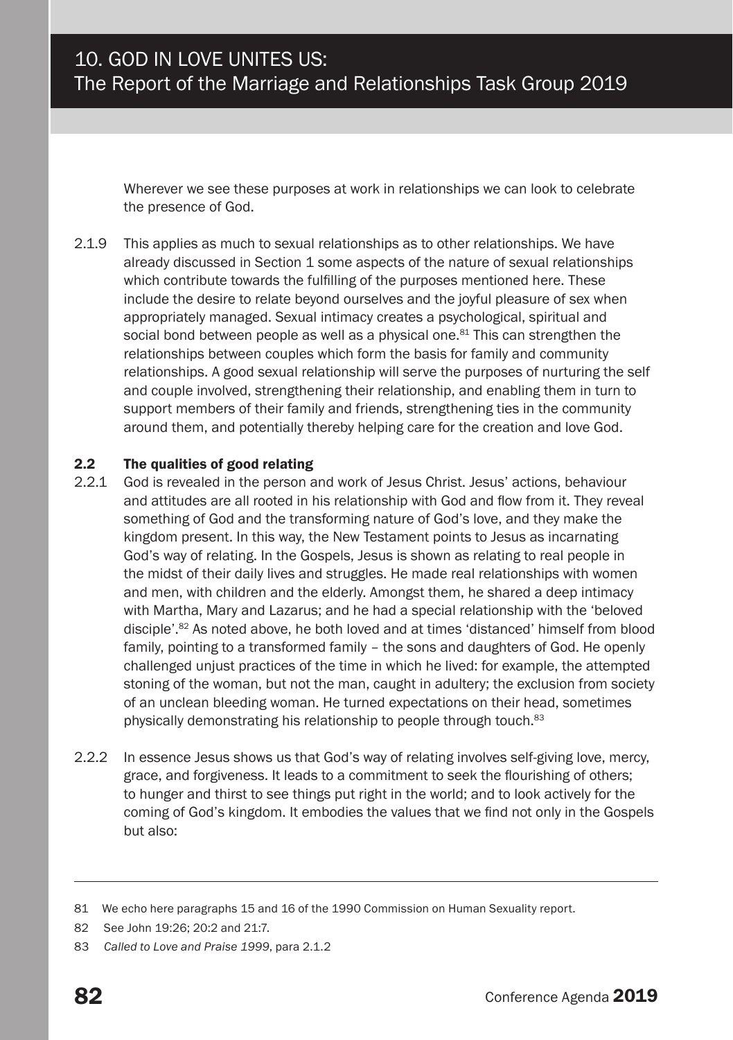Wherever we see these purposes at work in relationships we can look to celebrate the presence of God.

2.1.9 This applies as much to sexual relationships as to other relationships. We have already discussed in Section 1 some aspects of the nature of sexual relationships which contribute towards the fulfilling of the purposes mentioned here. These include the desire to relate beyond ourselves and the joyful pleasure of sex when appropriately managed. Sexual intimacy creates a psychological, spiritual and social bond between people as well as a physical one.[81] This can strengthen the relationships between couples which form the basis for family and community relationships. A good sexual relationship will serve the purposes of nurturing the self and couple involved, strengthening their relationship, and enabling them in turn to support members of their family and friends, strengthening ties in the community around them, and potentially thereby helping care for the creation and love God.

### 2.2 The qualities of good relating

2.2.1 God is revealed in the person and work of Jesus Christ. Jesus' actions, behaviour and attitudes are all rooted in his relationship with God and flow from it. They reveal something of God and the transforming nature of God's love, and they make the kingdom present. In this way, the New Testament points to Jesus as incarnating God's way of relating. In the Gospels, Jesus is shown as relating to real people in the midst of their daily lives and struggles. He made real relationships with women and men, with children and the elderly. Amongst them, he shared a deep intimacy with Martha, Mary and Lazarus; and he had a special relationship with the 'beloved disciple'.[82] As noted above, he both loved and at times 'distanced' himself from blood family, pointing to a transformed family – the sons and daughters of God. He openly challenged unjust practices of the time in which he lived: for example, the attempted stoning of the woman, but not the man, caught in adultery; the exclusion from society of an unclean bleeding woman. He turned expectations on their head, sometimes physically demonstrating his relationship to people through touch.[83]

2.2.2 In essence Jesus shows us that God's way of relating involves self-giving love, mercy, grace, and forgiveness. It leads to a commitment to seek the flourishing of others; to hunger and thirst to see things put right in the world; and to look actively for the coming of God's kingdom. It embodies the values that we find not only in the Gospels but also:

---

81 We echo here paragraphs 15 and 16 of the 1990 Commission on Human Sexuality report.

82 See John 19:26; 20:2 and 21:7.

83 *Called to Love and Praise 1999*, para 2.1.2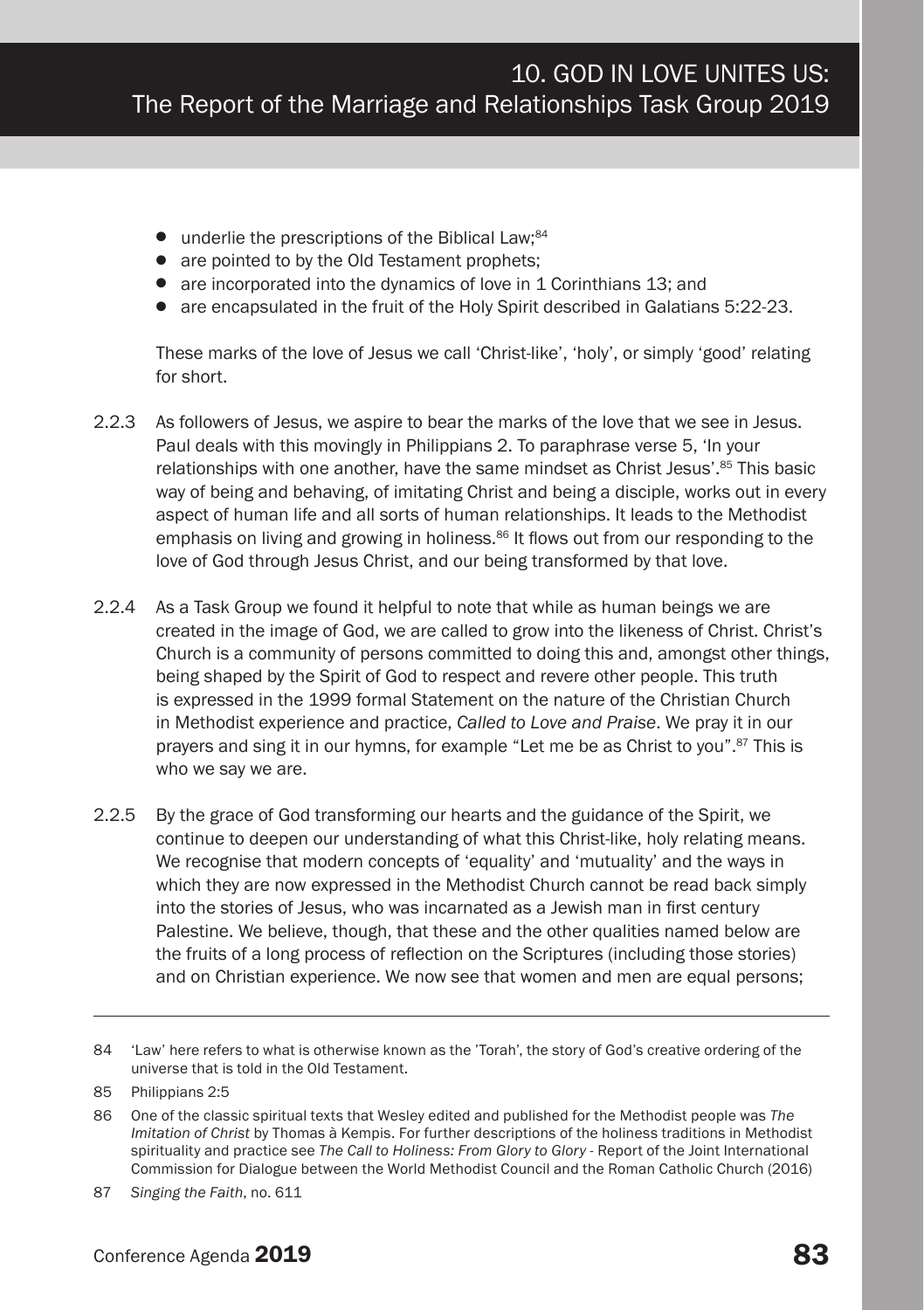- underlie the prescriptions of the Biblical Law;[84]
- are pointed to by the Old Testament prophets;
- are incorporated into the dynamics of love in 1 Corinthians 13; and
- are encapsulated in the fruit of the Holy Spirit described in Galatians 5:22-23.

These marks of the love of Jesus we call 'Christ-like', 'holy', or simply 'good' relating for short.

2.2.3 As followers of Jesus, we aspire to bear the marks of the love that we see in Jesus. Paul deals with this movingly in Philippians 2. To paraphrase verse 5, 'In your relationships with one another, have the same mindset as Christ Jesus'.[85] This basic way of being and behaving, of imitating Christ and being a disciple, works out in every aspect of human life and all sorts of human relationships. It leads to the Methodist emphasis on living and growing in holiness.[86] It flows out from our responding to the love of God through Jesus Christ, and our being transformed by that love.

2.2.4 As a Task Group we found it helpful to note that while as human beings we are created in the image of God, we are called to grow into the likeness of Christ. Christ's Church is a community of persons committed to doing this and, amongst other things, being shaped by the Spirit of God to respect and revere other people. This truth is expressed in the 1999 formal Statement on the nature of the Christian Church in Methodist experience and practice, *Called to Love and Praise*. We pray it in our prayers and sing it in our hymns, for example "Let me be as Christ to you".[87] This is who we say we are.

2.2.5 By the grace of God transforming our hearts and the guidance of the Spirit, we continue to deepen our understanding of what this Christ-like, holy relating means. We recognise that modern concepts of 'equality' and 'mutuality' and the ways in which they are now expressed in the Methodist Church cannot be read back simply into the stories of Jesus, who was incarnated as a Jewish man in first century Palestine. We believe, though, that these and the other qualities named below are the fruits of a long process of reflection on the Scriptures (including those stories) and on Christian experience. We now see that women and men are equal persons;

---

84 'Law' here refers to what is otherwise known as the 'Torah', the story of God's creative ordering of the universe that is told in the Old Testament.

85 Philippians 2:5

86 One of the classic spiritual texts that Wesley edited and published for the Methodist people was *The Imitation of Christ* by Thomas à Kempis. For further descriptions of the holiness traditions in Methodist spirituality and practice see *The Call to Holiness: From Glory to Glory* - Report of the Joint International Commission for Dialogue between the World Methodist Council and the Roman Catholic Church (2016)

87 *Singing the Faith*, no. 611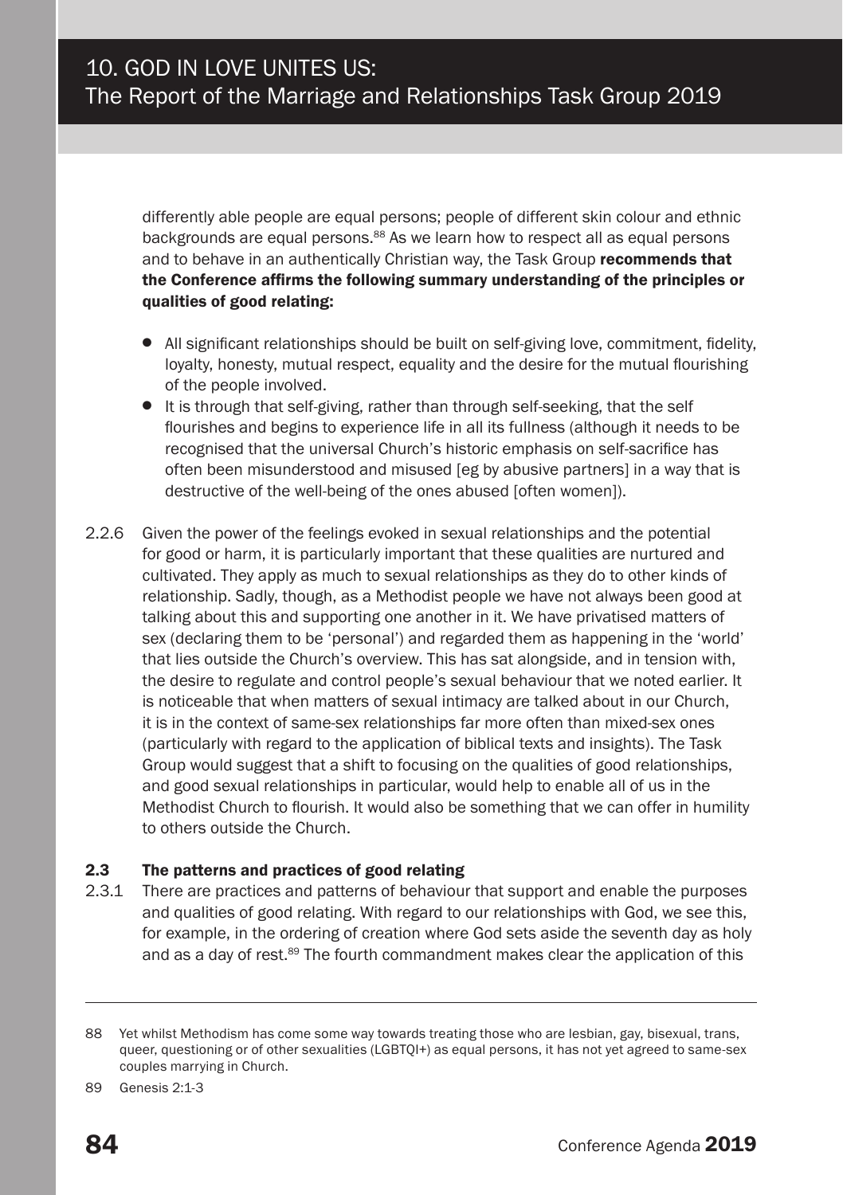differently able people are equal persons; people of different skin colour and ethnic backgrounds are equal persons.[88] As we learn how to respect all as equal persons and to behave in an authentically Christian way, the Task Group **recommends that the Conference affirms the following summary understanding of the principles or qualities of good relating:**

- All significant relationships should be built on self-giving love, commitment, fidelity, loyalty, honesty, mutual respect, equality and the desire for the mutual flourishing of the people involved.
- It is through that self-giving, rather than through self-seeking, that the self flourishes and begins to experience life in all its fullness (although it needs to be recognised that the universal Church's historic emphasis on self-sacrifice has often been misunderstood and misused [eg by abusive partners] in a way that is destructive of the well-being of the ones abused [often women]).

2.2.6 Given the power of the feelings evoked in sexual relationships and the potential for good or harm, it is particularly important that these qualities are nurtured and cultivated. They apply as much to sexual relationships as they do to other kinds of relationship. Sadly, though, as a Methodist people we have not always been good at talking about this and supporting one another in it. We have privatised matters of sex (declaring them to be 'personal') and regarded them as happening in the 'world' that lies outside the Church's overview. This has sat alongside, and in tension with, the desire to regulate and control people's sexual behaviour that we noted earlier. It is noticeable that when matters of sexual intimacy are talked about in our Church, it is in the context of same-sex relationships far more often than mixed-sex ones (particularly with regard to the application of biblical texts and insights). The Task Group would suggest that a shift to focusing on the qualities of good relationships, and good sexual relationships in particular, would help to enable all of us in the Methodist Church to flourish. It would also be something that we can offer in humility to others outside the Church.

### 2.3 The patterns and practices of good relating

2.3.1 There are practices and patterns of behaviour that support and enable the purposes and qualities of good relating. With regard to our relationships with God, we see this, for example, in the ordering of creation where God sets aside the seventh day as holy and as a day of rest.[89] The fourth commandment makes clear the application of this

---

88 Yet whilst Methodism has come some way towards treating those who are lesbian, gay, bisexual, trans, queer, questioning or of other sexualities (LGBTQI+) as equal persons, it has not yet agreed to same-sex couples marrying in Church.

89 Genesis 2:1-3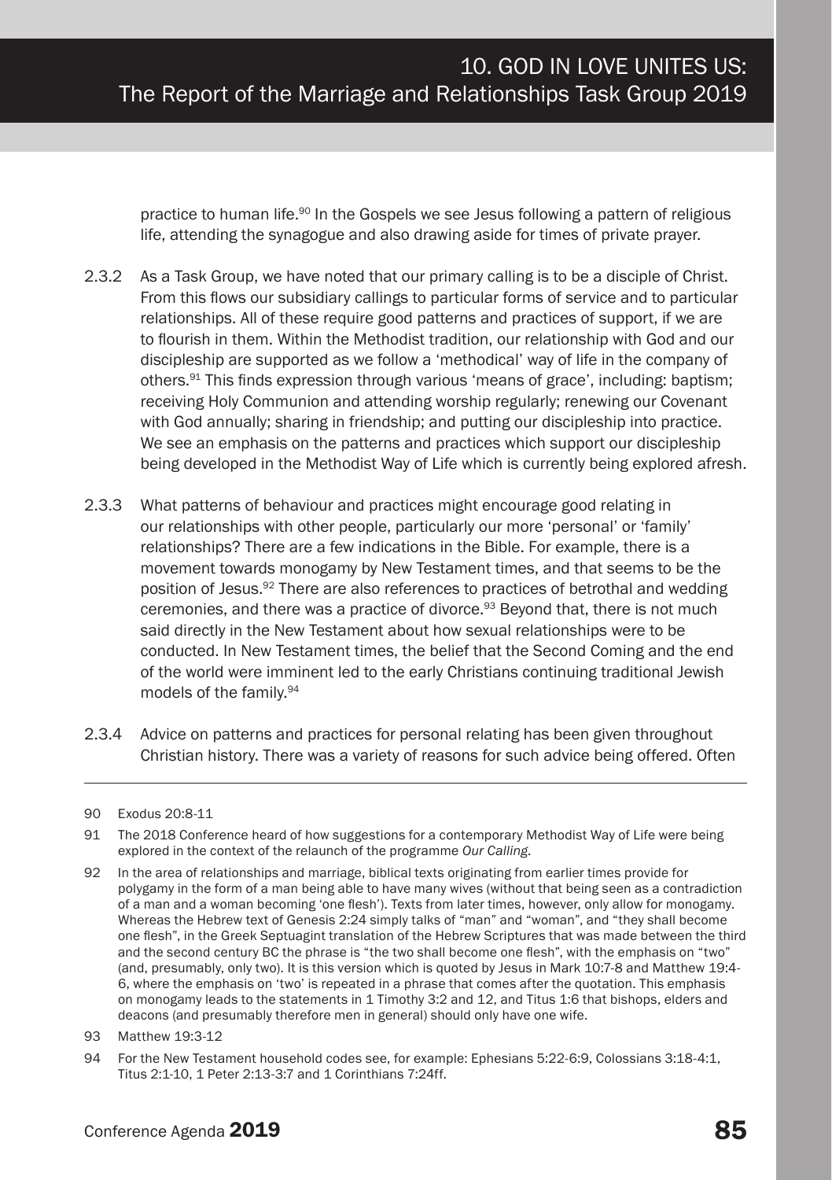practice to human life.[90] In the Gospels we see Jesus following a pattern of religious life, attending the synagogue and also drawing aside for times of private prayer.

2.3.2 As a Task Group, we have noted that our primary calling is to be a disciple of Christ. From this flows our subsidiary callings to particular forms of service and to particular relationships. All of these require good patterns and practices of support, if we are to flourish in them. Within the Methodist tradition, our relationship with God and our discipleship are supported as we follow a 'methodical' way of life in the company of others.[91] This finds expression through various 'means of grace', including: baptism; receiving Holy Communion and attending worship regularly; renewing our Covenant with God annually; sharing in friendship; and putting our discipleship into practice. We see an emphasis on the patterns and practices which support our discipleship being developed in the Methodist Way of Life which is currently being explored afresh.

2.3.3 What patterns of behaviour and practices might encourage good relating in our relationships with other people, particularly our more 'personal' or 'family' relationships? There are a few indications in the Bible. For example, there is a movement towards monogamy by New Testament times, and that seems to be the position of Jesus.[92] There are also references to practices of betrothal and wedding ceremonies, and there was a practice of divorce.[93] Beyond that, there is not much said directly in the New Testament about how sexual relationships were to be conducted. In New Testament times, the belief that the Second Coming and the end of the world were imminent led to the early Christians continuing traditional Jewish models of the family.[94]

2.3.4 Advice on patterns and practices for personal relating has been given throughout Christian history. There was a variety of reasons for such advice being offered. Often

---

90 Exodus 20:8-11

91 The 2018 Conference heard of how suggestions for a contemporary Methodist Way of Life were being explored in the context of the relaunch of the programme *Our Calling.*

92 In the area of relationships and marriage, biblical texts originating from earlier times provide for polygamy in the form of a man being able to have many wives (without that being seen as a contradiction of a man and a woman becoming 'one flesh'). Texts from later times, however, only allow for monogamy. Whereas the Hebrew text of Genesis 2:24 simply talks of "man" and "woman", and "they shall become one flesh", in the Greek Septuagint translation of the Hebrew Scriptures that was made between the third and the second century BC the phrase is "the two shall become one flesh", with the emphasis on "two" (and, presumably, only two). It is this version which is quoted by Jesus in Mark 10:7-8 and Matthew 19:4-6, where the emphasis on 'two' is repeated in a phrase that comes after the quotation. This emphasis on monogamy leads to the statements in 1 Timothy 3:2 and 12, and Titus 1:6 that bishops, elders and deacons (and presumably therefore men in general) should only have one wife.

93 Matthew 19:3-12

94 For the New Testament household codes see, for example: Ephesians 5:22-6:9, Colossians 3:18-4:1, Titus 2:1-10, 1 Peter 2:13-3:7 and 1 Corinthians 7:24ff.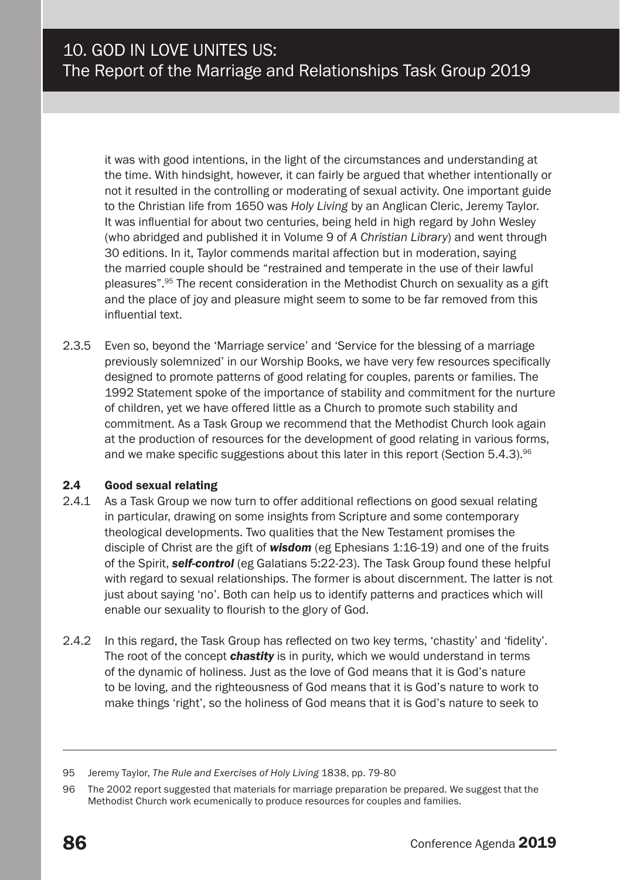it was with good intentions, in the light of the circumstances and understanding at the time. With hindsight, however, it can fairly be argued that whether intentionally or not it resulted in the controlling or moderating of sexual activity. One important guide to the Christian life from 1650 was *Holy Living* by an Anglican Cleric, Jeremy Taylor. It was influential for about two centuries, being held in high regard by John Wesley (who abridged and published it in Volume 9 of *A Christian Library*) and went through 30 editions. In it, Taylor commends marital affection but in moderation, saying the married couple should be "restrained and temperate in the use of their lawful pleasures".[95] The recent consideration in the Methodist Church on sexuality as a gift and the place of joy and pleasure might seem to some to be far removed from this influential text.

2.3.5 Even so, beyond the 'Marriage service' and 'Service for the blessing of a marriage previously solemnized' in our Worship Books, we have very few resources specifically designed to promote patterns of good relating for couples, parents or families. The 1992 Statement spoke of the importance of stability and commitment for the nurture of children, yet we have offered little as a Church to promote such stability and commitment. As a Task Group we recommend that the Methodist Church look again at the production of resources for the development of good relating in various forms, and we make specific suggestions about this later in this report (Section 5.4.3).[96]

### 2.4 Good sexual relating

2.4.1 As a Task Group we now turn to offer additional reflections on good sexual relating in particular, drawing on some insights from Scripture and some contemporary theological developments. Two qualities that the New Testament promises the disciple of Christ are the gift of ***wisdom*** (eg Ephesians 1:16-19) and one of the fruits of the Spirit, ***self-control*** (eg Galatians 5:22-23). The Task Group found these helpful with regard to sexual relationships. The former is about discernment. The latter is not just about saying 'no'. Both can help us to identify patterns and practices which will enable our sexuality to flourish to the glory of God.

2.4.2 In this regard, the Task Group has reflected on two key terms, 'chastity' and 'fidelity'. The root of the concept ***chastity*** is in purity, which we would understand in terms of the dynamic of holiness. Just as the love of God means that it is God's nature to be loving, and the righteousness of God means that it is God's nature to work to make things 'right', so the holiness of God means that it is God's nature to seek to

---

95 Jeremy Taylor, *The Rule and Exercises of Holy Living* 1838, pp. 79-80

96 The 2002 report suggested that materials for marriage preparation be prepared. We suggest that the Methodist Church work ecumenically to produce resources for couples and families.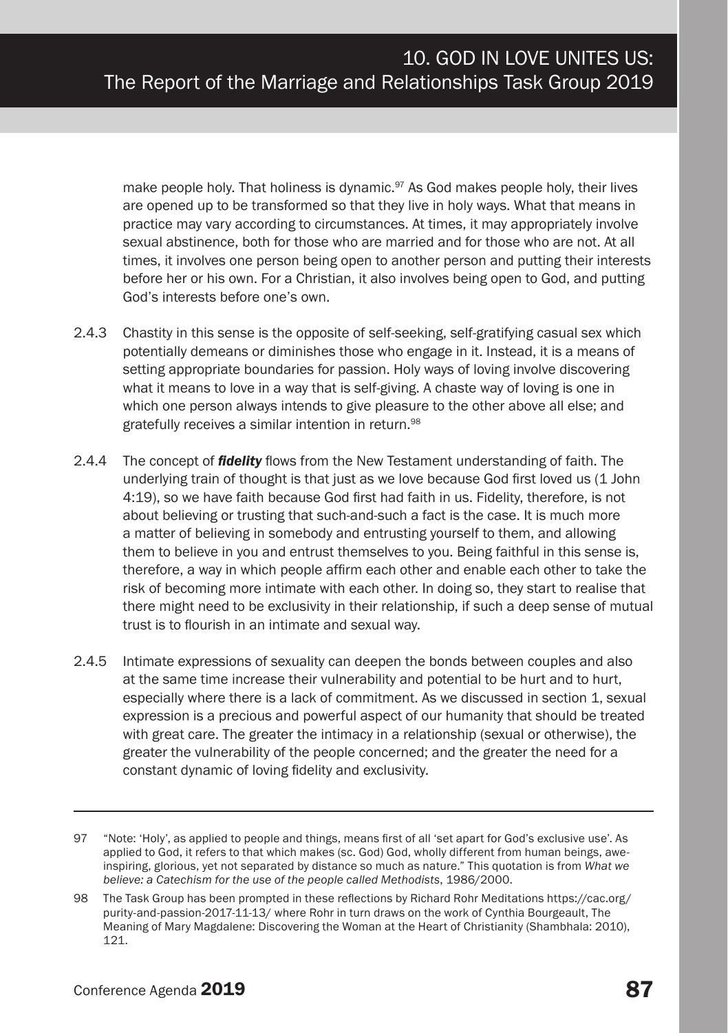make people holy. That holiness is dynamic.[97] As God makes people holy, their lives are opened up to be transformed so that they live in holy ways. What that means in practice may vary according to circumstances. At times, it may appropriately involve sexual abstinence, both for those who are married and for those who are not. At all times, it involves one person being open to another person and putting their interests before her or his own. For a Christian, it also involves being open to God, and putting God's interests before one's own.

2.4.3 Chastity in this sense is the opposite of self-seeking, self-gratifying casual sex which potentially demeans or diminishes those who engage in it. Instead, it is a means of setting appropriate boundaries for passion. Holy ways of loving involve discovering what it means to love in a way that is self-giving. A chaste way of loving is one in which one person always intends to give pleasure to the other above all else; and gratefully receives a similar intention in return.[98]

2.4.4 The concept of ***fidelity*** flows from the New Testament understanding of faith. The underlying train of thought is that just as we love because God first loved us (1 John 4:19), so we have faith because God first had faith in us. Fidelity, therefore, is not about believing or trusting that such-and-such a fact is the case. It is much more a matter of believing in somebody and entrusting yourself to them, and allowing them to believe in you and entrust themselves to you. Being faithful in this sense is, therefore, a way in which people affirm each other and enable each other to take the risk of becoming more intimate with each other. In doing so, they start to realise that there might need to be exclusivity in their relationship, if such a deep sense of mutual trust is to flourish in an intimate and sexual way.

2.4.5 Intimate expressions of sexuality can deepen the bonds between couples and also at the same time increase their vulnerability and potential to be hurt and to hurt, especially where there is a lack of commitment. As we discussed in section 1, sexual expression is a precious and powerful aspect of our humanity that should be treated with great care. The greater the intimacy in a relationship (sexual or otherwise), the greater the vulnerability of the people concerned; and the greater the need for a constant dynamic of loving fidelity and exclusivity.

---

97 "Note: 'Holy', as applied to people and things, means first of all 'set apart for God's exclusive use'. As applied to God, it refers to that which makes (sc. God) God, wholly different from human beings, awe-inspiring, glorious, yet not separated by distance so much as nature." This quotation is from *What we believe: a Catechism for the use of the people called Methodists*, 1986/2000.

98 The Task Group has been prompted in these reflections by Richard Rohr Meditations https://cac.org/purity-and-passion-2017-11-13/ where Rohr in turn draws on the work of Cynthia Bourgeault, The Meaning of Mary Magdalene: Discovering the Woman at the Heart of Christianity (Shambhala: 2010), 121.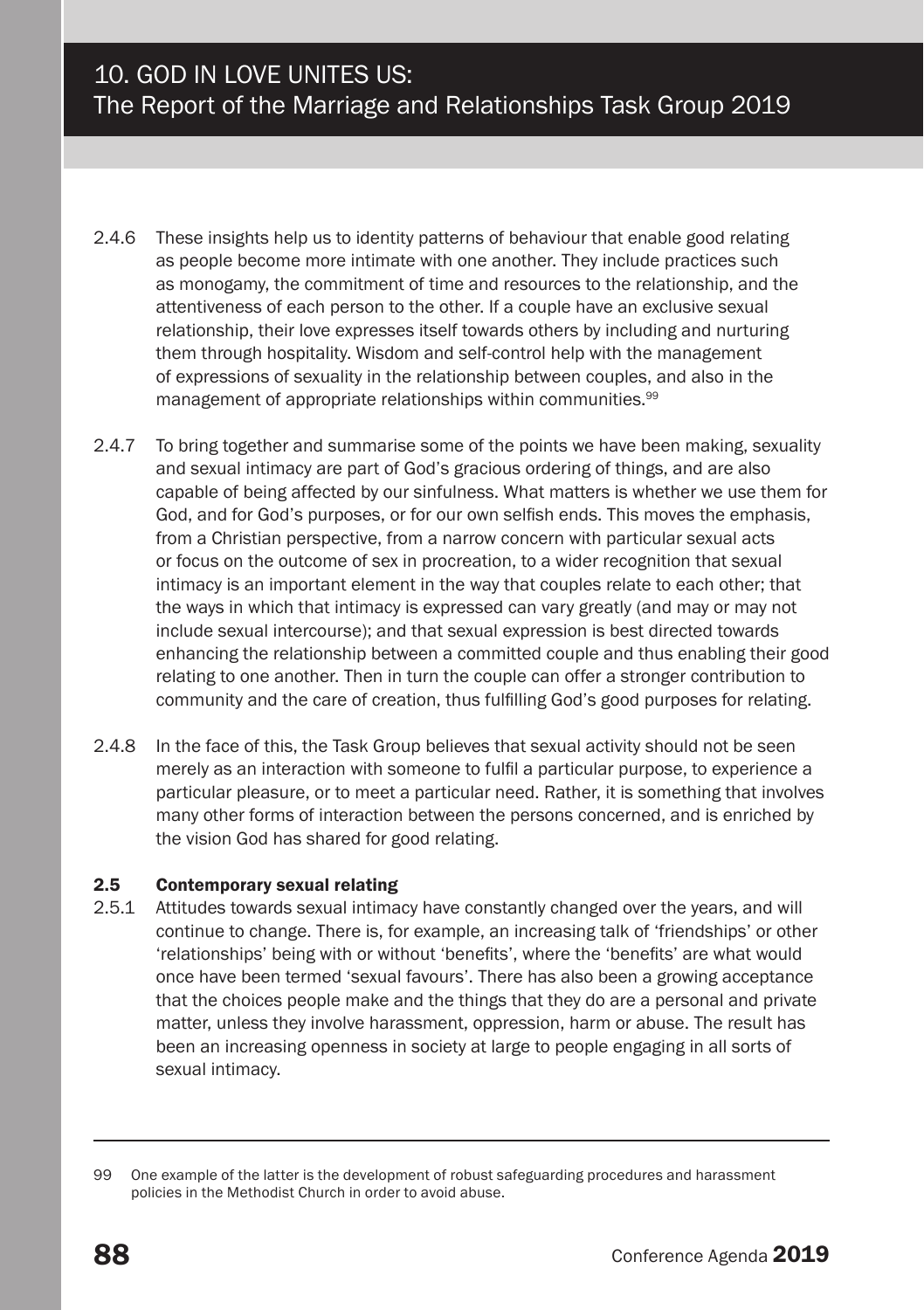2.4.6 These insights help us to identity patterns of behaviour that enable good relating as people become more intimate with one another. They include practices such as monogamy, the commitment of time and resources to the relationship, and the attentiveness of each person to the other. If a couple have an exclusive sexual relationship, their love expresses itself towards others by including and nurturing them through hospitality. Wisdom and self-control help with the management of expressions of sexuality in the relationship between couples, and also in the management of appropriate relationships within communities.[99]

2.4.7 To bring together and summarise some of the points we have been making, sexuality and sexual intimacy are part of God's gracious ordering of things, and are also capable of being affected by our sinfulness. What matters is whether we use them for God, and for God's purposes, or for our own selfish ends. This moves the emphasis, from a Christian perspective, from a narrow concern with particular sexual acts or focus on the outcome of sex in procreation, to a wider recognition that sexual intimacy is an important element in the way that couples relate to each other; that the ways in which that intimacy is expressed can vary greatly (and may or may not include sexual intercourse); and that sexual expression is best directed towards enhancing the relationship between a committed couple and thus enabling their good relating to one another. Then in turn the couple can offer a stronger contribution to community and the care of creation, thus fulfilling God's good purposes for relating.

2.4.8 In the face of this, the Task Group believes that sexual activity should not be seen merely as an interaction with someone to fulfil a particular purpose, to experience a particular pleasure, or to meet a particular need. Rather, it is something that involves many other forms of interaction between the persons concerned, and is enriched by the vision God has shared for good relating.

### 2.5 Contemporary sexual relating

2.5.1 Attitudes towards sexual intimacy have constantly changed over the years, and will continue to change. There is, for example, an increasing talk of 'friendships' or other 'relationships' being with or without 'benefits', where the 'benefits' are what would once have been termed 'sexual favours'. There has also been a growing acceptance that the choices people make and the things that they do are a personal and private matter, unless they involve harassment, oppression, harm or abuse. The result has been an increasing openness in society at large to people engaging in all sorts of sexual intimacy.

---

99 One example of the latter is the development of robust safeguarding procedures and harassment policies in the Methodist Church in order to avoid abuse.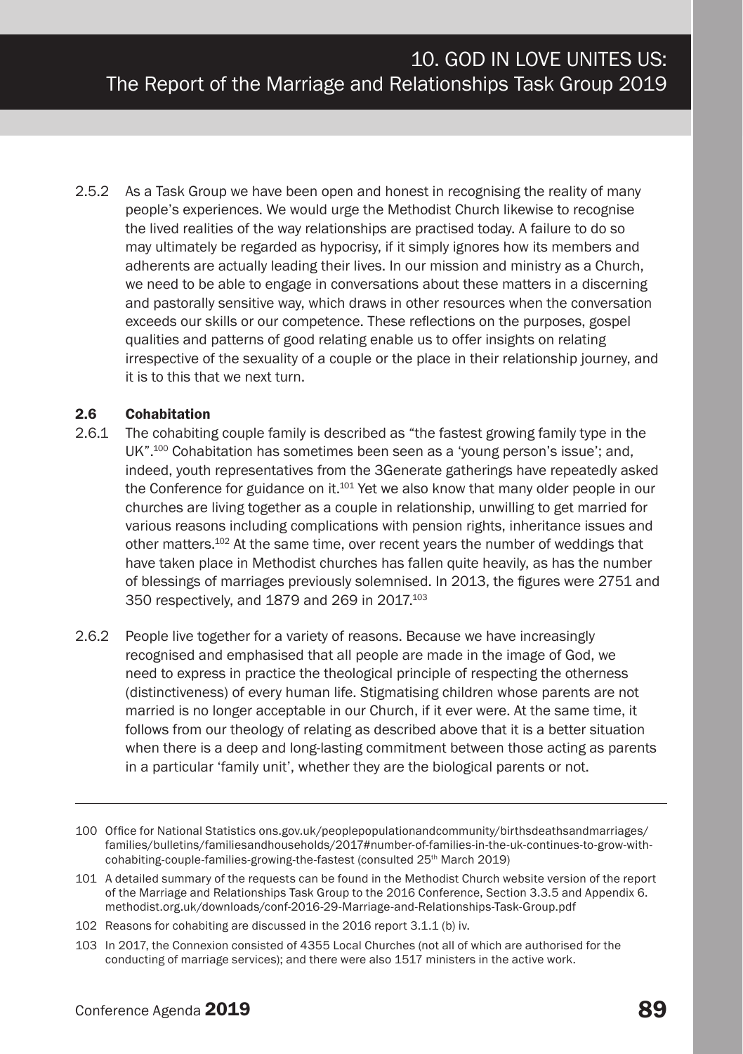2.5.2 As a Task Group we have been open and honest in recognising the reality of many people's experiences. We would urge the Methodist Church likewise to recognise the lived realities of the way relationships are practised today. A failure to do so may ultimately be regarded as hypocrisy, if it simply ignores how its members and adherents are actually leading their lives. In our mission and ministry as a Church, we need to be able to engage in conversations about these matters in a discerning and pastorally sensitive way, which draws in other resources when the conversation exceeds our skills or our competence. These reflections on the purposes, gospel qualities and patterns of good relating enable us to offer insights on relating irrespective of the sexuality of a couple or the place in their relationship journey, and it is to this that we next turn.

### 2.6 Cohabitation

2.6.1 The cohabiting couple family is described as "the fastest growing family type in the UK".[100] Cohabitation has sometimes been seen as a 'young person's issue'; and, indeed, youth representatives from the 3Generate gatherings have repeatedly asked the Conference for guidance on it.[101] Yet we also know that many older people in our churches are living together as a couple in relationship, unwilling to get married for various reasons including complications with pension rights, inheritance issues and other matters.[102] At the same time, over recent years the number of weddings that have taken place in Methodist churches has fallen quite heavily, as has the number of blessings of marriages previously solemnised. In 2013, the figures were 2751 and 350 respectively, and 1879 and 269 in 2017.[103]

2.6.2 People live together for a variety of reasons. Because we have increasingly recognised and emphasised that all people are made in the image of God, we need to express in practice the theological principle of respecting the otherness (distinctiveness) of every human life. Stigmatising children whose parents are not married is no longer acceptable in our Church, if it ever were. At the same time, it follows from our theology of relating as described above that it is a better situation when there is a deep and long-lasting commitment between those acting as parents in a particular 'family unit', whether they are the biological parents or not.

---

100 Office for National Statistics ons.gov.uk/peoplepopulationandcommunity/birthsdeathsandmarriages/families/bulletins/familiesandhouseholds/2017#number-of-families-in-the-uk-continues-to-grow-with-cohabiting-couple-families-growing-the-fastest (consulted 25th March 2019)

101 A detailed summary of the requests can be found in the Methodist Church website version of the report of the Marriage and Relationships Task Group to the 2016 Conference, Section 3.3.5 and Appendix 6. methodist.org.uk/downloads/conf-2016-29-Marriage-and-Relationships-Task-Group.pdf

102 Reasons for cohabiting are discussed in the 2016 report 3.1.1 (b) iv.

103 In 2017, the Connexion consisted of 4355 Local Churches (not all of which are authorised for the conducting of marriage services); and there were also 1517 ministers in the active work.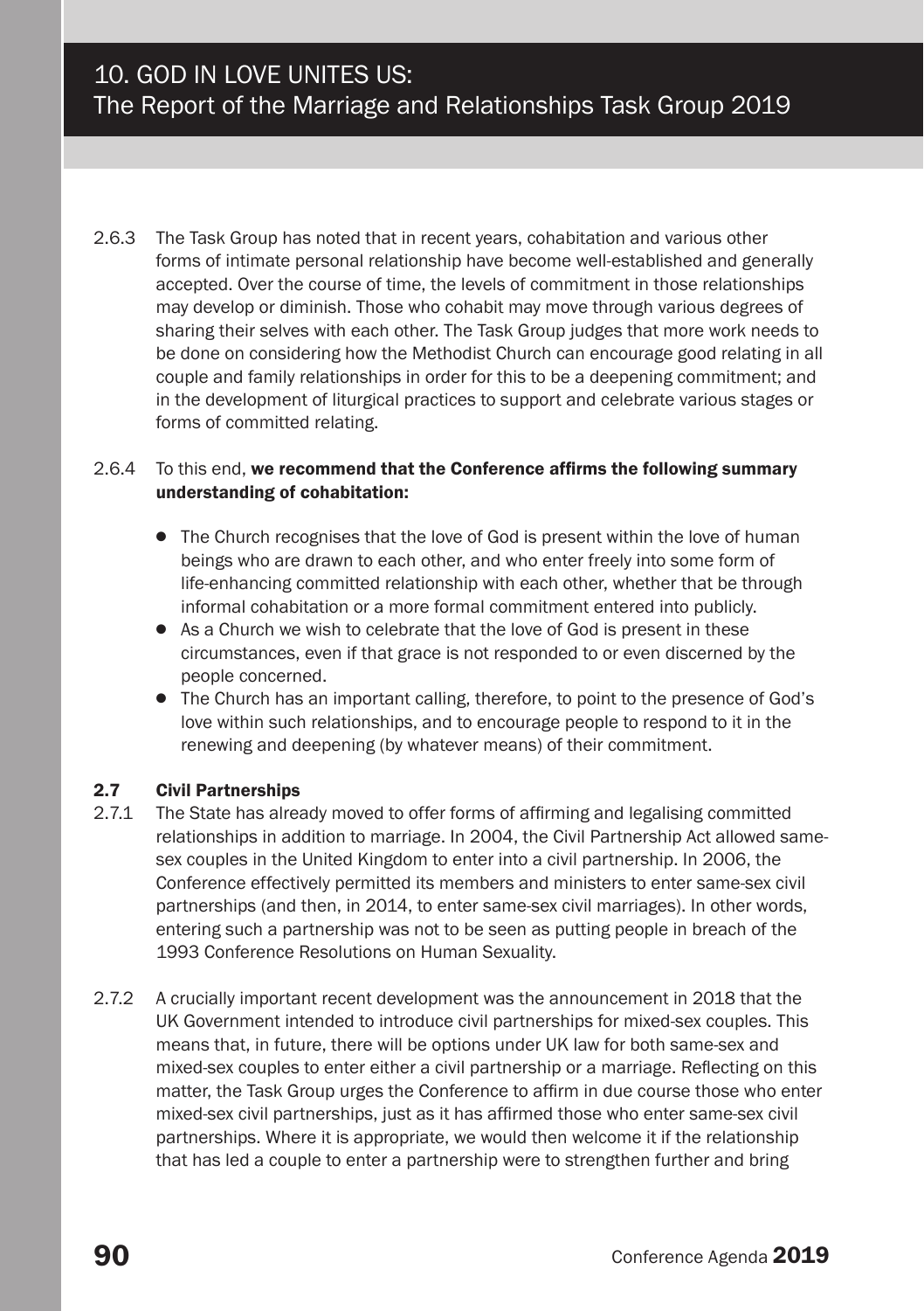2.6.3 The Task Group has noted that in recent years, cohabitation and various other forms of intimate personal relationship have become well-established and generally accepted. Over the course of time, the levels of commitment in those relationships may develop or diminish. Those who cohabit may move through various degrees of sharing their selves with each other. The Task Group judges that more work needs to be done on considering how the Methodist Church can encourage good relating in all couple and family relationships in order for this to be a deepening commitment; and in the development of liturgical practices to support and celebrate various stages or forms of committed relating.

2.6.4 To this end, **we recommend that the Conference affirms the following summary understanding of cohabitation:**

- The Church recognises that the love of God is present within the love of human beings who are drawn to each other, and who enter freely into some form of life-enhancing committed relationship with each other, whether that be through informal cohabitation or a more formal commitment entered into publicly.
- As a Church we wish to celebrate that the love of God is present in these circumstances, even if that grace is not responded to or even discerned by the people concerned.
- The Church has an important calling, therefore, to point to the presence of God's love within such relationships, and to encourage people to respond to it in the renewing and deepening (by whatever means) of their commitment.

### 2.7 Civil Partnerships

2.7.1 The State has already moved to offer forms of affirming and legalising committed relationships in addition to marriage. In 2004, the Civil Partnership Act allowed same-sex couples in the United Kingdom to enter into a civil partnership. In 2006, the Conference effectively permitted its members and ministers to enter same-sex civil partnerships (and then, in 2014, to enter same-sex civil marriages). In other words, entering such a partnership was not to be seen as putting people in breach of the 1993 Conference Resolutions on Human Sexuality.

2.7.2 A crucially important recent development was the announcement in 2018 that the UK Government intended to introduce civil partnerships for mixed-sex couples. This means that, in future, there will be options under UK law for both same-sex and mixed-sex couples to enter either a civil partnership or a marriage. Reflecting on this matter, the Task Group urges the Conference to affirm in due course those who enter mixed-sex civil partnerships, just as it has affirmed those who enter same-sex civil partnerships. Where it is appropriate, we would then welcome it if the relationship that has led a couple to enter a partnership were to strengthen further and bring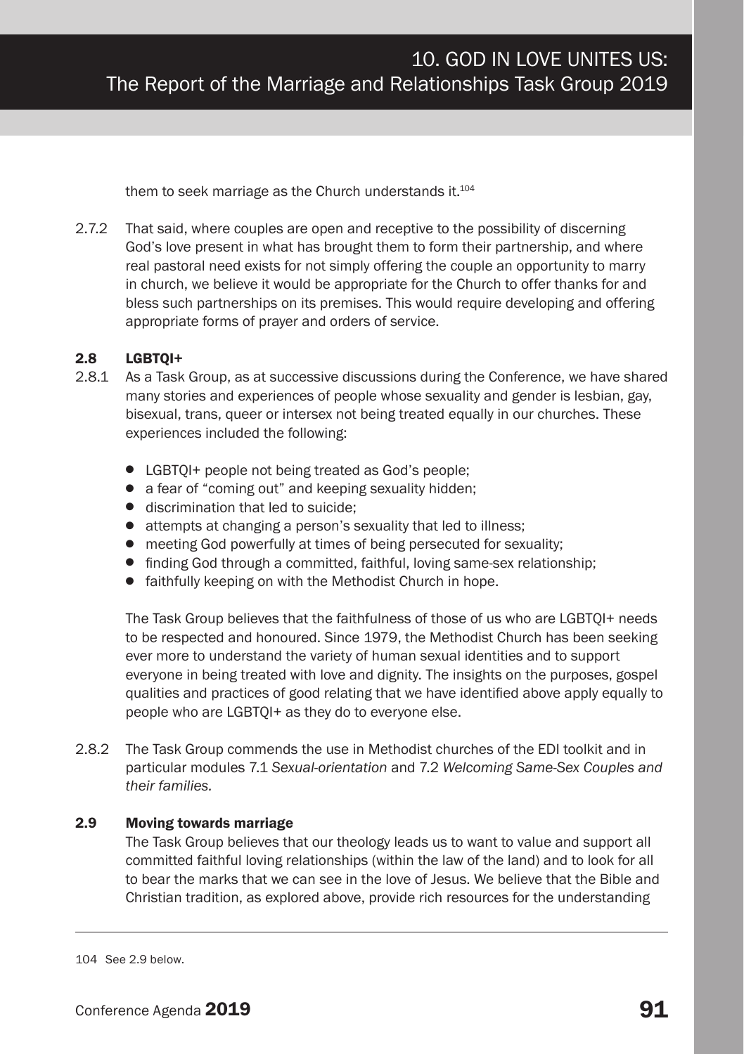them to seek marriage as the Church understands it.[104]

2.7.2 That said, where couples are open and receptive to the possibility of discerning God's love present in what has brought them to form their partnership, and where real pastoral need exists for not simply offering the couple an opportunity to marry in church, we believe it would be appropriate for the Church to offer thanks for and bless such partnerships on its premises. This would require developing and offering appropriate forms of prayer and orders of service.

### 2.8 LGBTQI+

2.8.1 As a Task Group, as at successive discussions during the Conference, we have shared many stories and experiences of people whose sexuality and gender is lesbian, gay, bisexual, trans, queer or intersex not being treated equally in our churches. These experiences included the following:

- LGBTQI+ people not being treated as God's people;
- a fear of "coming out" and keeping sexuality hidden;
- discrimination that led to suicide;
- attempts at changing a person's sexuality that led to illness;
- meeting God powerfully at times of being persecuted for sexuality;
- finding God through a committed, faithful, loving same-sex relationship;
- faithfully keeping on with the Methodist Church in hope.

The Task Group believes that the faithfulness of those of us who are LGBTQI+ needs to be respected and honoured. Since 1979, the Methodist Church has been seeking ever more to understand the variety of human sexual identities and to support everyone in being treated with love and dignity. The insights on the purposes, gospel qualities and practices of good relating that we have identified above apply equally to people who are LGBTQI+ as they do to everyone else.

2.8.2 The Task Group commends the use in Methodist churches of the EDI toolkit and in particular modules 7.1 *Sexual-orientation* and 7.2 *Welcoming Same-Sex Couples and their families*.

### 2.9 Moving towards marriage

The Task Group believes that our theology leads us to want to value and support all committed faithful loving relationships (within the law of the land) and to look for all to bear the marks that we can see in the love of Jesus. We believe that the Bible and Christian tradition, as explored above, provide rich resources for the understanding

---

104 See 2.9 below.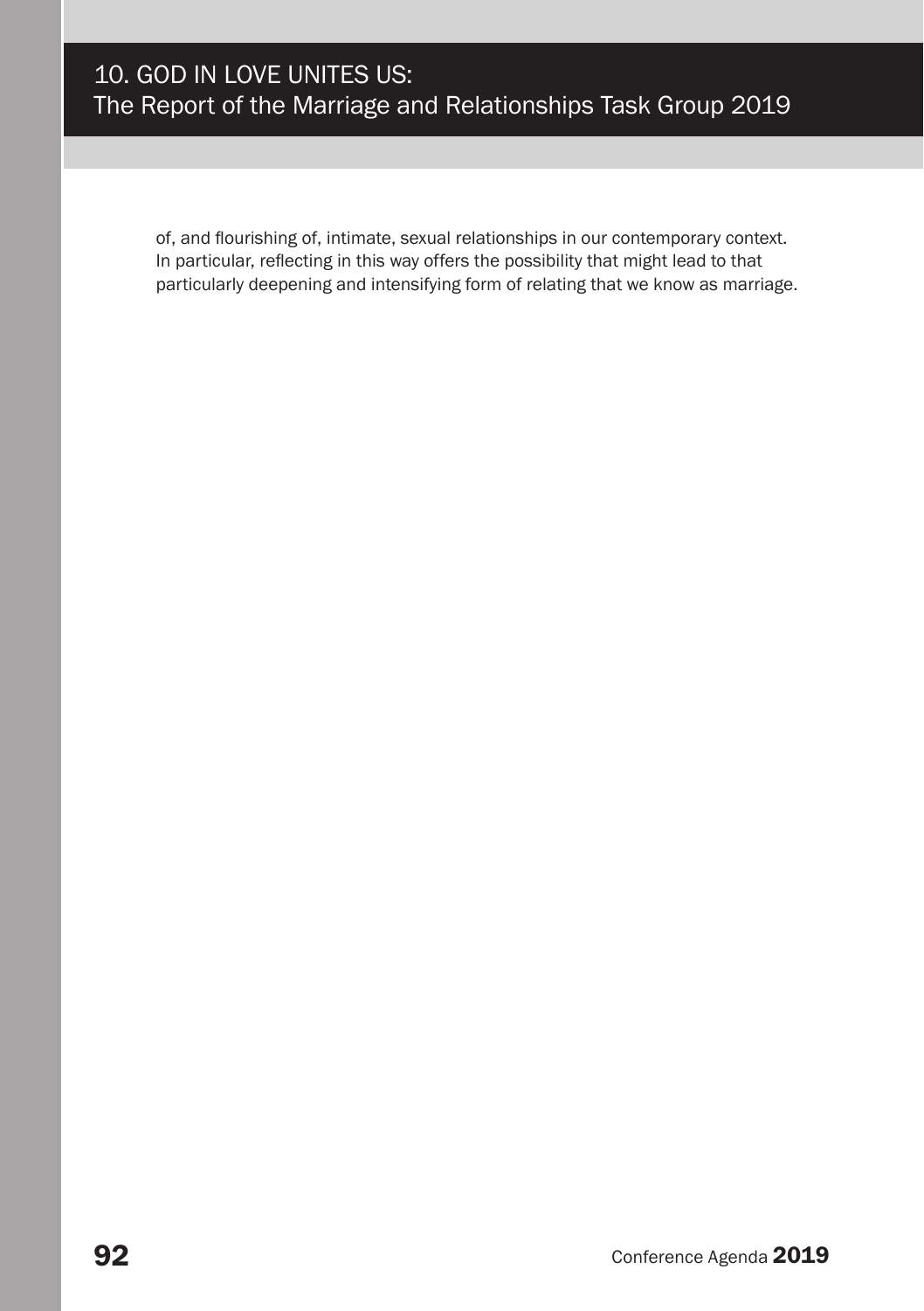of, and flourishing of, intimate, sexual relationships in our contemporary context. In particular, reflecting in this way offers the possibility that might lead to that particularly deepening and intensifying form of relating that we know as marriage.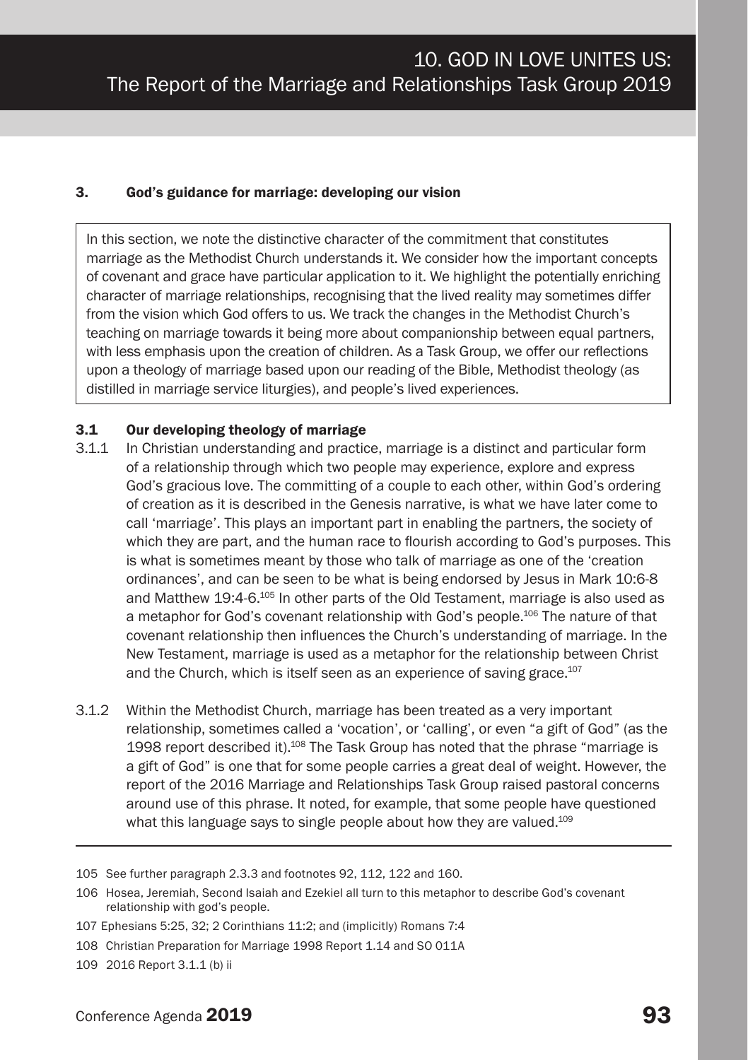## 3. God's guidance for marriage: developing our vision

In this section, we note the distinctive character of the commitment that constitutes marriage as the Methodist Church understands it. We consider how the important concepts of covenant and grace have particular application to it. We highlight the potentially enriching character of marriage relationships, recognising that the lived reality may sometimes differ from the vision which God offers to us. We track the changes in the Methodist Church's teaching on marriage towards it being more about companionship between equal partners, with less emphasis upon the creation of children. As a Task Group, we offer our reflections upon a theology of marriage based upon our reading of the Bible, Methodist theology (as distilled in marriage service liturgies), and people's lived experiences.

### 3.1 Our developing theology of marriage

3.1.1 In Christian understanding and practice, marriage is a distinct and particular form of a relationship through which two people may experience, explore and express God's gracious love. The committing of a couple to each other, within God's ordering of creation as it is described in the Genesis narrative, is what we have later come to call 'marriage'. This plays an important part in enabling the partners, the society of which they are part, and the human race to flourish according to God's purposes. This is what is sometimes meant by those who talk of marriage as one of the 'creation ordinances', and can be seen to be what is being endorsed by Jesus in Mark 10:6-8 and Matthew 19:4-6.[105] In other parts of the Old Testament, marriage is also used as a metaphor for God's covenant relationship with God's people.[106] The nature of that covenant relationship then influences the Church's understanding of marriage. In the New Testament, marriage is used as a metaphor for the relationship between Christ and the Church, which is itself seen as an experience of saving grace.[107]

3.1.2 Within the Methodist Church, marriage has been treated as a very important relationship, sometimes called a 'vocation', or 'calling', or even "a gift of God" (as the 1998 report described it).[108] The Task Group has noted that the phrase "marriage is a gift of God" is one that for some people carries a great deal of weight. However, the report of the 2016 Marriage and Relationships Task Group raised pastoral concerns around use of this phrase. It noted, for example, that some people have questioned what this language says to single people about how they are valued.[109]

---

105 See further paragraph 2.3.3 and footnotes 92, 112, 122 and 160.

106 Hosea, Jeremiah, Second Isaiah and Ezekiel all turn to this metaphor to describe God's covenant relationship with god's people.

107 Ephesians 5:25, 32; 2 Corinthians 11:2; and (implicitly) Romans 7:4

108 Christian Preparation for Marriage 1998 Report 1.14 and SO 011A

109 2016 Report 3.1.1 (b) ii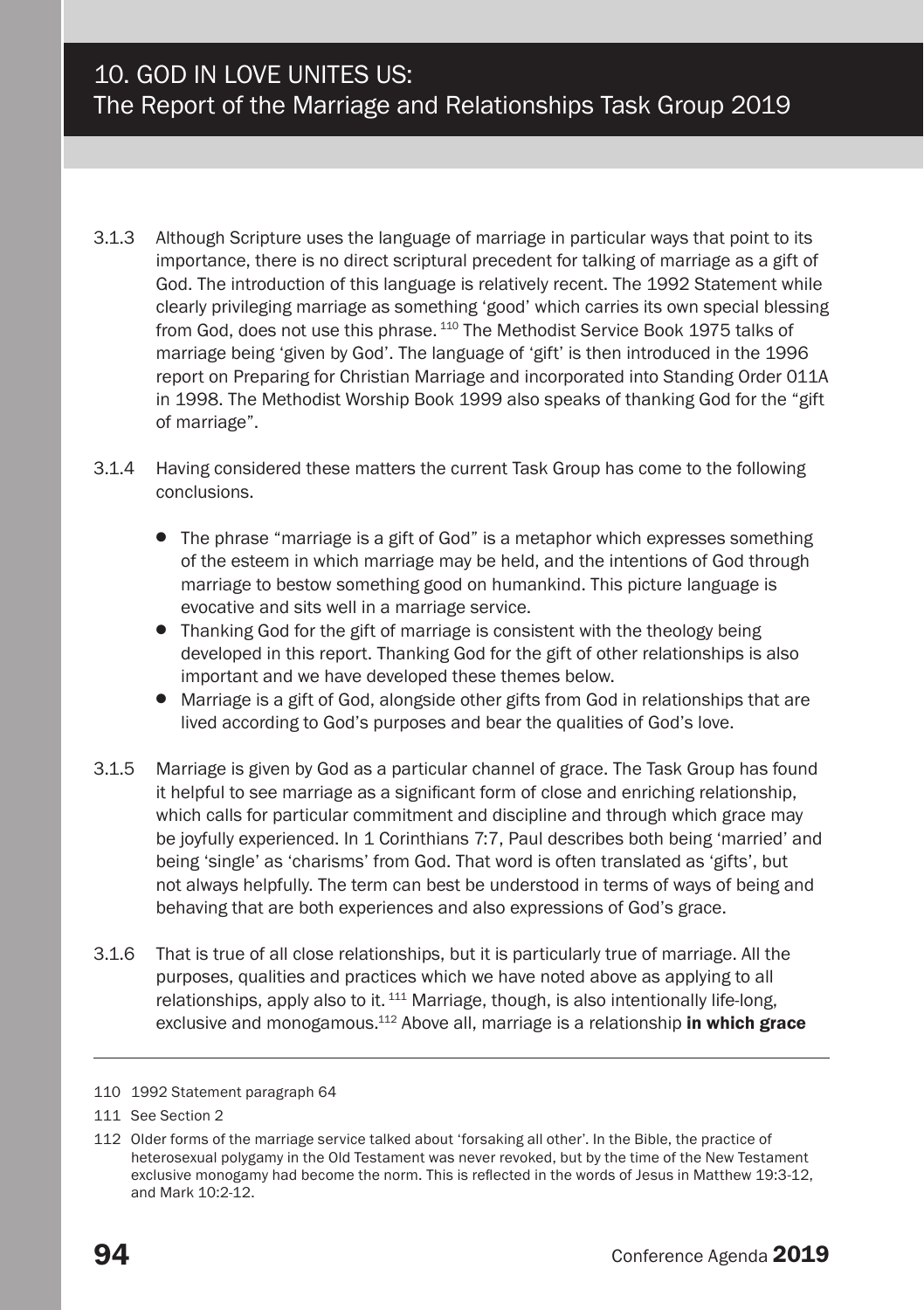3.1.3 Although Scripture uses the language of marriage in particular ways that point to its importance, there is no direct scriptural precedent for talking of marriage as a gift of God. The introduction of this language is relatively recent. The 1992 Statement while clearly privileging marriage as something 'good' which carries its own special blessing from God, does not use this phrase.[110] The Methodist Service Book 1975 talks of marriage being 'given by God'. The language of 'gift' is then introduced in the 1996 report on Preparing for Christian Marriage and incorporated into Standing Order 011A in 1998. The Methodist Worship Book 1999 also speaks of thanking God for the "gift of marriage".

3.1.4 Having considered these matters the current Task Group has come to the following conclusions.

- The phrase "marriage is a gift of God" is a metaphor which expresses something of the esteem in which marriage may be held, and the intentions of God through marriage to bestow something good on humankind. This picture language is evocative and sits well in a marriage service.
- Thanking God for the gift of marriage is consistent with the theology being developed in this report. Thanking God for the gift of other relationships is also important and we have developed these themes below.
- Marriage is a gift of God, alongside other gifts from God in relationships that are lived according to God's purposes and bear the qualities of God's love.

3.1.5 Marriage is given by God as a particular channel of grace. The Task Group has found it helpful to see marriage as a significant form of close and enriching relationship, which calls for particular commitment and discipline and through which grace may be joyfully experienced. In 1 Corinthians 7:7, Paul describes both being 'married' and being 'single' as 'charisms' from God. That word is often translated as 'gifts', but not always helpfully. The term can best be understood in terms of ways of being and behaving that are both experiences and also expressions of God's grace.

3.1.6 That is true of all close relationships, but it is particularly true of marriage. All the purposes, qualities and practices which we have noted above as applying to all relationships, apply also to it.[111] Marriage, though, is also intentionally life-long, exclusive and monogamous.[112] Above all, marriage is a relationship **in which grace**

---

110 1992 Statement paragraph 64

111 See Section 2

112 Older forms of the marriage service talked about 'forsaking all other'. In the Bible, the practice of heterosexual polygamy in the Old Testament was never revoked, but by the time of the New Testament exclusive monogamy had become the norm. This is reflected in the words of Jesus in Matthew 19:3-12, and Mark 10:2-12.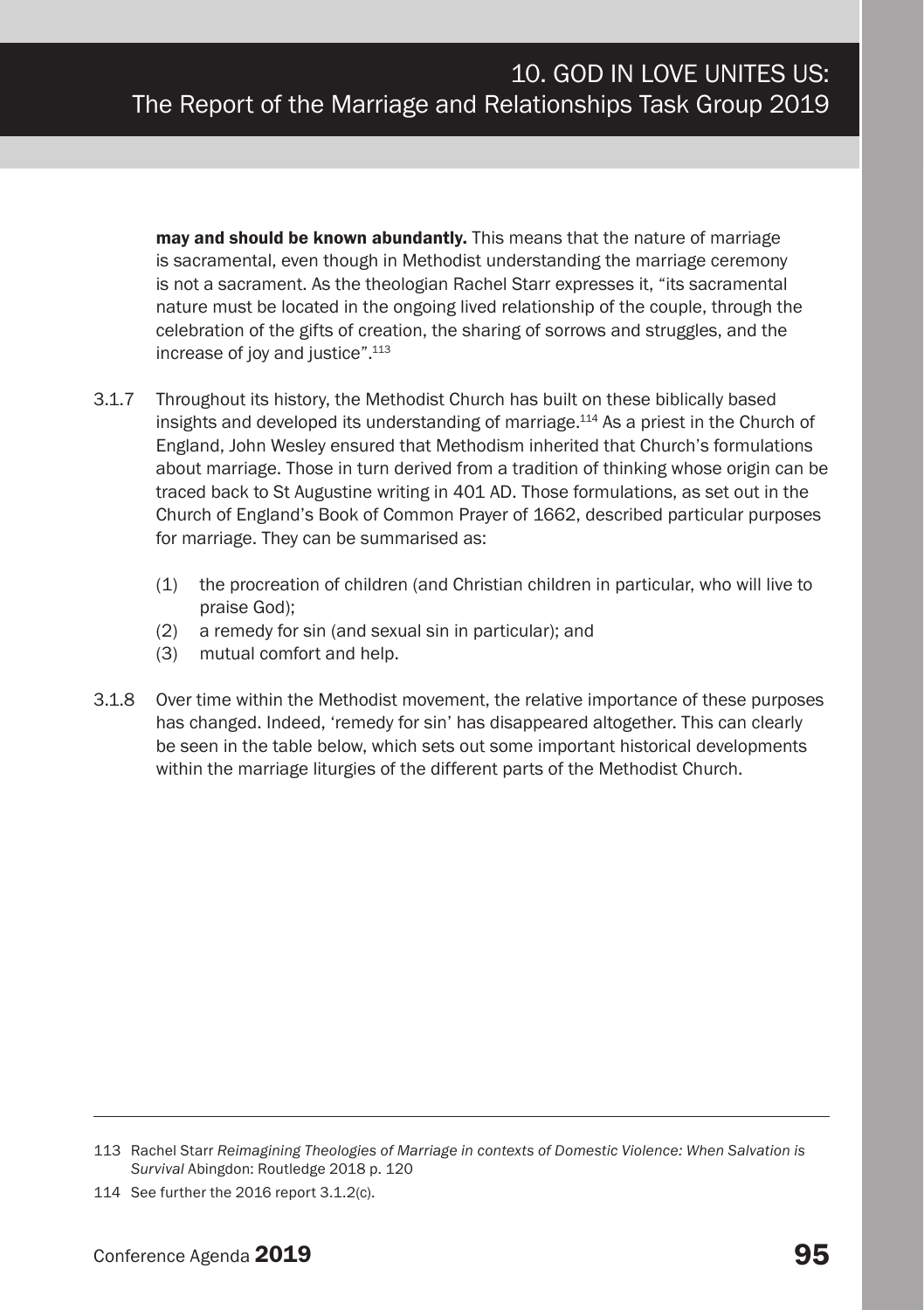**may and should be known abundantly.** This means that the nature of marriage is sacramental, even though in Methodist understanding the marriage ceremony is not a sacrament. As the theologian Rachel Starr expresses it, "its sacramental nature must be located in the ongoing lived relationship of the couple, through the celebration of the gifts of creation, the sharing of sorrows and struggles, and the increase of joy and justice".[113]

3.1.7 Throughout its history, the Methodist Church has built on these biblically based insights and developed its understanding of marriage.[114] As a priest in the Church of England, John Wesley ensured that Methodism inherited that Church's formulations about marriage. Those in turn derived from a tradition of thinking whose origin can be traced back to St Augustine writing in 401 AD. Those formulations, as set out in the Church of England's Book of Common Prayer of 1662, described particular purposes for marriage. They can be summarised as:

(1) the procreation of children (and Christian children in particular, who will live to praise God);
(2) a remedy for sin (and sexual sin in particular); and
(3) mutual comfort and help.

3.1.8 Over time within the Methodist movement, the relative importance of these purposes has changed. Indeed, 'remedy for sin' has disappeared altogether. This can clearly be seen in the table below, which sets out some important historical developments within the marriage liturgies of the different parts of the Methodist Church.

---

113 Rachel Starr *Reimagining Theologies of Marriage in contexts of Domestic Violence: When Salvation is Survival* Abingdon: Routledge 2018 p. 120

114 See further the 2016 report 3.1.2(c).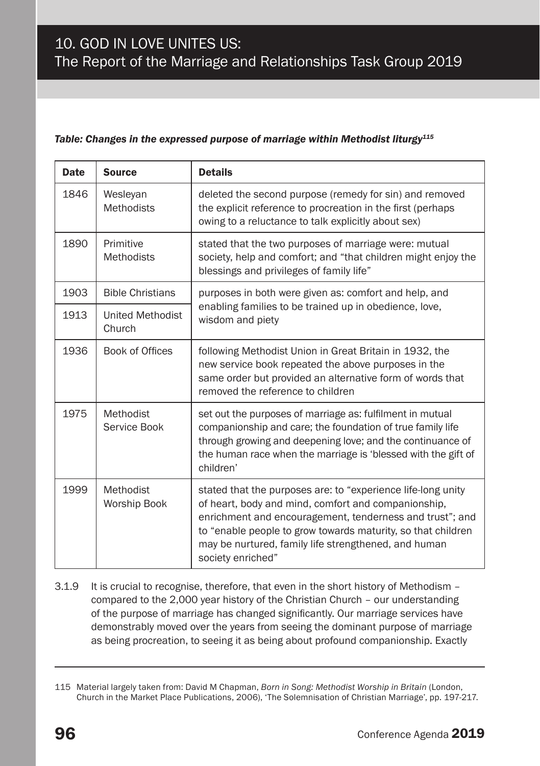*Table: Changes in the expressed purpose of marriage within Methodist liturgy*[115]

| Date | Source | Details |
|---|---|---|
| 1846 | Wesleyan Methodists | deleted the second purpose (remedy for sin) and removed the explicit reference to procreation in the first (perhaps owing to a reluctance to talk explicitly about sex) |
| 1890 | Primitive Methodists | stated that the two purposes of marriage were: mutual society, help and comfort; and "that children might enjoy the blessings and privileges of family life" |
| 1903 | Bible Christians | purposes in both were given as: comfort and help, and enabling families to be trained up in obedience, love, wisdom and piety |
| 1913 | United Methodist Church | |
| 1936 | Book of Offices | following Methodist Union in Great Britain in 1932, the new service book repeated the above purposes in the same order but provided an alternative form of words that removed the reference to children |
| 1975 | Methodist Service Book | set out the purposes of marriage as: fulfilment in mutual companionship and care; the foundation of true family life through growing and deepening love; and the continuance of the human race when the marriage is 'blessed with the gift of children' |
| 1999 | Methodist Worship Book | stated that the purposes are: to "experience life-long unity of heart, body and mind, comfort and companionship, enrichment and encouragement, tenderness and trust"; and to "enable people to grow towards maturity, so that children may be nurtured, family life strengthened, and human society enriched" |

3.1.9 It is crucial to recognise, therefore, that even in the short history of Methodism – compared to the 2,000 year history of the Christian Church – our understanding of the purpose of marriage has changed significantly. Our marriage services have demonstrably moved over the years from seeing the dominant purpose of marriage as being procreation, to seeing it as being about profound companionship. Exactly

115 Material largely taken from: David M Chapman, *Born in Song: Methodist Worship in Britain* (London, Church in the Market Place Publications, 2006), 'The Solemnisation of Christian Marriage', pp. 197-217.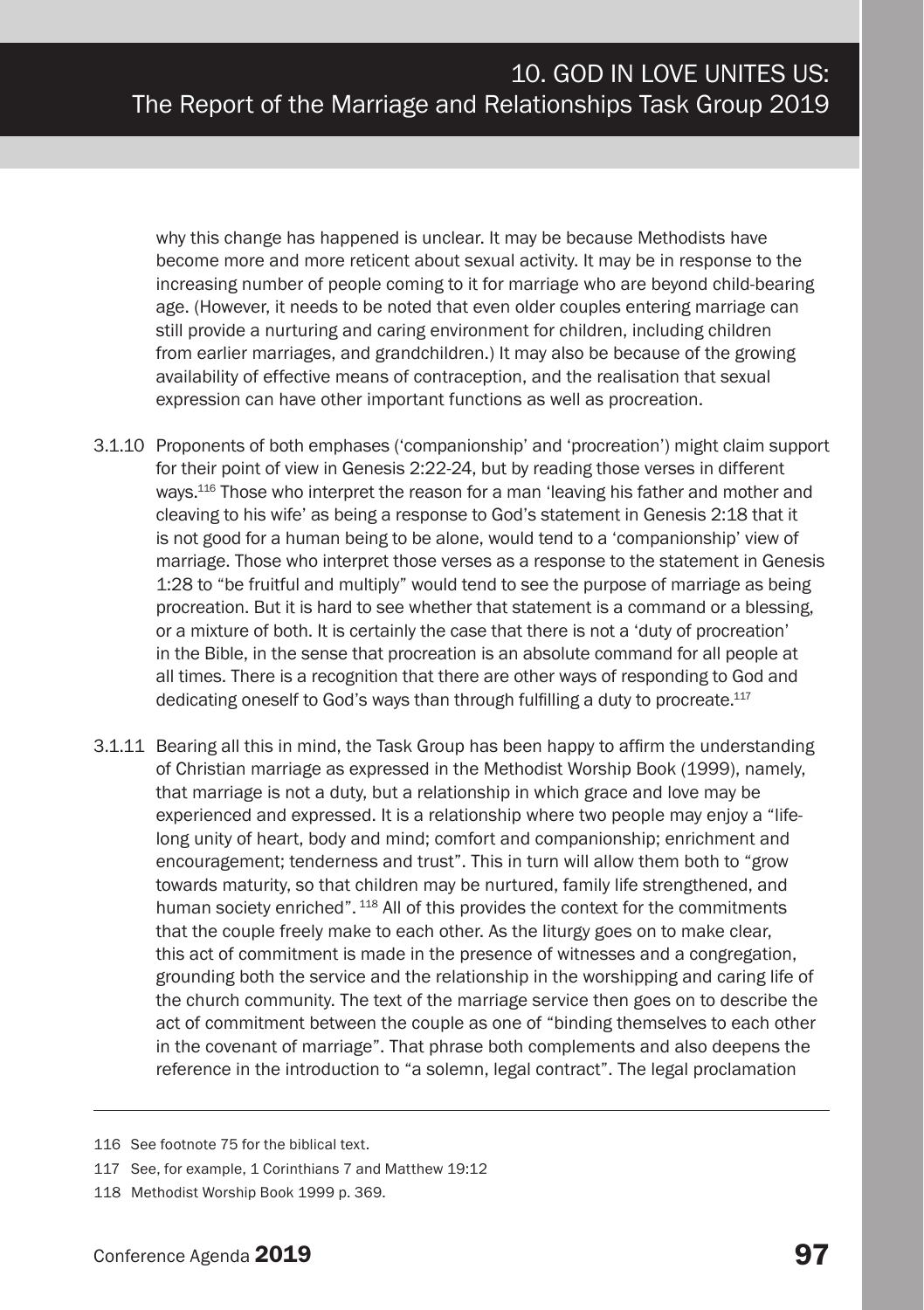why this change has happened is unclear. It may be because Methodists have become more and more reticent about sexual activity. It may be in response to the increasing number of people coming to it for marriage who are beyond child-bearing age. (However, it needs to be noted that even older couples entering marriage can still provide a nurturing and caring environment for children, including children from earlier marriages, and grandchildren.) It may also be because of the growing availability of effective means of contraception, and the realisation that sexual expression can have other important functions as well as procreation.

3.1.10 Proponents of both emphases ('companionship' and 'procreation') might claim support for their point of view in Genesis 2:22-24, but by reading those verses in different ways.[116] Those who interpret the reason for a man 'leaving his father and mother and cleaving to his wife' as being a response to God's statement in Genesis 2:18 that it is not good for a human being to be alone, would tend to a 'companionship' view of marriage. Those who interpret those verses as a response to the statement in Genesis 1:28 to "be fruitful and multiply" would tend to see the purpose of marriage as being procreation. But it is hard to see whether that statement is a command or a blessing, or a mixture of both. It is certainly the case that there is not a 'duty of procreation' in the Bible, in the sense that procreation is an absolute command for all people at all times. There is a recognition that there are other ways of responding to God and dedicating oneself to God's ways than through fulfilling a duty to procreate.[117]

3.1.11 Bearing all this in mind, the Task Group has been happy to affirm the understanding of Christian marriage as expressed in the Methodist Worship Book (1999), namely, that marriage is not a duty, but a relationship in which grace and love may be experienced and expressed. It is a relationship where two people may enjoy a "life-long unity of heart, body and mind; comfort and companionship; enrichment and encouragement; tenderness and trust". This in turn will allow them both to "grow towards maturity, so that children may be nurtured, family life strengthened, and human society enriched".[118] All of this provides the context for the commitments that the couple freely make to each other. As the liturgy goes on to make clear, this act of commitment is made in the presence of witnesses and a congregation, grounding both the service and the relationship in the worshipping and caring life of the church community. The text of the marriage service then goes on to describe the act of commitment between the couple as one of "binding themselves to each other in the covenant of marriage". That phrase both complements and also deepens the reference in the introduction to "a solemn, legal contract". The legal proclamation

---

116 See footnote 75 for the biblical text.

117 See, for example, 1 Corinthians 7 and Matthew 19:12

118 Methodist Worship Book 1999 p. 369.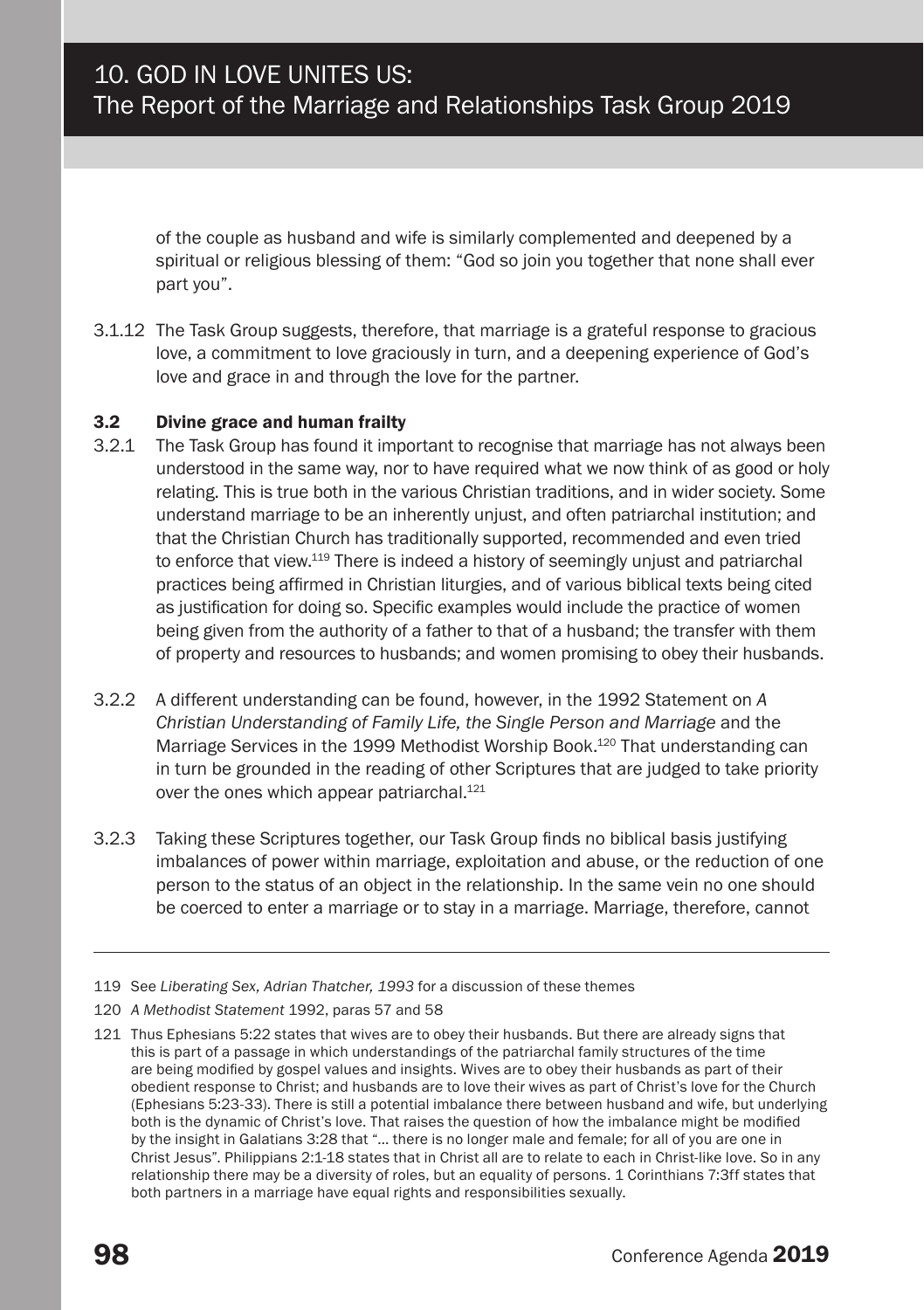of the couple as husband and wife is similarly complemented and deepened by a spiritual or religious blessing of them: "God so join you together that none shall ever part you".

3.1.12 The Task Group suggests, therefore, that marriage is a grateful response to gracious love, a commitment to love graciously in turn, and a deepening experience of God's love and grace in and through the love for the partner.

### 3.2 Divine grace and human frailty

3.2.1 The Task Group has found it important to recognise that marriage has not always been understood in the same way, nor to have required what we now think of as good or holy relating. This is true both in the various Christian traditions, and in wider society. Some understand marriage to be an inherently unjust, and often patriarchal institution; and that the Christian Church has traditionally supported, recommended and even tried to enforce that view.[119] There is indeed a history of seemingly unjust and patriarchal practices being affirmed in Christian liturgies, and of various biblical texts being cited as justification for doing so. Specific examples would include the practice of women being given from the authority of a father to that of a husband; the transfer with them of property and resources to husbands; and women promising to obey their husbands.

3.2.2 A different understanding can be found, however, in the 1992 Statement on *A Christian Understanding of Family Life, the Single Person and Marriage* and the Marriage Services in the 1999 Methodist Worship Book.[120] That understanding can in turn be grounded in the reading of other Scriptures that are judged to take priority over the ones which appear patriarchal.[121]

3.2.3 Taking these Scriptures together, our Task Group finds no biblical basis justifying imbalances of power within marriage, exploitation and abuse, or the reduction of one person to the status of an object in the relationship. In the same vein no one should be coerced to enter a marriage or to stay in a marriage. Marriage, therefore, cannot

---

119 See *Liberating Sex, Adrian Thatcher, 1993* for a discussion of these themes

120 *A Methodist Statement* 1992, paras 57 and 58

121 Thus Ephesians 5:22 states that wives are to obey their husbands. But there are already signs that this is part of a passage in which understandings of the patriarchal family structures of the time are being modified by gospel values and insights. Wives are to obey their husbands as part of their obedient response to Christ; and husbands are to love their wives as part of Christ's love for the Church (Ephesians 5:23-33). There is still a potential imbalance there between husband and wife, but underlying both is the dynamic of Christ's love. That raises the question of how the imbalance might be modified by the insight in Galatians 3:28 that "... there is no longer male and female; for all of you are one in Christ Jesus". Philippians 2:1-18 states that in Christ all are to relate to each in Christ-like love. So in any relationship there may be a diversity of roles, but an equality of persons. 1 Corinthians 7:3ff states that both partners in a marriage have equal rights and responsibilities sexually.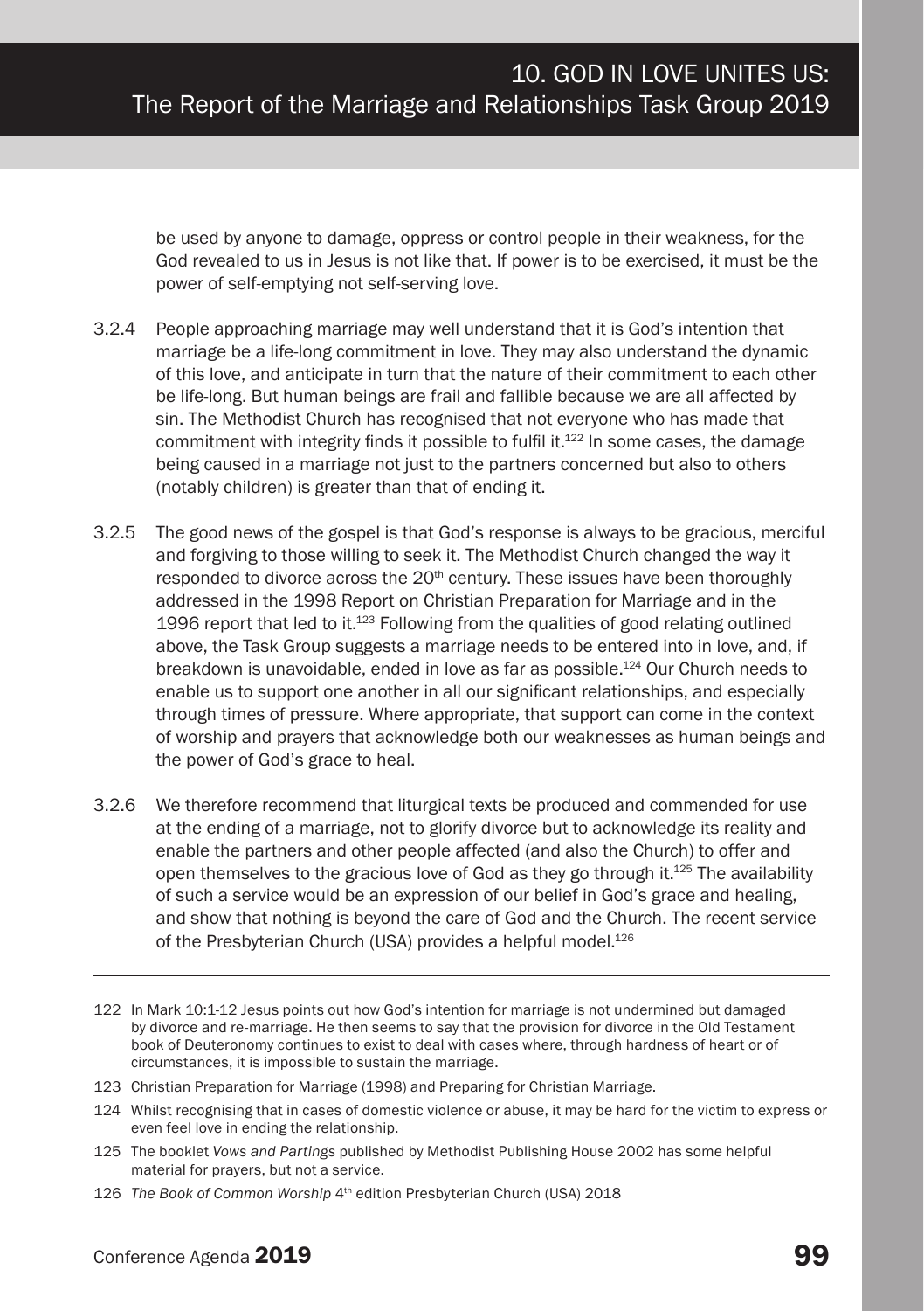be used by anyone to damage, oppress or control people in their weakness, for the God revealed to us in Jesus is not like that. If power is to be exercised, it must be the power of self-emptying not self-serving love.

3.2.4 People approaching marriage may well understand that it is God's intention that marriage be a life-long commitment in love. They may also understand the dynamic of this love, and anticipate in turn that the nature of their commitment to each other be life-long. But human beings are frail and fallible because we are all affected by sin. The Methodist Church has recognised that not everyone who has made that commitment with integrity finds it possible to fulfil it.[122] In some cases, the damage being caused in a marriage not just to the partners concerned but also to others (notably children) is greater than that of ending it.

3.2.5 The good news of the gospel is that God's response is always to be gracious, merciful and forgiving to those willing to seek it. The Methodist Church changed the way it responded to divorce across the 20th century. These issues have been thoroughly addressed in the 1998 Report on Christian Preparation for Marriage and in the 1996 report that led to it.[123] Following from the qualities of good relating outlined above, the Task Group suggests a marriage needs to be entered into in love, and, if breakdown is unavoidable, ended in love as far as possible.[124] Our Church needs to enable us to support one another in all our significant relationships, and especially through times of pressure. Where appropriate, that support can come in the context of worship and prayers that acknowledge both our weaknesses as human beings and the power of God's grace to heal.

3.2.6 We therefore recommend that liturgical texts be produced and commended for use at the ending of a marriage, not to glorify divorce but to acknowledge its reality and enable the partners and other people affected (and also the Church) to offer and open themselves to the gracious love of God as they go through it.[125] The availability of such a service would be an expression of our belief in God's grace and healing, and show that nothing is beyond the care of God and the Church. The recent service of the Presbyterian Church (USA) provides a helpful model.[126]

---

122 In Mark 10:1-12 Jesus points out how God's intention for marriage is not undermined but damaged by divorce and re-marriage. He then seems to say that the provision for divorce in the Old Testament book of Deuteronomy continues to exist to deal with cases where, through hardness of heart or of circumstances, it is impossible to sustain the marriage.

123 Christian Preparation for Marriage (1998) and Preparing for Christian Marriage.

124 Whilst recognising that in cases of domestic violence or abuse, it may be hard for the victim to express or even feel love in ending the relationship.

125 The booklet *Vows and Partings* published by Methodist Publishing House 2002 has some helpful material for prayers, but not a service.

126 *The Book of Common Worship* 4th edition Presbyterian Church (USA) 2018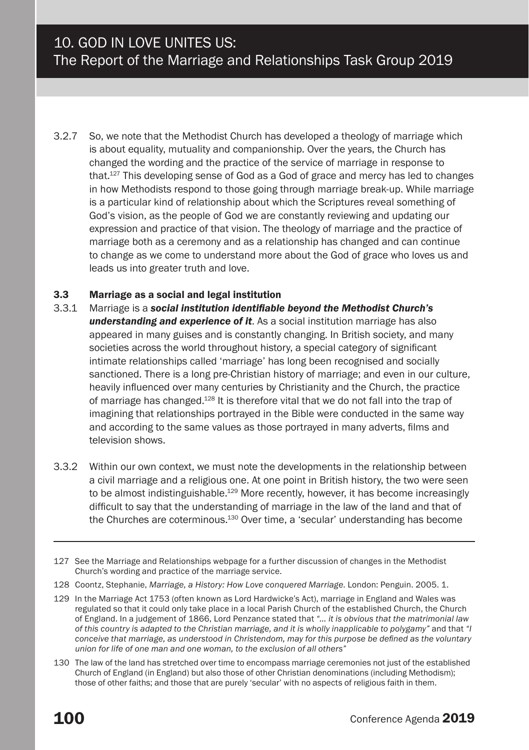3.2.7 So, we note that the Methodist Church has developed a theology of marriage which is about equality, mutuality and companionship. Over the years, the Church has changed the wording and the practice of the service of marriage in response to that.[127] This developing sense of God as a God of grace and mercy has led to changes in how Methodists respond to those going through marriage break-up. While marriage is a particular kind of relationship about which the Scriptures reveal something of God's vision, as the people of God we are constantly reviewing and updating our expression and practice of that vision. The theology of marriage and the practice of marriage both as a ceremony and as a relationship has changed and can continue to change as we come to understand more about the God of grace who loves us and leads us into greater truth and love.

### 3.3 Marriage as a social and legal institution

3.3.1 Marriage is a ***social institution identifiable beyond the Methodist Church's understanding and experience of it***. As a social institution marriage has also appeared in many guises and is constantly changing. In British society, and many societies across the world throughout history, a special category of significant intimate relationships called 'marriage' has long been recognised and socially sanctioned. There is a long pre-Christian history of marriage; and even in our culture, heavily influenced over many centuries by Christianity and the Church, the practice of marriage has changed.[128] It is therefore vital that we do not fall into the trap of imagining that relationships portrayed in the Bible were conducted in the same way and according to the same values as those portrayed in many adverts, films and television shows.

3.3.2 Within our own context, we must note the developments in the relationship between a civil marriage and a religious one. At one point in British history, the two were seen to be almost indistinguishable.[129] More recently, however, it has become increasingly difficult to say that the understanding of marriage in the law of the land and that of the Churches are coterminous.[130] Over time, a 'secular' understanding has become

---

127 See the Marriage and Relationships webpage for a further discussion of changes in the Methodist Church's wording and practice of the marriage service.

128 Coontz, Stephanie, *Marriage, a History: How Love conquered Marriage*. London: Penguin. 2005. 1.

129 In the Marriage Act 1753 (often known as Lord Hardwicke's Act), marriage in England and Wales was regulated so that it could only take place in a local Parish Church of the established Church, the Church of England. In a judgement of 1866, Lord Penzance stated that *"… it is obvious that the matrimonial law of this country is adapted to the Christian marriage, and it is wholly inapplicable to polygamy"* and that *"I conceive that marriage, as understood in Christendom, may for this purpose be defined as the voluntary union for life of one man and one woman, to the exclusion of all others"*

130 The law of the land has stretched over time to encompass marriage ceremonies not just of the established Church of England (in England) but also those of other Christian denominations (including Methodism); those of other faiths; and those that are purely 'secular' with no aspects of religious faith in them.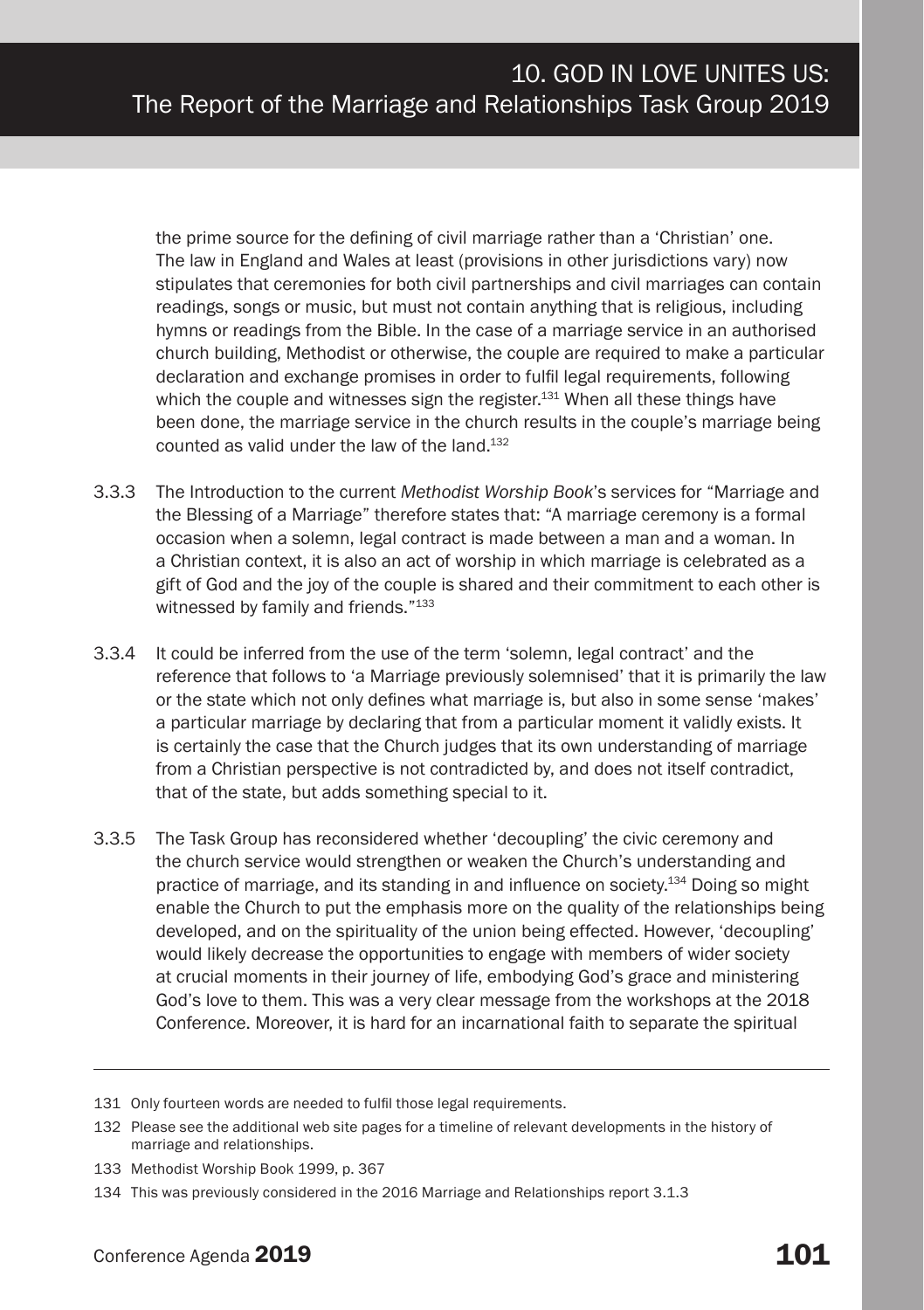the prime source for the defining of civil marriage rather than a 'Christian' one. The law in England and Wales at least (provisions in other jurisdictions vary) now stipulates that ceremonies for both civil partnerships and civil marriages can contain readings, songs or music, but must not contain anything that is religious, including hymns or readings from the Bible. In the case of a marriage service in an authorised church building, Methodist or otherwise, the couple are required to make a particular declaration and exchange promises in order to fulfil legal requirements, following which the couple and witnesses sign the register.[131] When all these things have been done, the marriage service in the church results in the couple's marriage being counted as valid under the law of the land.[132]

3.3.3 The Introduction to the current *Methodist Worship Book*'s services for "Marriage and the Blessing of a Marriage" therefore states that: "A marriage ceremony is a formal occasion when a solemn, legal contract is made between a man and a woman. In a Christian context, it is also an act of worship in which marriage is celebrated as a gift of God and the joy of the couple is shared and their commitment to each other is witnessed by family and friends."[133]

3.3.4 It could be inferred from the use of the term 'solemn, legal contract' and the reference that follows to 'a Marriage previously solemnised' that it is primarily the law or the state which not only defines what marriage is, but also in some sense 'makes' a particular marriage by declaring that from a particular moment it validly exists. It is certainly the case that the Church judges that its own understanding of marriage from a Christian perspective is not contradicted by, and does not itself contradict, that of the state, but adds something special to it.

3.3.5 The Task Group has reconsidered whether 'decoupling' the civic ceremony and the church service would strengthen or weaken the Church's understanding and practice of marriage, and its standing in and influence on society.[134] Doing so might enable the Church to put the emphasis more on the quality of the relationships being developed, and on the spirituality of the union being effected. However, 'decoupling' would likely decrease the opportunities to engage with members of wider society at crucial moments in their journey of life, embodying God's grace and ministering God's love to them. This was a very clear message from the workshops at the 2018 Conference. Moreover, it is hard for an incarnational faith to separate the spiritual

---

131 Only fourteen words are needed to fulfil those legal requirements.

132 Please see the additional web site pages for a timeline of relevant developments in the history of marriage and relationships.

133 Methodist Worship Book 1999, p. 367

134 This was previously considered in the 2016 Marriage and Relationships report 3.1.3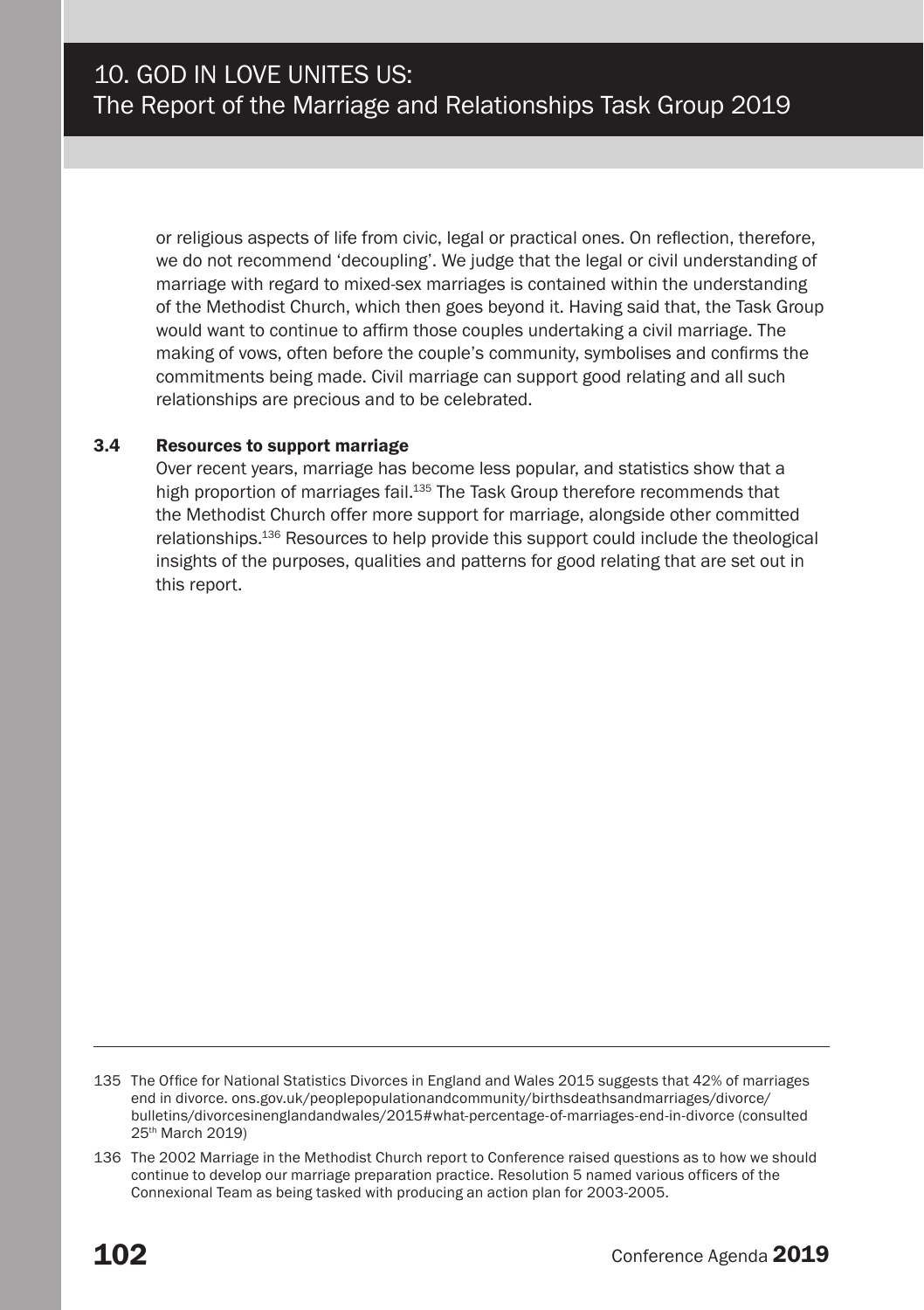or religious aspects of life from civic, legal or practical ones. On reflection, therefore, we do not recommend 'decoupling'. We judge that the legal or civil understanding of marriage with regard to mixed-sex marriages is contained within the understanding of the Methodist Church, which then goes beyond it. Having said that, the Task Group would want to continue to affirm those couples undertaking a civil marriage. The making of vows, often before the couple's community, symbolises and confirms the commitments being made. Civil marriage can support good relating and all such relationships are precious and to be celebrated.

### 3.4 Resources to support marriage

Over recent years, marriage has become less popular, and statistics show that a high proportion of marriages fail.[135] The Task Group therefore recommends that the Methodist Church offer more support for marriage, alongside other committed relationships.[136] Resources to help provide this support could include the theological insights of the purposes, qualities and patterns for good relating that are set out in this report.

---

135 The Office for National Statistics Divorces in England and Wales 2015 suggests that 42% of marriages end in divorce. ons.gov.uk/peoplepopulationandcommunity/birthsdeathsandmarriages/divorce/bulletins/divorcesinenglandandwales/2015#what-percentage-of-marriages-end-in-divorce (consulted 25th March 2019)

136 The 2002 Marriage in the Methodist Church report to Conference raised questions as to how we should continue to develop our marriage preparation practice. Resolution 5 named various officers of the Connexional Team as being tasked with producing an action plan for 2003-2005.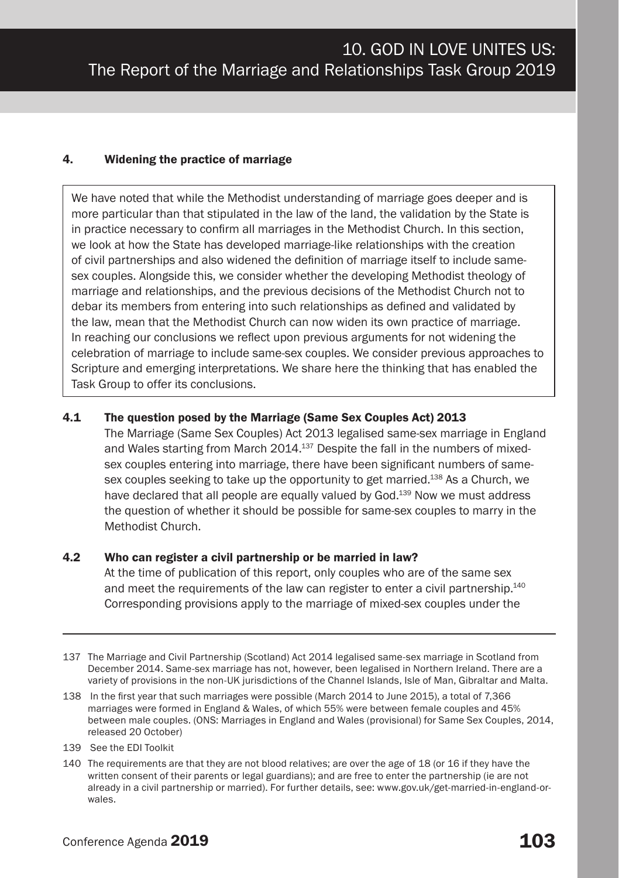## 4. Widening the practice of marriage

We have noted that while the Methodist understanding of marriage goes deeper and is more particular than that stipulated in the law of the land, the validation by the State is in practice necessary to confirm all marriages in the Methodist Church. In this section, we look at how the State has developed marriage-like relationships with the creation of civil partnerships and also widened the definition of marriage itself to include same-sex couples. Alongside this, we consider whether the developing Methodist theology of marriage and relationships, and the previous decisions of the Methodist Church not to debar its members from entering into such relationships as defined and validated by the law, mean that the Methodist Church can now widen its own practice of marriage. In reaching our conclusions we reflect upon previous arguments for not widening the celebration of marriage to include same-sex couples. We consider previous approaches to Scripture and emerging interpretations. We share here the thinking that has enabled the Task Group to offer its conclusions.

### 4.1 The question posed by the Marriage (Same Sex Couples Act) 2013

The Marriage (Same Sex Couples) Act 2013 legalised same-sex marriage in England and Wales starting from March 2014.[137] Despite the fall in the numbers of mixed-sex couples entering into marriage, there have been significant numbers of same-sex couples seeking to take up the opportunity to get married.[138] As a Church, we have declared that all people are equally valued by God.[139] Now we must address the question of whether it should be possible for same-sex couples to marry in the Methodist Church.

### 4.2 Who can register a civil partnership or be married in law?

At the time of publication of this report, only couples who are of the same sex and meet the requirements of the law can register to enter a civil partnership.[140] Corresponding provisions apply to the marriage of mixed-sex couples under the

---

137 The Marriage and Civil Partnership (Scotland) Act 2014 legalised same-sex marriage in Scotland from December 2014. Same-sex marriage has not, however, been legalised in Northern Ireland. There are a variety of provisions in the non-UK jurisdictions of the Channel Islands, Isle of Man, Gibraltar and Malta.

138 In the first year that such marriages were possible (March 2014 to June 2015), a total of 7,366 marriages were formed in England & Wales, of which 55% were between female couples and 45% between male couples. (ONS: Marriages in England and Wales (provisional) for Same Sex Couples, 2014, released 20 October)

139 See the EDI Toolkit

140 The requirements are that they are not blood relatives; are over the age of 18 (or 16 if they have the written consent of their parents or legal guardians); and are free to enter the partnership (ie are not already in a civil partnership or married). For further details, see: www.gov.uk/get-married-in-england-or-wales.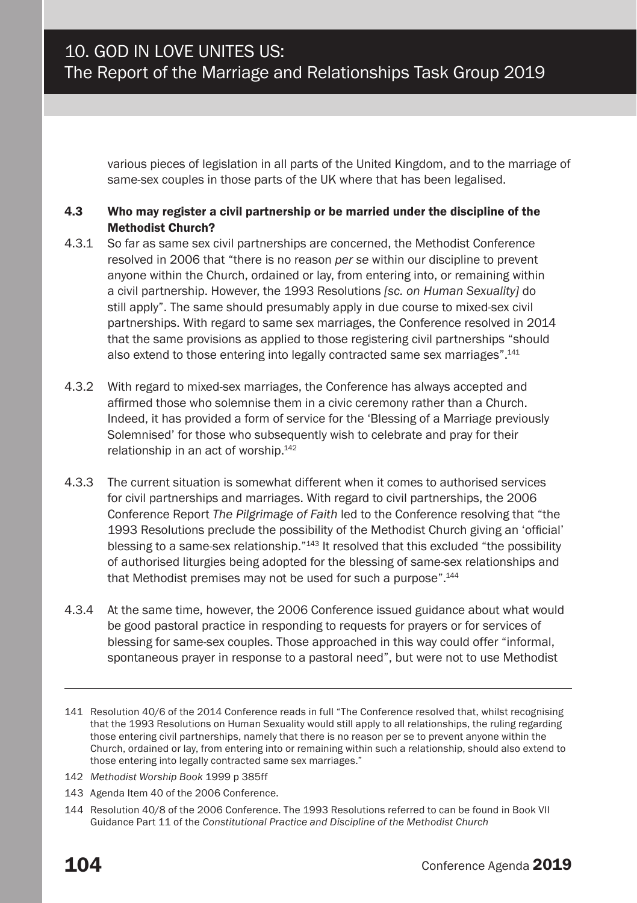various pieces of legislation in all parts of the United Kingdom, and to the marriage of same-sex couples in those parts of the UK where that has been legalised.

### 4.3 Who may register a civil partnership or be married under the discipline of the Methodist Church?

4.3.1 So far as same sex civil partnerships are concerned, the Methodist Conference resolved in 2006 that "there is no reason *per se* within our discipline to prevent anyone within the Church, ordained or lay, from entering into, or remaining within a civil partnership. However, the 1993 Resolutions *[sc. on Human Sexuality]* do still apply". The same should presumably apply in due course to mixed-sex civil partnerships. With regard to same sex marriages, the Conference resolved in 2014 that the same provisions as applied to those registering civil partnerships "should also extend to those entering into legally contracted same sex marriages".[141]

4.3.2 With regard to mixed-sex marriages, the Conference has always accepted and affirmed those who solemnise them in a civic ceremony rather than a Church. Indeed, it has provided a form of service for the 'Blessing of a Marriage previously Solemnised' for those who subsequently wish to celebrate and pray for their relationship in an act of worship.[142]

4.3.3 The current situation is somewhat different when it comes to authorised services for civil partnerships and marriages. With regard to civil partnerships, the 2006 Conference Report *The Pilgrimage of Faith* led to the Conference resolving that "the 1993 Resolutions preclude the possibility of the Methodist Church giving an 'official' blessing to a same-sex relationship."[143] It resolved that this excluded "the possibility of authorised liturgies being adopted for the blessing of same-sex relationships and that Methodist premises may not be used for such a purpose".[144]

4.3.4 At the same time, however, the 2006 Conference issued guidance about what would be good pastoral practice in responding to requests for prayers or for services of blessing for same-sex couples. Those approached in this way could offer "informal, spontaneous prayer in response to a pastoral need", but were not to use Methodist

---

141 Resolution 40/6 of the 2014 Conference reads in full "The Conference resolved that, whilst recognising that the 1993 Resolutions on Human Sexuality would still apply to all relationships, the ruling regarding those entering civil partnerships, namely that there is no reason per se to prevent anyone within the Church, ordained or lay, from entering into or remaining within such a relationship, should also extend to those entering into legally contracted same sex marriages."

142 *Methodist Worship Book* 1999 p 385ff

143 Agenda Item 40 of the 2006 Conference.

144 Resolution 40/8 of the 2006 Conference. The 1993 Resolutions referred to can be found in Book VII Guidance Part 11 of the *Constitutional Practice and Discipline of the Methodist Church*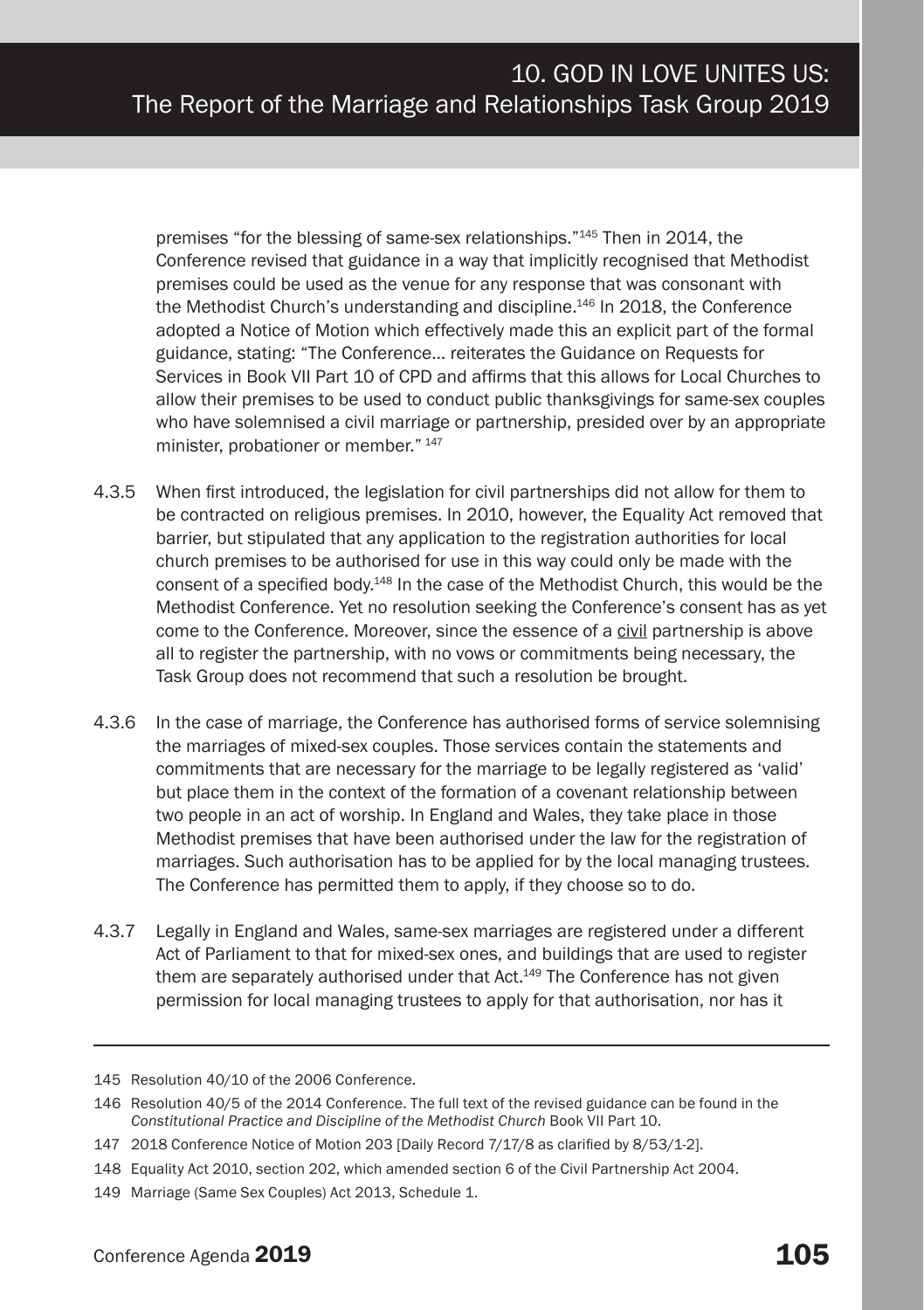premises "for the blessing of same-sex relationships."[145] Then in 2014, the Conference revised that guidance in a way that implicitly recognised that Methodist premises could be used as the venue for any response that was consonant with the Methodist Church's understanding and discipline.[146] In 2018, the Conference adopted a Notice of Motion which effectively made this an explicit part of the formal guidance, stating: "The Conference… reiterates the Guidance on Requests for Services in Book VII Part 10 of CPD and affirms that this allows for Local Churches to allow their premises to be used to conduct public thanksgivings for same-sex couples who have solemnised a civil marriage or partnership, presided over by an appropriate minister, probationer or member."[147]

4.3.5 When first introduced, the legislation for civil partnerships did not allow for them to be contracted on religious premises. In 2010, however, the Equality Act removed that barrier, but stipulated that any application to the registration authorities for local church premises to be authorised for use in this way could only be made with the consent of a specified body.[148] In the case of the Methodist Church, this would be the Methodist Conference. Yet no resolution seeking the Conference's consent has as yet come to the Conference. Moreover, since the essence of a <u>civil</u> partnership is above all to register the partnership, with no vows or commitments being necessary, the Task Group does not recommend that such a resolution be brought.

4.3.6 In the case of marriage, the Conference has authorised forms of service solemnising the marriages of mixed-sex couples. Those services contain the statements and commitments that are necessary for the marriage to be legally registered as 'valid' but place them in the context of the formation of a covenant relationship between two people in an act of worship. In England and Wales, they take place in those Methodist premises that have been authorised under the law for the registration of marriages. Such authorisation has to be applied for by the local managing trustees. The Conference has permitted them to apply, if they choose so to do.

4.3.7 Legally in England and Wales, same-sex marriages are registered under a different Act of Parliament to that for mixed-sex ones, and buildings that are used to register them are separately authorised under that Act.[149] The Conference has not given permission for local managing trustees to apply for that authorisation, nor has it

---

145 Resolution 40/10 of the 2006 Conference.

146 Resolution 40/5 of the 2014 Conference. The full text of the revised guidance can be found in the *Constitutional Practice and Discipline of the Methodist Church* Book VII Part 10.

147 2018 Conference Notice of Motion 203 [Daily Record 7/17/8 as clarified by 8/53/1-2].

148 Equality Act 2010, section 202, which amended section 6 of the Civil Partnership Act 2004.

149 Marriage (Same Sex Couples) Act 2013, Schedule 1.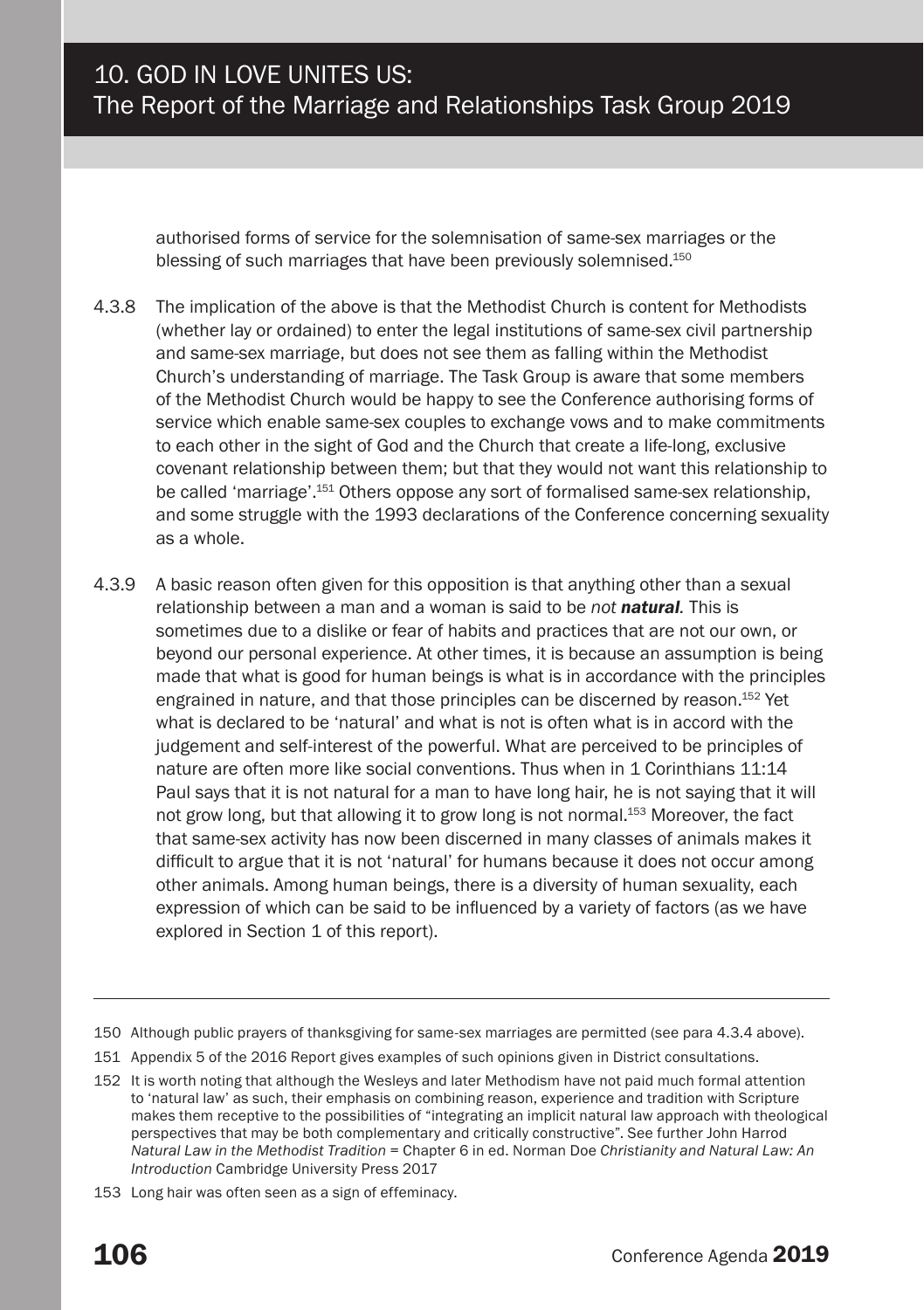authorised forms of service for the solemnisation of same-sex marriages or the blessing of such marriages that have been previously solemnised.[150]

4.3.8 The implication of the above is that the Methodist Church is content for Methodists (whether lay or ordained) to enter the legal institutions of same-sex civil partnership and same-sex marriage, but does not see them as falling within the Methodist Church's understanding of marriage. The Task Group is aware that some members of the Methodist Church would be happy to see the Conference authorising forms of service which enable same-sex couples to exchange vows and to make commitments to each other in the sight of God and the Church that create a life-long, exclusive covenant relationship between them; but that they would not want this relationship to be called 'marriage'.[151] Others oppose any sort of formalised same-sex relationship, and some struggle with the 1993 declarations of the Conference concerning sexuality as a whole.

4.3.9 A basic reason often given for this opposition is that anything other than a sexual relationship between a man and a woman is said to be *not* ***natural***. This is sometimes due to a dislike or fear of habits and practices that are not our own, or beyond our personal experience. At other times, it is because an assumption is being made that what is good for human beings is what is in accordance with the principles engrained in nature, and that those principles can be discerned by reason.[152] Yet what is declared to be 'natural' and what is not is often what is in accord with the judgement and self-interest of the powerful. What are perceived to be principles of nature are often more like social conventions. Thus when in 1 Corinthians 11:14 Paul says that it is not natural for a man to have long hair, he is not saying that it will not grow long, but that allowing it to grow long is not normal.[153] Moreover, the fact that same-sex activity has now been discerned in many classes of animals makes it difficult to argue that it is not 'natural' for humans because it does not occur among other animals. Among human beings, there is a diversity of human sexuality, each expression of which can be said to be influenced by a variety of factors (as we have explored in Section 1 of this report).

---

150 Although public prayers of thanksgiving for same-sex marriages are permitted (see para 4.3.4 above).

151 Appendix 5 of the 2016 Report gives examples of such opinions given in District consultations.

152 It is worth noting that although the Wesleys and later Methodism have not paid much formal attention to 'natural law' as such, their emphasis on combining reason, experience and tradition with Scripture makes them receptive to the possibilities of "integrating an implicit natural law approach with theological perspectives that may be both complementary and critically constructive". See further John Harrod *Natural Law in the Methodist Tradition* = Chapter 6 in ed. Norman Doe *Christianity and Natural Law: An Introduction* Cambridge University Press 2017

153 Long hair was often seen as a sign of effeminacy.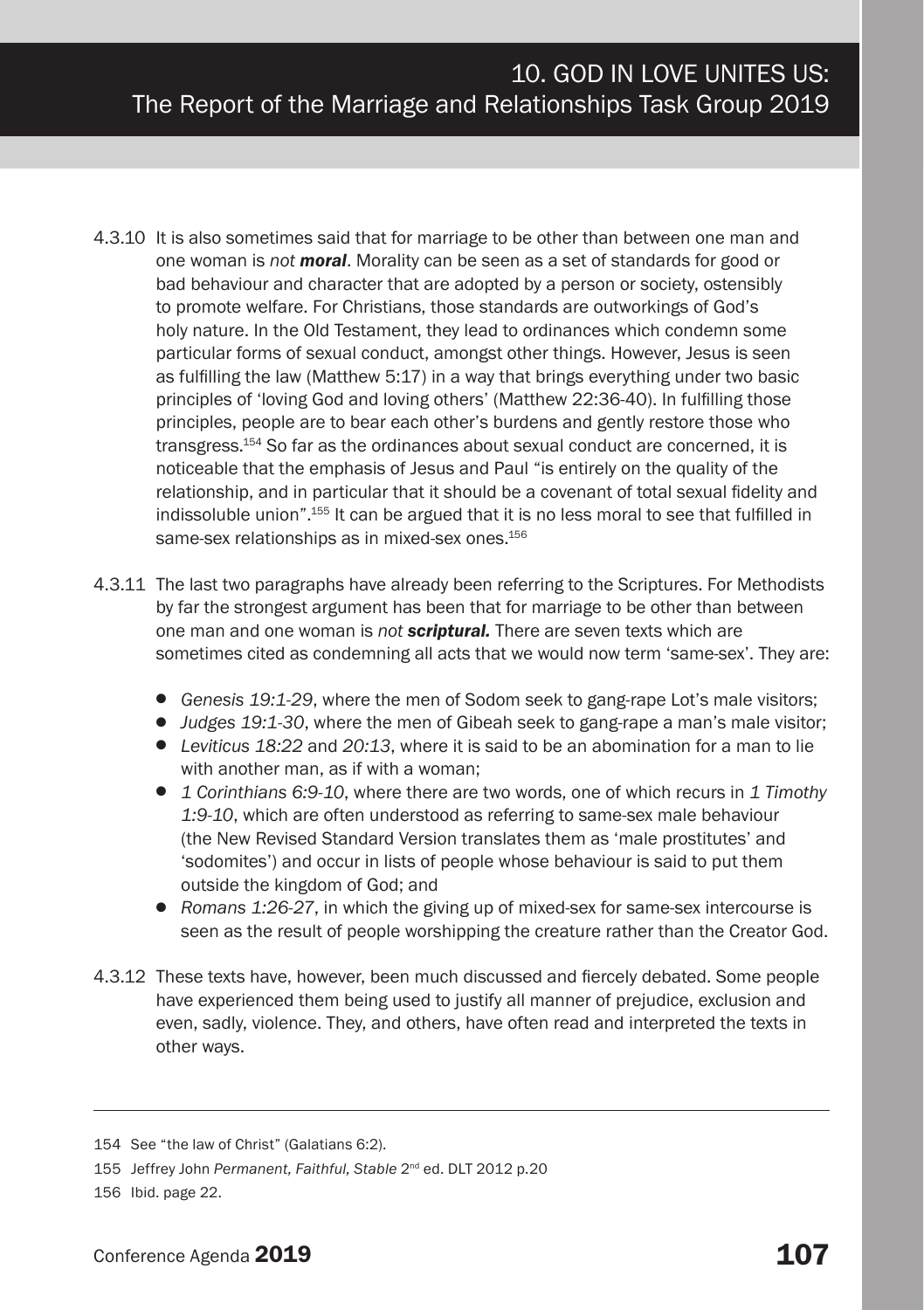4.3.10 It is also sometimes said that for marriage to be other than between one man and one woman is *not **moral***. Morality can be seen as a set of standards for good or bad behaviour and character that are adopted by a person or society, ostensibly to promote welfare. For Christians, those standards are outworkings of God's holy nature. In the Old Testament, they lead to ordinances which condemn some particular forms of sexual conduct, amongst other things. However, Jesus is seen as fulfilling the law (Matthew 5:17) in a way that brings everything under two basic principles of 'loving God and loving others' (Matthew 22:36-40). In fulfilling those principles, people are to bear each other's burdens and gently restore those who transgress.[154] So far as the ordinances about sexual conduct are concerned, it is noticeable that the emphasis of Jesus and Paul "is entirely on the quality of the relationship, and in particular that it should be a covenant of total sexual fidelity and indissoluble union".[155] It can be argued that it is no less moral to see that fulfilled in same-sex relationships as in mixed-sex ones.[156]

4.3.11 The last two paragraphs have already been referring to the Scriptures. For Methodists by far the strongest argument has been that for marriage to be other than between one man and one woman is *not **scriptural.*** There are seven texts which are sometimes cited as condemning all acts that we would now term 'same-sex'. They are:

- *Genesis 19:1-29*, where the men of Sodom seek to gang-rape Lot's male visitors;
- *Judges 19:1-30*, where the men of Gibeah seek to gang-rape a man's male visitor;
- *Leviticus 18:22* and *20:13*, where it is said to be an abomination for a man to lie with another man, as if with a woman;
- *1 Corinthians 6:9-10*, where there are two words, one of which recurs in *1 Timothy 1:9-10*, which are often understood as referring to same-sex male behaviour (the New Revised Standard Version translates them as 'male prostitutes' and 'sodomites') and occur in lists of people whose behaviour is said to put them outside the kingdom of God; and
- *Romans 1:26-27*, in which the giving up of mixed-sex for same-sex intercourse is seen as the result of people worshipping the creature rather than the Creator God.

4.3.12 These texts have, however, been much discussed and fiercely debated. Some people have experienced them being used to justify all manner of prejudice, exclusion and even, sadly, violence. They, and others, have often read and interpreted the texts in other ways.

---

154 See "the law of Christ" (Galatians 6:2).

155 Jeffrey John *Permanent, Faithful, Stable* 2nd ed. DLT 2012 p.20

156 Ibid. page 22.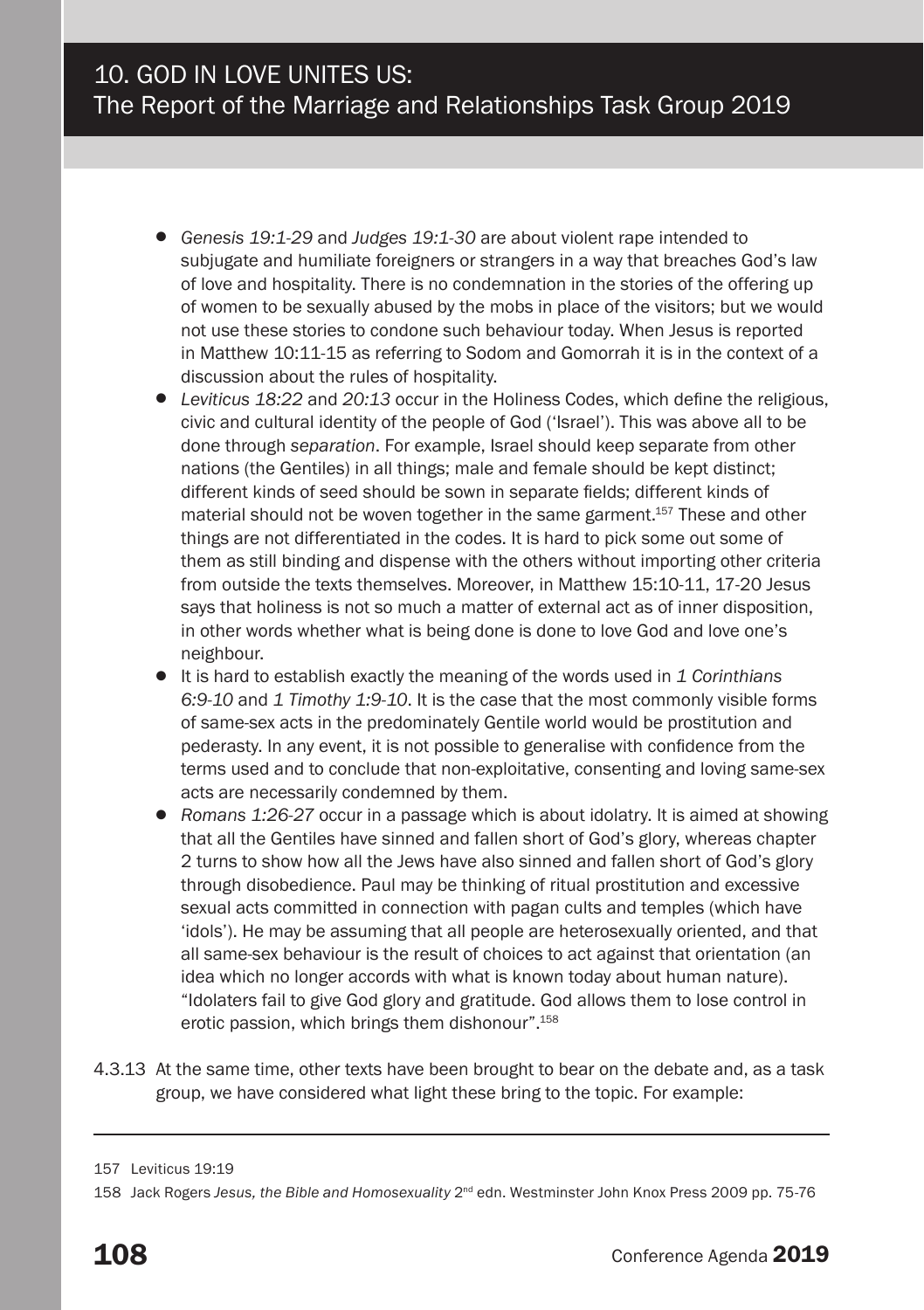- *Genesis 19:1-29* and *Judges 19:1-30* are about violent rape intended to subjugate and humiliate foreigners or strangers in a way that breaches God's law of love and hospitality. There is no condemnation in the stories of the offering up of women to be sexually abused by the mobs in place of the visitors; but we would not use these stories to condone such behaviour today. When Jesus is reported in Matthew 10:11-15 as referring to Sodom and Gomorrah it is in the context of a discussion about the rules of hospitality.
- *Leviticus 18:22* and *20:13* occur in the Holiness Codes, which define the religious, civic and cultural identity of the people of God ('Israel'). This was above all to be done through *separation*. For example, Israel should keep separate from other nations (the Gentiles) in all things; male and female should be kept distinct; different kinds of seed should be sown in separate fields; different kinds of material should not be woven together in the same garment.[157] These and other things are not differentiated in the codes. It is hard to pick some out some of them as still binding and dispense with the others without importing other criteria from outside the texts themselves. Moreover, in Matthew 15:10-11, 17-20 Jesus says that holiness is not so much a matter of external act as of inner disposition, in other words whether what is being done is done to love God and love one's neighbour.
- It is hard to establish exactly the meaning of the words used in *1 Corinthians 6:9-10* and *1 Timothy 1:9-10*. It is the case that the most commonly visible forms of same-sex acts in the predominately Gentile world would be prostitution and pederasty. In any event, it is not possible to generalise with confidence from the terms used and to conclude that non-exploitative, consenting and loving same-sex acts are necessarily condemned by them.
- *Romans 1:26-27* occur in a passage which is about idolatry. It is aimed at showing that all the Gentiles have sinned and fallen short of God's glory, whereas chapter 2 turns to show how all the Jews have also sinned and fallen short of God's glory through disobedience. Paul may be thinking of ritual prostitution and excessive sexual acts committed in connection with pagan cults and temples (which have 'idols'). He may be assuming that all people are heterosexually oriented, and that all same-sex behaviour is the result of choices to act against that orientation (an idea which no longer accords with what is known today about human nature). "Idolaters fail to give God glory and gratitude. God allows them to lose control in erotic passion, which brings them dishonour".[158]

4.3.13 At the same time, other texts have been brought to bear on the debate and, as a task group, we have considered what light these bring to the topic. For example:

---

157 Leviticus 19:19

158 Jack Rogers *Jesus, the Bible and Homosexuality* 2nd edn. Westminster John Knox Press 2009 pp. 75-76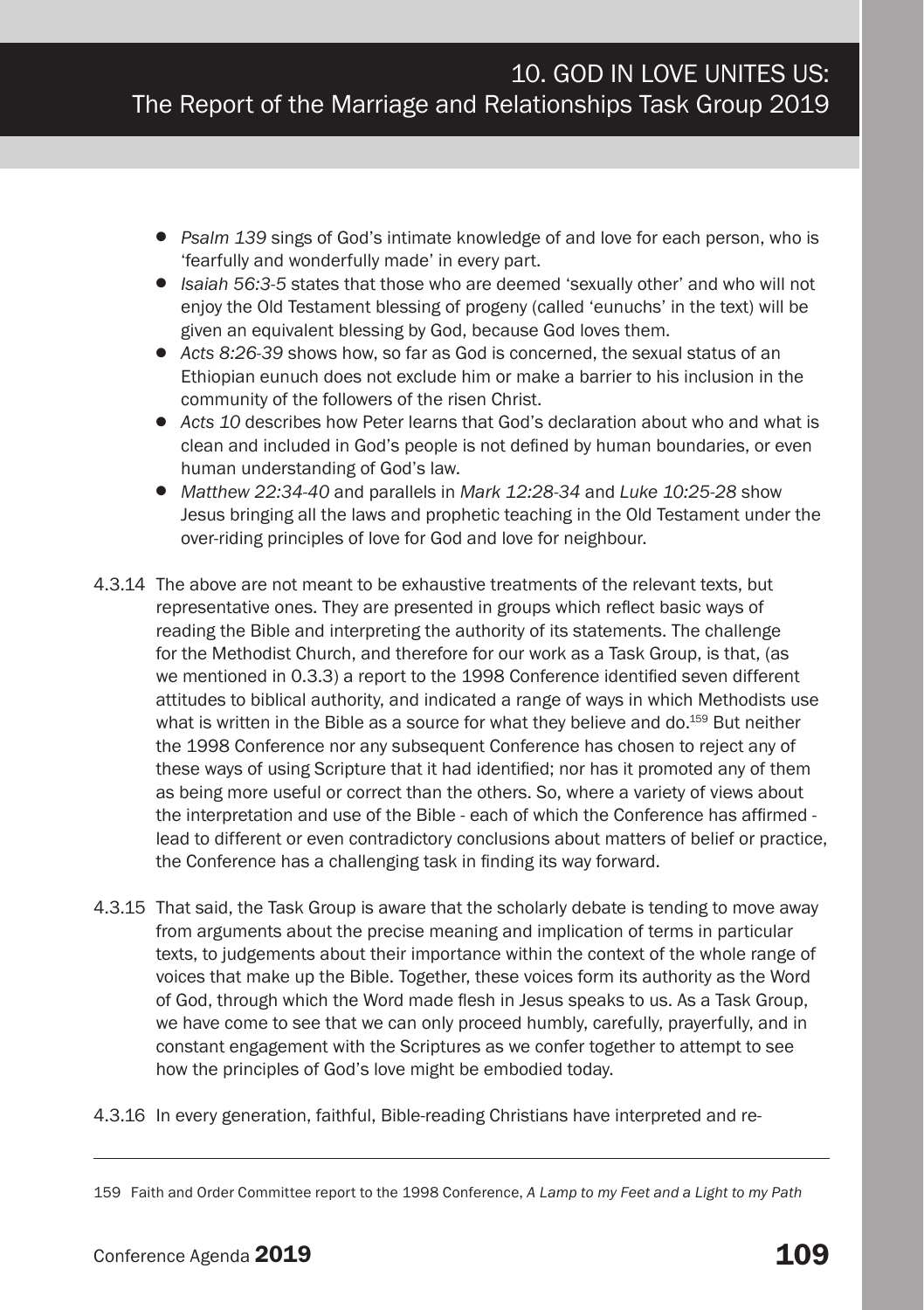- *Psalm 139* sings of God's intimate knowledge of and love for each person, who is 'fearfully and wonderfully made' in every part.
- *Isaiah 56:3-5* states that those who are deemed 'sexually other' and who will not enjoy the Old Testament blessing of progeny (called 'eunuchs' in the text) will be given an equivalent blessing by God, because God loves them.
- *Acts 8:26-39* shows how, so far as God is concerned, the sexual status of an Ethiopian eunuch does not exclude him or make a barrier to his inclusion in the community of the followers of the risen Christ.
- *Acts 10* describes how Peter learns that God's declaration about who and what is clean and included in God's people is not defined by human boundaries, or even human understanding of God's law.
- *Matthew 22:34-40* and parallels in *Mark 12:28-34* and *Luke 10:25-28* show Jesus bringing all the laws and prophetic teaching in the Old Testament under the over-riding principles of love for God and love for neighbour.

4.3.14 The above are not meant to be exhaustive treatments of the relevant texts, but representative ones. They are presented in groups which reflect basic ways of reading the Bible and interpreting the authority of its statements. The challenge for the Methodist Church, and therefore for our work as a Task Group, is that, (as we mentioned in 0.3.3) a report to the 1998 Conference identified seven different attitudes to biblical authority, and indicated a range of ways in which Methodists use what is written in the Bible as a source for what they believe and do.[159] But neither the 1998 Conference nor any subsequent Conference has chosen to reject any of these ways of using Scripture that it had identified; nor has it promoted any of them as being more useful or correct than the others. So, where a variety of views about the interpretation and use of the Bible - each of which the Conference has affirmed - lead to different or even contradictory conclusions about matters of belief or practice, the Conference has a challenging task in finding its way forward.

4.3.15 That said, the Task Group is aware that the scholarly debate is tending to move away from arguments about the precise meaning and implication of terms in particular texts, to judgements about their importance within the context of the whole range of voices that make up the Bible. Together, these voices form its authority as the Word of God, through which the Word made flesh in Jesus speaks to us. As a Task Group, we have come to see that we can only proceed humbly, carefully, prayerfully, and in constant engagement with the Scriptures as we confer together to attempt to see how the principles of God's love might be embodied today.

4.3.16 In every generation, faithful, Bible-reading Christians have interpreted and re-

---

159 Faith and Order Committee report to the 1998 Conference, *A Lamp to my Feet and a Light to my Path*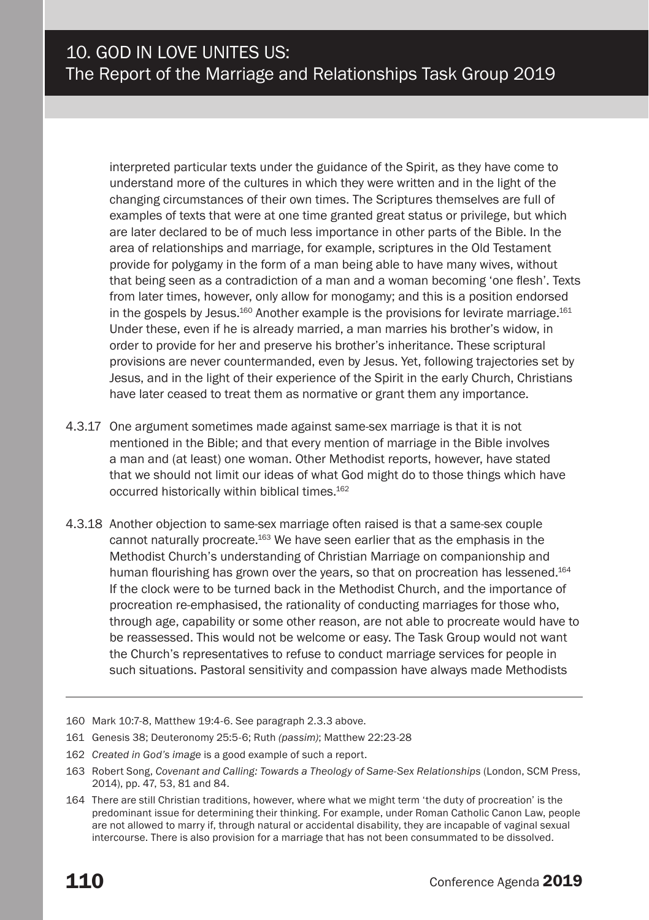interpreted particular texts under the guidance of the Spirit, as they have come to understand more of the cultures in which they were written and in the light of the changing circumstances of their own times. The Scriptures themselves are full of examples of texts that were at one time granted great status or privilege, but which are later declared to be of much less importance in other parts of the Bible. In the area of relationships and marriage, for example, scriptures in the Old Testament provide for polygamy in the form of a man being able to have many wives, without that being seen as a contradiction of a man and a woman becoming 'one flesh'. Texts from later times, however, only allow for monogamy; and this is a position endorsed in the gospels by Jesus.[160] Another example is the provisions for levirate marriage.[161] Under these, even if he is already married, a man marries his brother's widow, in order to provide for her and preserve his brother's inheritance. These scriptural provisions are never countermanded, even by Jesus. Yet, following trajectories set by Jesus, and in the light of their experience of the Spirit in the early Church, Christians have later ceased to treat them as normative or grant them any importance.

4.3.17 One argument sometimes made against same-sex marriage is that it is not mentioned in the Bible; and that every mention of marriage in the Bible involves a man and (at least) one woman. Other Methodist reports, however, have stated that we should not limit our ideas of what God might do to those things which have occurred historically within biblical times.[162]

4.3.18 Another objection to same-sex marriage often raised is that a same-sex couple cannot naturally procreate.[163] We have seen earlier that as the emphasis in the Methodist Church's understanding of Christian Marriage on companionship and human flourishing has grown over the years, so that on procreation has lessened.[164] If the clock were to be turned back in the Methodist Church, and the importance of procreation re-emphasised, the rationality of conducting marriages for those who, through age, capability or some other reason, are not able to procreate would have to be reassessed. This would not be welcome or easy. The Task Group would not want the Church's representatives to refuse to conduct marriage services for people in such situations. Pastoral sensitivity and compassion have always made Methodists

---

160 Mark 10:7-8, Matthew 19:4-6. See paragraph 2.3.3 above.

161 Genesis 38; Deuteronomy 25:5-6; Ruth *(passim)*; Matthew 22:23-28

162 *Created in God's image* is a good example of such a report.

163 Robert Song, *Covenant and Calling: Towards a Theology of Same-Sex Relationships* (London, SCM Press, 2014), pp. 47, 53, 81 and 84.

164 There are still Christian traditions, however, where what we might term 'the duty of procreation' is the predominant issue for determining their thinking. For example, under Roman Catholic Canon Law, people are not allowed to marry if, through natural or accidental disability, they are incapable of vaginal sexual intercourse. There is also provision for a marriage that has not been consummated to be dissolved.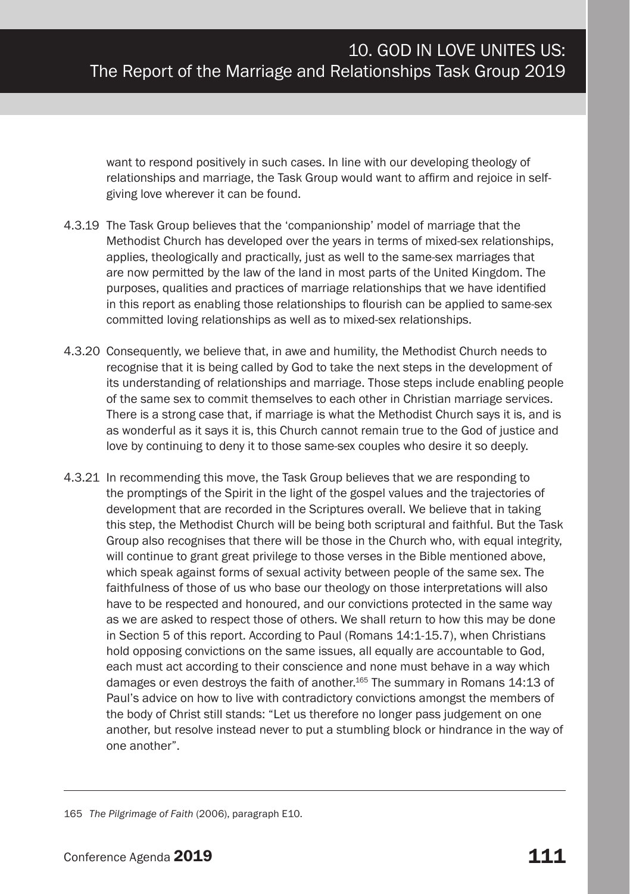want to respond positively in such cases. In line with our developing theology of relationships and marriage, the Task Group would want to affirm and rejoice in self-giving love wherever it can be found.

4.3.19 The Task Group believes that the 'companionship' model of marriage that the Methodist Church has developed over the years in terms of mixed-sex relationships, applies, theologically and practically, just as well to the same-sex marriages that are now permitted by the law of the land in most parts of the United Kingdom. The purposes, qualities and practices of marriage relationships that we have identified in this report as enabling those relationships to flourish can be applied to same-sex committed loving relationships as well as to mixed-sex relationships.

4.3.20 Consequently, we believe that, in awe and humility, the Methodist Church needs to recognise that it is being called by God to take the next steps in the development of its understanding of relationships and marriage. Those steps include enabling people of the same sex to commit themselves to each other in Christian marriage services. There is a strong case that, if marriage is what the Methodist Church says it is, and is as wonderful as it says it is, this Church cannot remain true to the God of justice and love by continuing to deny it to those same-sex couples who desire it so deeply.

4.3.21 In recommending this move, the Task Group believes that we are responding to the promptings of the Spirit in the light of the gospel values and the trajectories of development that are recorded in the Scriptures overall. We believe that in taking this step, the Methodist Church will be being both scriptural and faithful. But the Task Group also recognises that there will be those in the Church who, with equal integrity, will continue to grant great privilege to those verses in the Bible mentioned above, which speak against forms of sexual activity between people of the same sex. The faithfulness of those of us who base our theology on those interpretations will also have to be respected and honoured, and our convictions protected in the same way as we are asked to respect those of others. We shall return to how this may be done in Section 5 of this report. According to Paul (Romans 14:1-15.7), when Christians hold opposing convictions on the same issues, all equally are accountable to God, each must act according to their conscience and none must behave in a way which damages or even destroys the faith of another.[165] The summary in Romans 14:13 of Paul's advice on how to live with contradictory convictions amongst the members of the body of Christ still stands: "Let us therefore no longer pass judgement on one another, but resolve instead never to put a stumbling block or hindrance in the way of one another".

---

165 *The Pilgrimage of Faith* (2006), paragraph E10.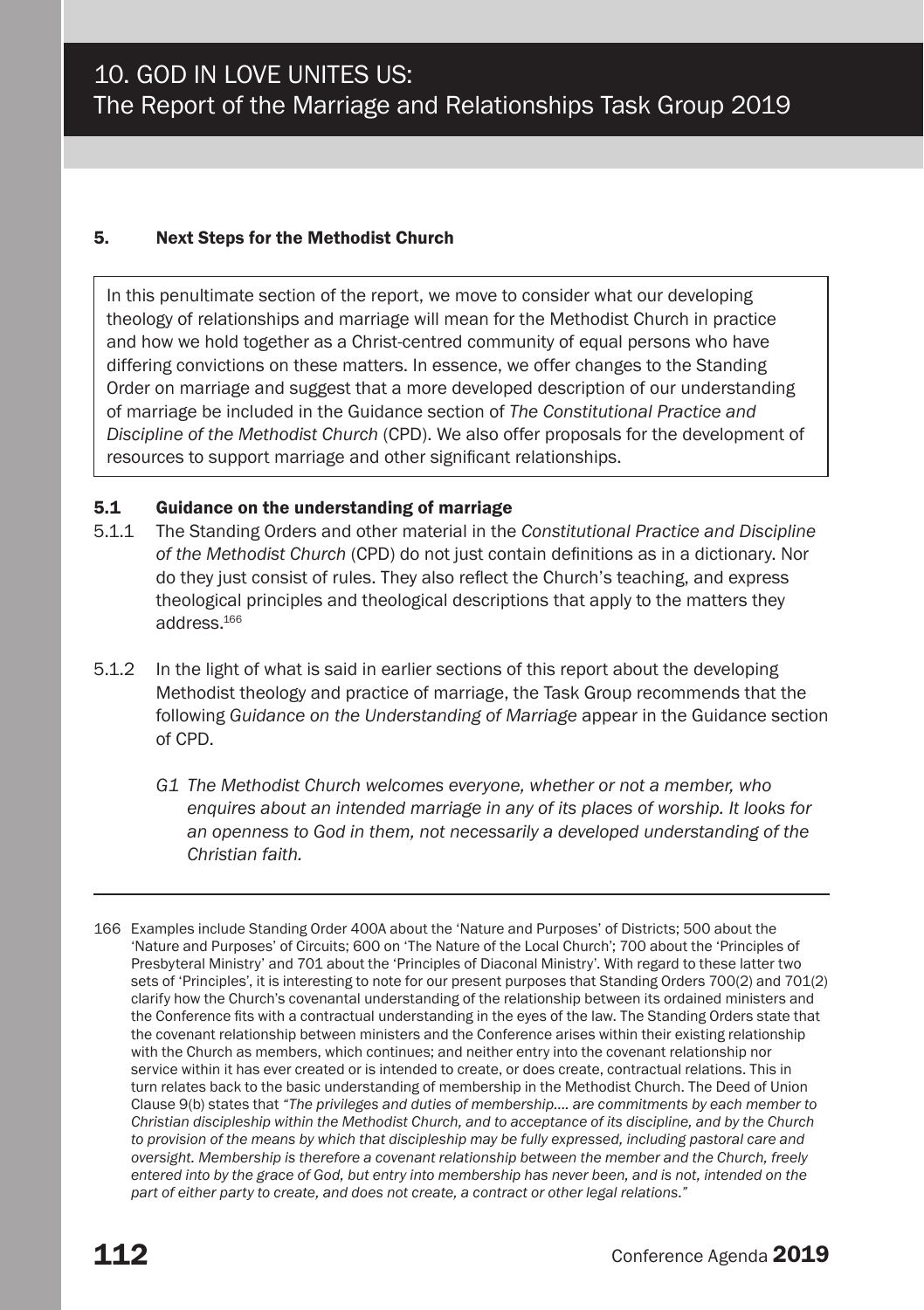## 5. Next Steps for the Methodist Church

In this penultimate section of the report, we move to consider what our developing theology of relationships and marriage will mean for the Methodist Church in practice and how we hold together as a Christ-centred community of equal persons who have differing convictions on these matters. In essence, we offer changes to the Standing Order on marriage and suggest that a more developed description of our understanding of marriage be included in the Guidance section of *The Constitutional Practice and Discipline of the Methodist Church* (CPD). We also offer proposals for the development of resources to support marriage and other significant relationships.

### 5.1 Guidance on the understanding of marriage

5.1.1 The Standing Orders and other material in the *Constitutional Practice and Discipline of the Methodist Church* (CPD) do not just contain definitions as in a dictionary. Nor do they just consist of rules. They also reflect the Church's teaching, and express theological principles and theological descriptions that apply to the matters they address.[166]

5.1.2 In the light of what is said in earlier sections of this report about the developing Methodist theology and practice of marriage, the Task Group recommends that the following *Guidance on the Understanding of Marriage* appear in the Guidance section of CPD.

*G1 The Methodist Church welcomes everyone, whether or not a member, who enquires about an intended marriage in any of its places of worship. It looks for an openness to God in them, not necessarily a developed understanding of the Christian faith.*

---

166 Examples include Standing Order 400A about the 'Nature and Purposes' of Districts; 500 about the 'Nature and Purposes' of Circuits; 600 on 'The Nature of the Local Church'; 700 about the 'Principles of Presbyteral Ministry' and 701 about the 'Principles of Diaconal Ministry'. With regard to these latter two sets of 'Principles', it is interesting to note for our present purposes that Standing Orders 700(2) and 701(2) clarify how the Church's covenantal understanding of the relationship between its ordained ministers and the Conference fits with a contractual understanding in the eyes of the law. The Standing Orders state that the covenant relationship between ministers and the Conference arises within their existing relationship with the Church as members, which continues; and neither entry into the covenant relationship nor service within it has ever created or is intended to create, or does create, contractual relations. This in turn relates back to the basic understanding of membership in the Methodist Church. The Deed of Union Clause 9(b) states that *"The privileges and duties of membership.... are commitments by each member to Christian discipleship within the Methodist Church, and to acceptance of its discipline, and by the Church to provision of the means by which that discipleship may be fully expressed, including pastoral care and oversight. Membership is therefore a covenant relationship between the member and the Church, freely entered into by the grace of God, but entry into membership has never been, and is not, intended on the part of either party to create, and does not create, a contract or other legal relations."*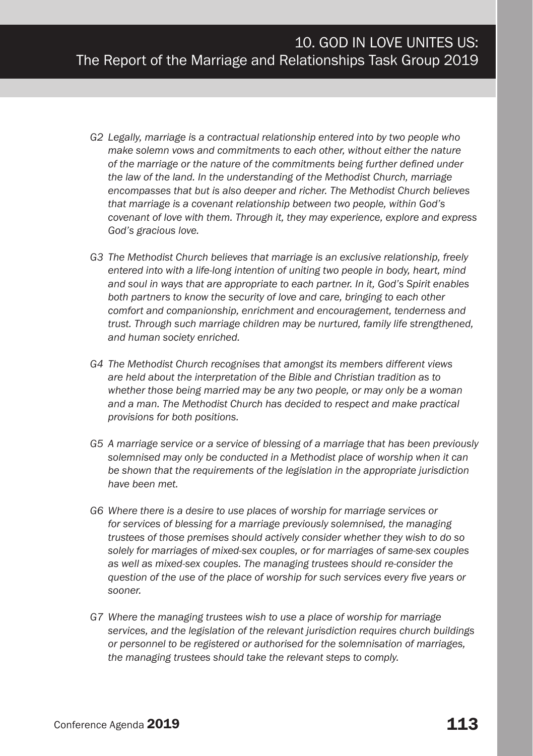*G2 Legally, marriage is a contractual relationship entered into by two people who make solemn vows and commitments to each other, without either the nature of the marriage or the nature of the commitments being further defined under the law of the land. In the understanding of the Methodist Church, marriage encompasses that but is also deeper and richer. The Methodist Church believes that marriage is a covenant relationship between two people, within God's covenant of love with them. Through it, they may experience, explore and express God's gracious love.*

*G3 The Methodist Church believes that marriage is an exclusive relationship, freely entered into with a life-long intention of uniting two people in body, heart, mind and soul in ways that are appropriate to each partner. In it, God's Spirit enables both partners to know the security of love and care, bringing to each other comfort and companionship, enrichment and encouragement, tenderness and trust. Through such marriage children may be nurtured, family life strengthened, and human society enriched.*

*G4 The Methodist Church recognises that amongst its members different views are held about the interpretation of the Bible and Christian tradition as to whether those being married may be any two people, or may only be a woman and a man. The Methodist Church has decided to respect and make practical provisions for both positions.*

*G5 A marriage service or a service of blessing of a marriage that has been previously solemnised may only be conducted in a Methodist place of worship when it can be shown that the requirements of the legislation in the appropriate jurisdiction have been met.*

*G6 Where there is a desire to use places of worship for marriage services or for services of blessing for a marriage previously solemnised, the managing trustees of those premises should actively consider whether they wish to do so solely for marriages of mixed-sex couples, or for marriages of same-sex couples as well as mixed-sex couples. The managing trustees should re-consider the question of the use of the place of worship for such services every five years or sooner.*

*G7 Where the managing trustees wish to use a place of worship for marriage services, and the legislation of the relevant jurisdiction requires church buildings or personnel to be registered or authorised for the solemnisation of marriages, the managing trustees should take the relevant steps to comply.*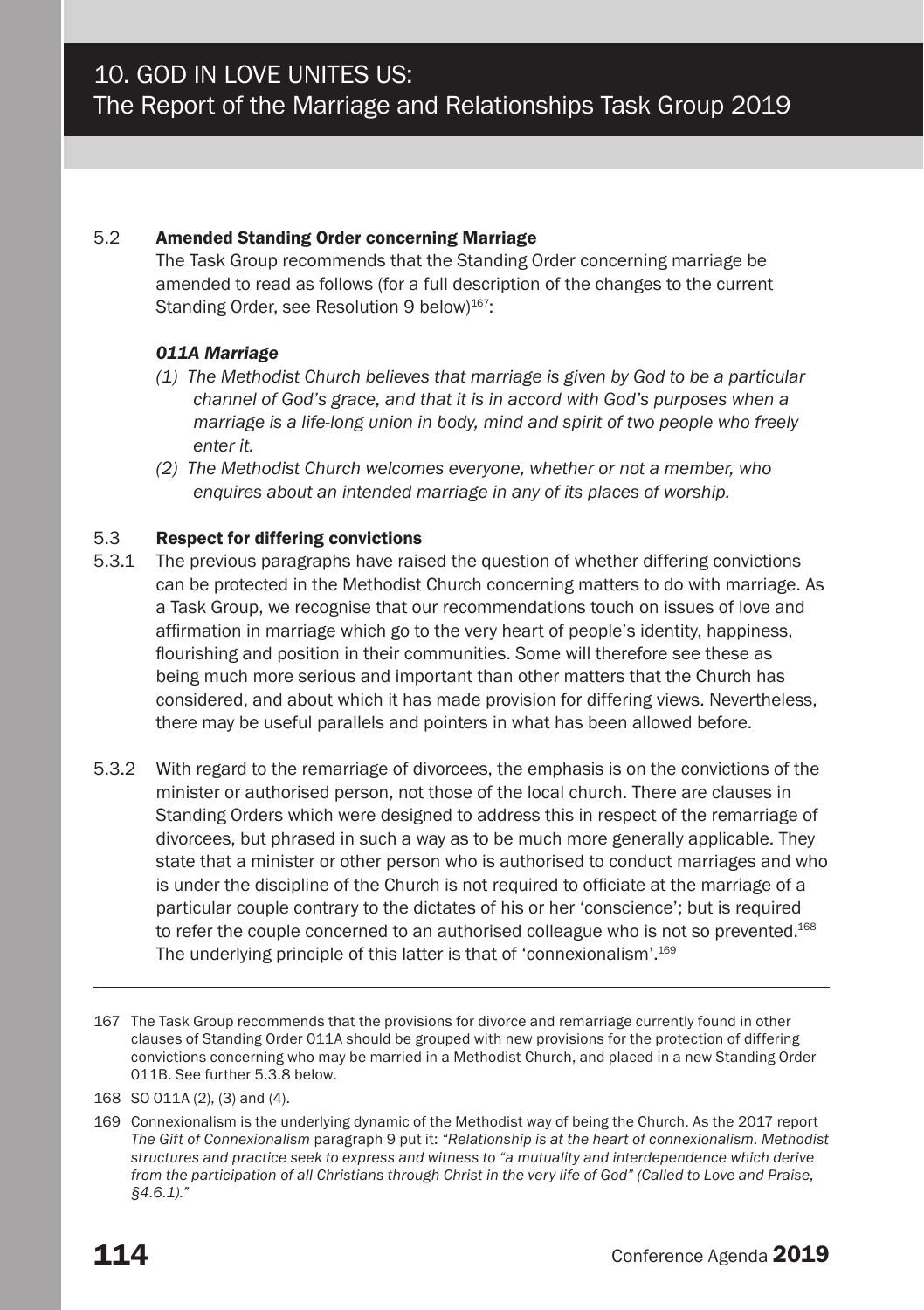### 5.2 Amended Standing Order concerning Marriage

The Task Group recommends that the Standing Order concerning marriage be amended to read as follows (for a full description of the changes to the current Standing Order, see Resolution 9 below)[167]:

***011A Marriage***

*(1) The Methodist Church believes that marriage is given by God to be a particular channel of God's grace, and that it is in accord with God's purposes when a marriage is a life-long union in body, mind and spirit of two people who freely enter it.*

*(2) The Methodist Church welcomes everyone, whether or not a member, who enquires about an intended marriage in any of its places of worship.*

### 5.3 Respect for differing convictions

5.3.1 The previous paragraphs have raised the question of whether differing convictions can be protected in the Methodist Church concerning matters to do with marriage. As a Task Group, we recognise that our recommendations touch on issues of love and affirmation in marriage which go to the very heart of people's identity, happiness, flourishing and position in their communities. Some will therefore see these as being much more serious and important than other matters that the Church has considered, and about which it has made provision for differing views. Nevertheless, there may be useful parallels and pointers in what has been allowed before.

5.3.2 With regard to the remarriage of divorcees, the emphasis is on the convictions of the minister or authorised person, not those of the local church. There are clauses in Standing Orders which were designed to address this in respect of the remarriage of divorcees, but phrased in such a way as to be much more generally applicable. They state that a minister or other person who is authorised to conduct marriages and who is under the discipline of the Church is not required to officiate at the marriage of a particular couple contrary to the dictates of his or her 'conscience'; but is required to refer the couple concerned to an authorised colleague who is not so prevented.[168] The underlying principle of this latter is that of 'connexionalism'.[169]

---

167 The Task Group recommends that the provisions for divorce and remarriage currently found in other clauses of Standing Order 011A should be grouped with new provisions for the protection of differing convictions concerning who may be married in a Methodist Church, and placed in a new Standing Order 011B. See further 5.3.8 below.

168 SO 011A (2), (3) and (4).

169 Connexionalism is the underlying dynamic of the Methodist way of being the Church. As the 2017 report *The Gift of Connexionalism* paragraph 9 put it: *"Relationship is at the heart of connexionalism. Methodist structures and practice seek to express and witness to "a mutuality and interdependence which derive from the participation of all Christians through Christ in the very life of God" (Called to Love and Praise, §4.6.1)."*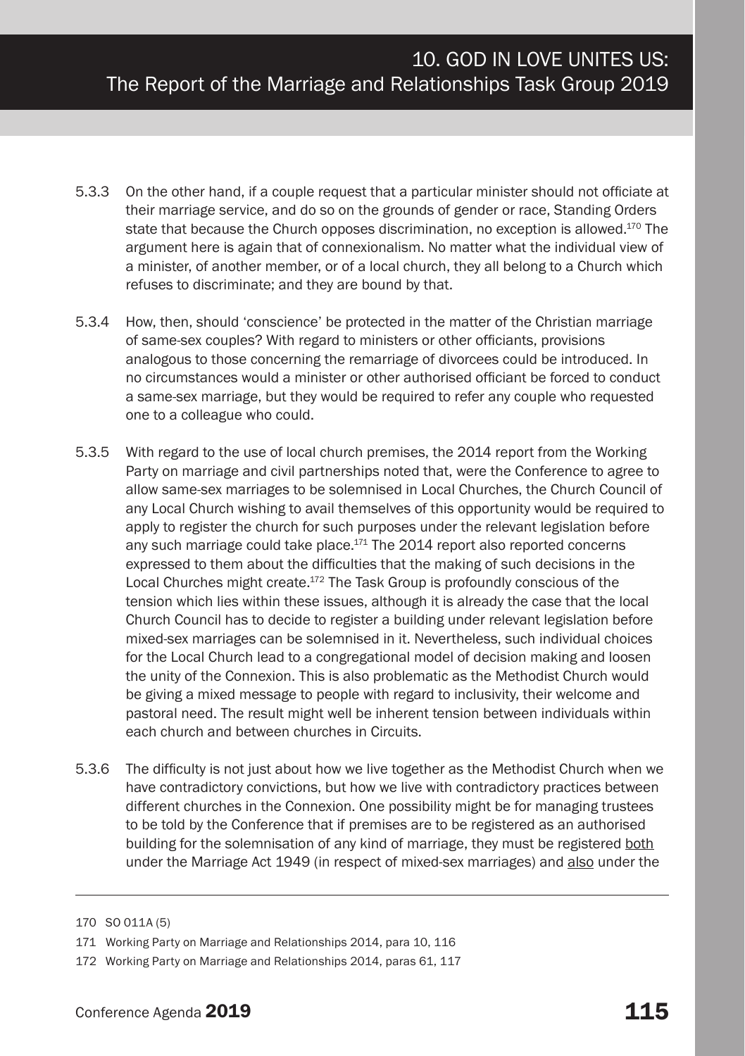5.3.3 On the other hand, if a couple request that a particular minister should not officiate at their marriage service, and do so on the grounds of gender or race, Standing Orders state that because the Church opposes discrimination, no exception is allowed.[170] The argument here is again that of connexionalism. No matter what the individual view of a minister, of another member, or of a local church, they all belong to a Church which refuses to discriminate; and they are bound by that.

5.3.4 How, then, should 'conscience' be protected in the matter of the Christian marriage of same-sex couples? With regard to ministers or other officiants, provisions analogous to those concerning the remarriage of divorcees could be introduced. In no circumstances would a minister or other authorised officiant be forced to conduct a same-sex marriage, but they would be required to refer any couple who requested one to a colleague who could.

5.3.5 With regard to the use of local church premises, the 2014 report from the Working Party on marriage and civil partnerships noted that, were the Conference to agree to allow same-sex marriages to be solemnised in Local Churches, the Church Council of any Local Church wishing to avail themselves of this opportunity would be required to apply to register the church for such purposes under the relevant legislation before any such marriage could take place.[171] The 2014 report also reported concerns expressed to them about the difficulties that the making of such decisions in the Local Churches might create.[172] The Task Group is profoundly conscious of the tension which lies within these issues, although it is already the case that the local Church Council has to decide to register a building under relevant legislation before mixed-sex marriages can be solemnised in it. Nevertheless, such individual choices for the Local Church lead to a congregational model of decision making and loosen the unity of the Connexion. This is also problematic as the Methodist Church would be giving a mixed message to people with regard to inclusivity, their welcome and pastoral need. The result might well be inherent tension between individuals within each church and between churches in Circuits.

5.3.6 The difficulty is not just about how we live together as the Methodist Church when we have contradictory convictions, but how we live with contradictory practices between different churches in the Connexion. One possibility might be for managing trustees to be told by the Conference that if premises are to be registered as an authorised building for the solemnisation of any kind of marriage, they must be registered both under the Marriage Act 1949 (in respect of mixed-sex marriages) and also under the

---

170 SO 011A (5)

171 Working Party on Marriage and Relationships 2014, para 10, 116

172 Working Party on Marriage and Relationships 2014, paras 61, 117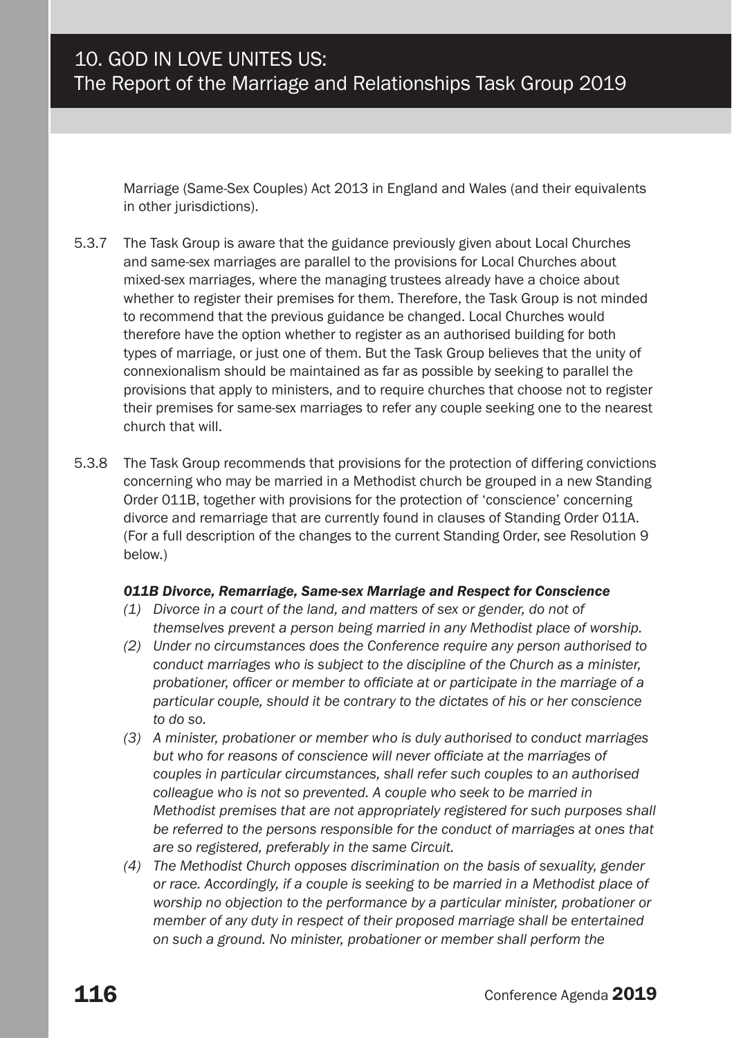Marriage (Same-Sex Couples) Act 2013 in England and Wales (and their equivalents in other jurisdictions).

5.3.7 The Task Group is aware that the guidance previously given about Local Churches and same-sex marriages are parallel to the provisions for Local Churches about mixed-sex marriages, where the managing trustees already have a choice about whether to register their premises for them. Therefore, the Task Group is not minded to recommend that the previous guidance be changed. Local Churches would therefore have the option whether to register as an authorised building for both types of marriage, or just one of them. But the Task Group believes that the unity of connexionalism should be maintained as far as possible by seeking to parallel the provisions that apply to ministers, and to require churches that choose not to register their premises for same-sex marriages to refer any couple seeking one to the nearest church that will.

5.3.8 The Task Group recommends that provisions for the protection of differing convictions concerning who may be married in a Methodist church be grouped in a new Standing Order 011B, together with provisions for the protection of 'conscience' concerning divorce and remarriage that are currently found in clauses of Standing Order 011A. (For a full description of the changes to the current Standing Order, see Resolution 9 below.)

***011B Divorce, Remarriage, Same-sex Marriage and Respect for Conscience***

*(1) Divorce in a court of the land, and matters of sex or gender, do not of themselves prevent a person being married in any Methodist place of worship.*

*(2) Under no circumstances does the Conference require any person authorised to conduct marriages who is subject to the discipline of the Church as a minister, probationer, officer or member to officiate at or participate in the marriage of a particular couple, should it be contrary to the dictates of his or her conscience to do so.*

*(3) A minister, probationer or member who is duly authorised to conduct marriages but who for reasons of conscience will never officiate at the marriages of couples in particular circumstances, shall refer such couples to an authorised colleague who is not so prevented. A couple who seek to be married in Methodist premises that are not appropriately registered for such purposes shall be referred to the persons responsible for the conduct of marriages at ones that are so registered, preferably in the same Circuit.*

*(4) The Methodist Church opposes discrimination on the basis of sexuality, gender or race. Accordingly, if a couple is seeking to be married in a Methodist place of worship no objection to the performance by a particular minister, probationer or member of any duty in respect of their proposed marriage shall be entertained on such a ground. No minister, probationer or member shall perform the*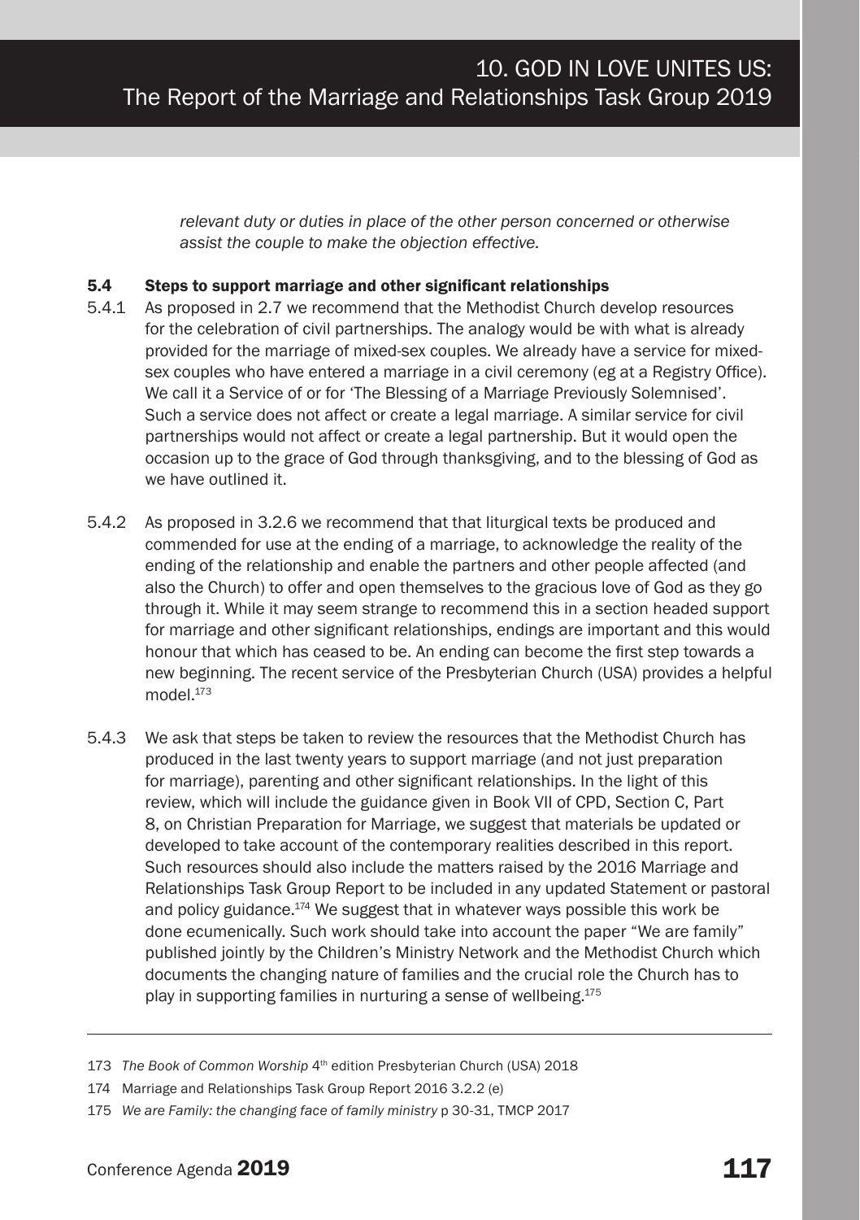*relevant duty or duties in place of the other person concerned or otherwise assist the couple to make the objection effective.*

### 5.4 Steps to support marriage and other significant relationships

5.4.1 As proposed in 2.7 we recommend that the Methodist Church develop resources for the celebration of civil partnerships. The analogy would be with what is already provided for the marriage of mixed-sex couples. We already have a service for mixed-sex couples who have entered a marriage in a civil ceremony (eg at a Registry Office). We call it a Service of or for 'The Blessing of a Marriage Previously Solemnised'. Such a service does not affect or create a legal marriage. A similar service for civil partnerships would not affect or create a legal partnership. But it would open the occasion up to the grace of God through thanksgiving, and to the blessing of God as we have outlined it.

5.4.2 As proposed in 3.2.6 we recommend that that liturgical texts be produced and commended for use at the ending of a marriage, to acknowledge the reality of the ending of the relationship and enable the partners and other people affected (and also the Church) to offer and open themselves to the gracious love of God as they go through it. While it may seem strange to recommend this in a section headed support for marriage and other significant relationships, endings are important and this would honour that which has ceased to be. An ending can become the first step towards a new beginning. The recent service of the Presbyterian Church (USA) provides a helpful model.[173]

5.4.3 We ask that steps be taken to review the resources that the Methodist Church has produced in the last twenty years to support marriage (and not just preparation for marriage), parenting and other significant relationships. In the light of this review, which will include the guidance given in Book VII of CPD, Section C, Part 8, on Christian Preparation for Marriage, we suggest that materials be updated or developed to take account of the contemporary realities described in this report. Such resources should also include the matters raised by the 2016 Marriage and Relationships Task Group Report to be included in any updated Statement or pastoral and policy guidance.[174] We suggest that in whatever ways possible this work be done ecumenically. Such work should take into account the paper "We are family" published jointly by the Children's Ministry Network and the Methodist Church which documents the changing nature of families and the crucial role the Church has to play in supporting families in nurturing a sense of wellbeing.[175]

---

173 *The Book of Common Worship* 4th edition Presbyterian Church (USA) 2018

174 Marriage and Relationships Task Group Report 2016 3.2.2 (e)

175 *We are Family: the changing face of family ministry* p 30-31, TMCP 2017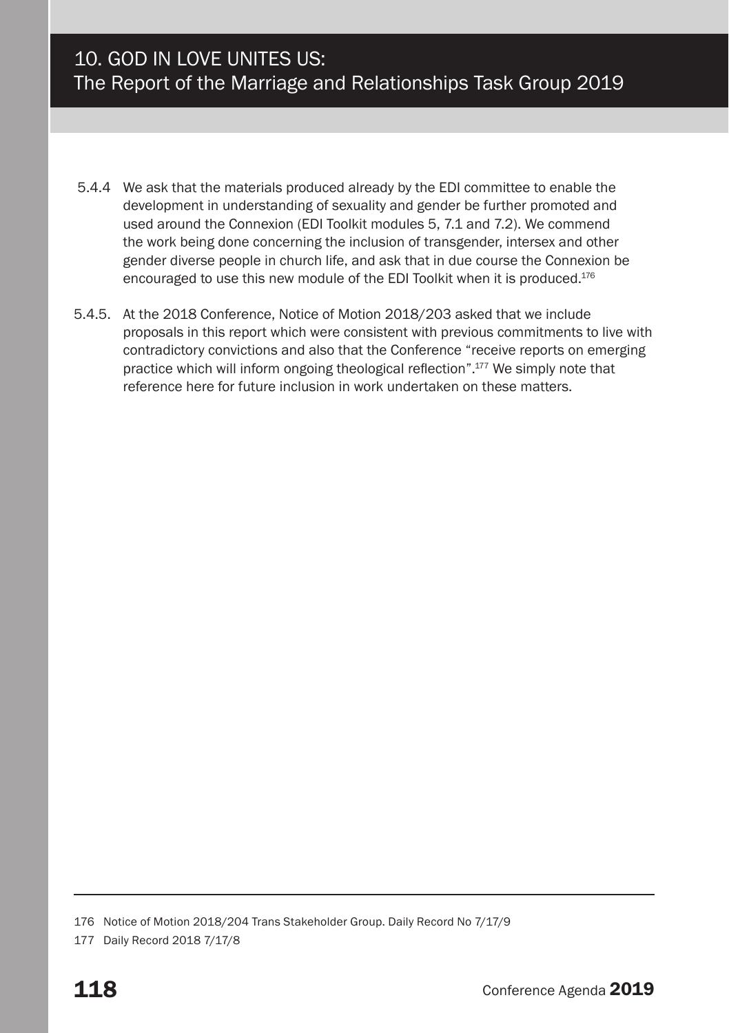5.4.4 We ask that the materials produced already by the EDI committee to enable the development in understanding of sexuality and gender be further promoted and used around the Connexion (EDI Toolkit modules 5, 7.1 and 7.2). We commend the work being done concerning the inclusion of transgender, intersex and other gender diverse people in church life, and ask that in due course the Connexion be encouraged to use this new module of the EDI Toolkit when it is produced.[176]

5.4.5. At the 2018 Conference, Notice of Motion 2018/203 asked that we include proposals in this report which were consistent with previous commitments to live with contradictory convictions and also that the Conference "receive reports on emerging practice which will inform ongoing theological reflection".[177] We simply note that reference here for future inclusion in work undertaken on these matters.

---

176 Notice of Motion 2018/204 Trans Stakeholder Group. Daily Record No 7/17/9

177 Daily Record 2018 7/17/8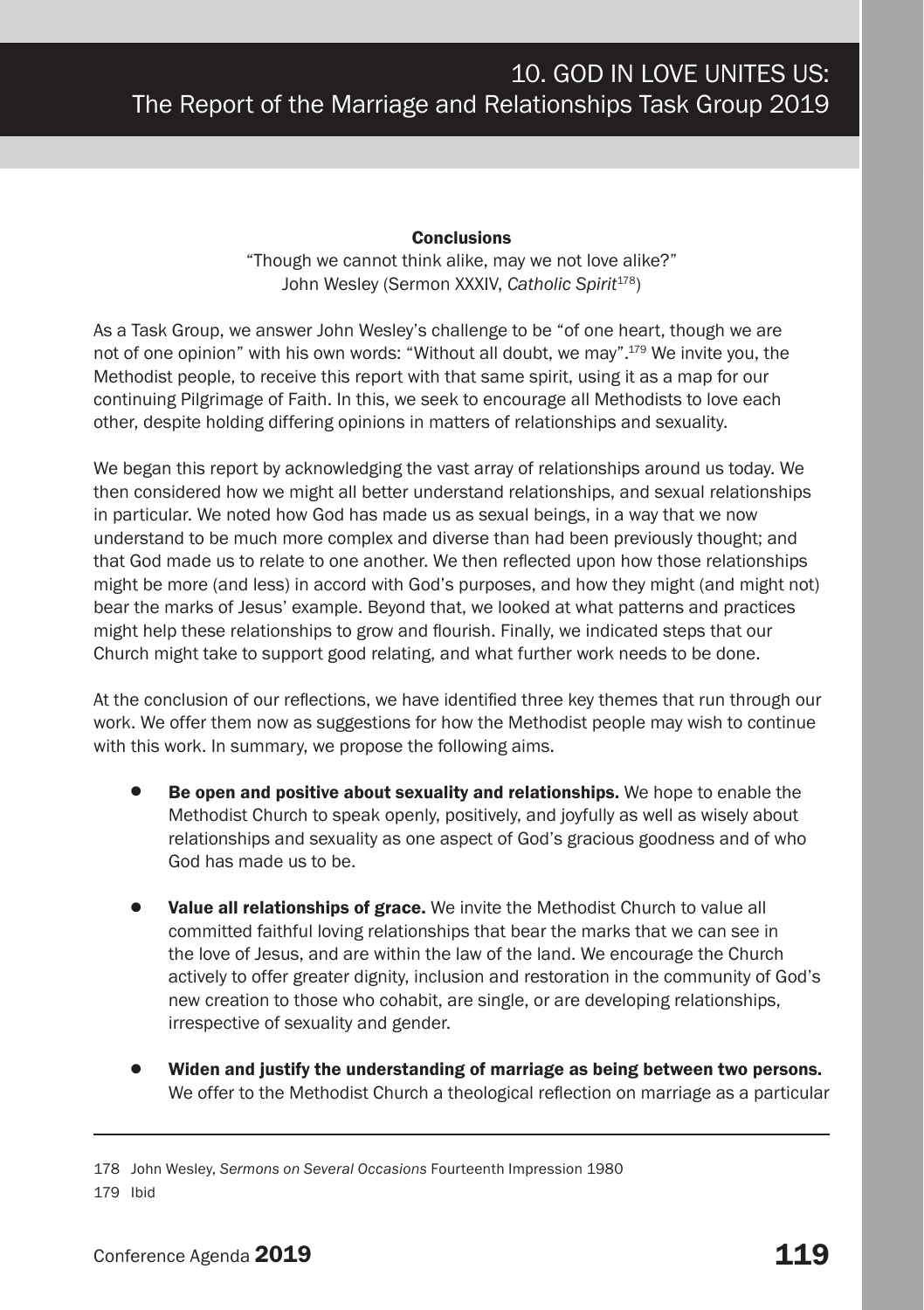### Conclusions

"Though we cannot think alike, may we not love alike?"
John Wesley (Sermon XXXIV, *Catholic Spirit*[178])

As a Task Group, we answer John Wesley's challenge to be "of one heart, though we are not of one opinion" with his own words: "Without all doubt, we may".[179] We invite you, the Methodist people, to receive this report with that same spirit, using it as a map for our continuing Pilgrimage of Faith. In this, we seek to encourage all Methodists to love each other, despite holding differing opinions in matters of relationships and sexuality.

We began this report by acknowledging the vast array of relationships around us today. We then considered how we might all better understand relationships, and sexual relationships in particular. We noted how God has made us as sexual beings, in a way that we now understand to be much more complex and diverse than had been previously thought; and that God made us to relate to one another. We then reflected upon how those relationships might be more (and less) in accord with God's purposes, and how they might (and might not) bear the marks of Jesus' example. Beyond that, we looked at what patterns and practices might help these relationships to grow and flourish. Finally, we indicated steps that our Church might take to support good relating, and what further work needs to be done.

At the conclusion of our reflections, we have identified three key themes that run through our work. We offer them now as suggestions for how the Methodist people may wish to continue with this work. In summary, we propose the following aims.

- **Be open and positive about sexuality and relationships.** We hope to enable the Methodist Church to speak openly, positively, and joyfully as well as wisely about relationships and sexuality as one aspect of God's gracious goodness and of who God has made us to be.

- **Value all relationships of grace.** We invite the Methodist Church to value all committed faithful loving relationships that bear the marks that we can see in the love of Jesus, and are within the law of the land. We encourage the Church actively to offer greater dignity, inclusion and restoration in the community of God's new creation to those who cohabit, are single, or are developing relationships, irrespective of sexuality and gender.

- **Widen and justify the understanding of marriage as being between two persons.** We offer to the Methodist Church a theological reflection on marriage as a particular

---

178 John Wesley, *Sermons on Several Occasions* Fourteenth Impression 1980

179 Ibid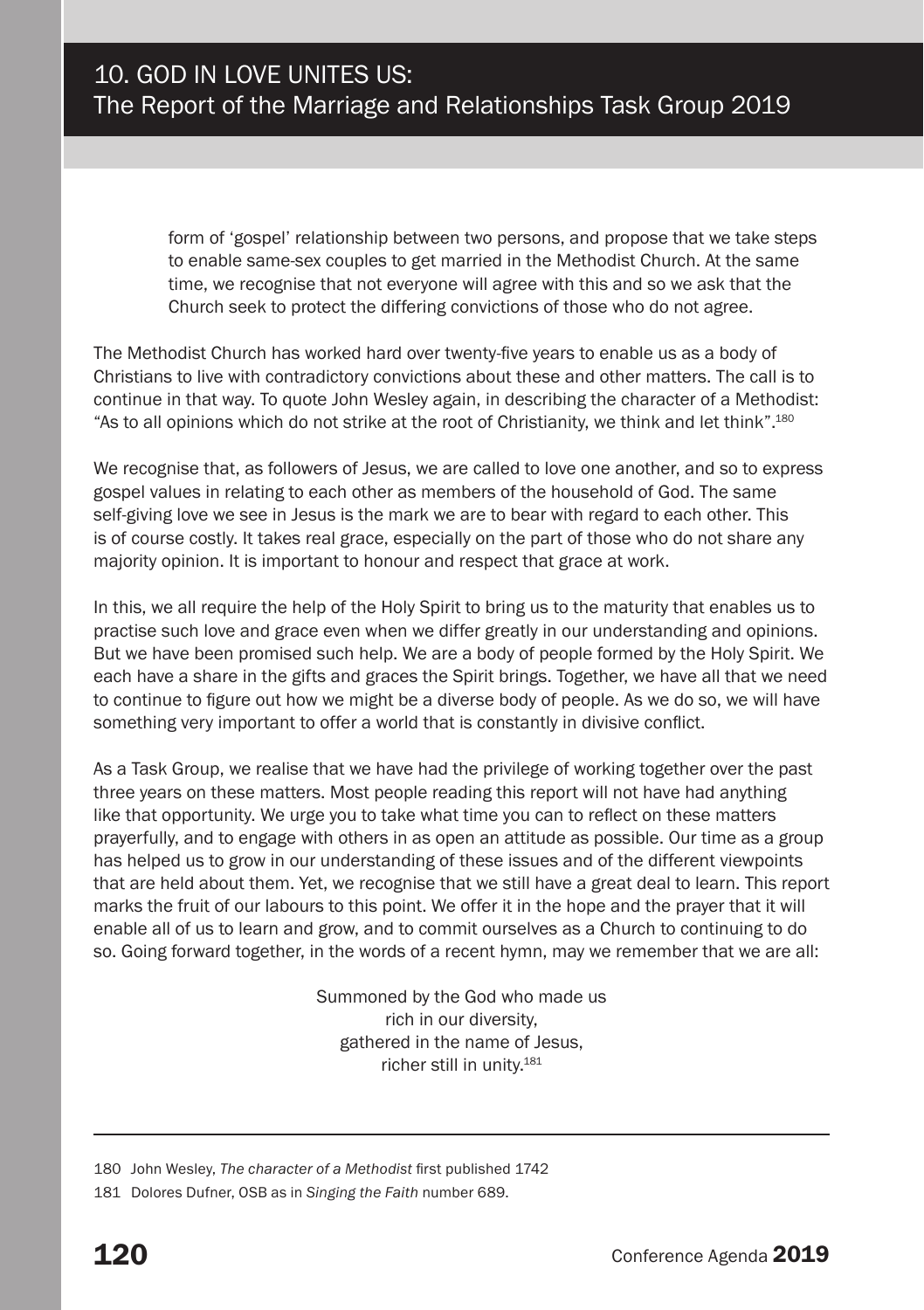form of 'gospel' relationship between two persons, and propose that we take steps to enable same-sex couples to get married in the Methodist Church. At the same time, we recognise that not everyone will agree with this and so we ask that the Church seek to protect the differing convictions of those who do not agree.

The Methodist Church has worked hard over twenty-five years to enable us as a body of Christians to live with contradictory convictions about these and other matters. The call is to continue in that way. To quote John Wesley again, in describing the character of a Methodist: "As to all opinions which do not strike at the root of Christianity, we think and let think".[180]

We recognise that, as followers of Jesus, we are called to love one another, and so to express gospel values in relating to each other as members of the household of God. The same self-giving love we see in Jesus is the mark we are to bear with regard to each other. This is of course costly. It takes real grace, especially on the part of those who do not share any majority opinion. It is important to honour and respect that grace at work.

In this, we all require the help of the Holy Spirit to bring us to the maturity that enables us to practise such love and grace even when we differ greatly in our understanding and opinions. But we have been promised such help. We are a body of people formed by the Holy Spirit. We each have a share in the gifts and graces the Spirit brings. Together, we have all that we need to continue to figure out how we might be a diverse body of people. As we do so, we will have something very important to offer a world that is constantly in divisive conflict.

As a Task Group, we realise that we have had the privilege of working together over the past three years on these matters. Most people reading this report will not have had anything like that opportunity. We urge you to take what time you can to reflect on these matters prayerfully, and to engage with others in as open an attitude as possible. Our time as a group has helped us to grow in our understanding of these issues and of the different viewpoints that are held about them. Yet, we recognise that we still have a great deal to learn. This report marks the fruit of our labours to this point. We offer it in the hope and the prayer that it will enable all of us to learn and grow, and to commit ourselves as a Church to continuing to do so. Going forward together, in the words of a recent hymn, may we remember that we are all:

Summoned by the God who made us  
rich in our diversity,  
gathered in the name of Jesus,  
richer still in unity.[181]

---

180 John Wesley, *The character of a Methodist* first published 1742

181 Dolores Dufner, OSB as in *Singing the Faith* number 689.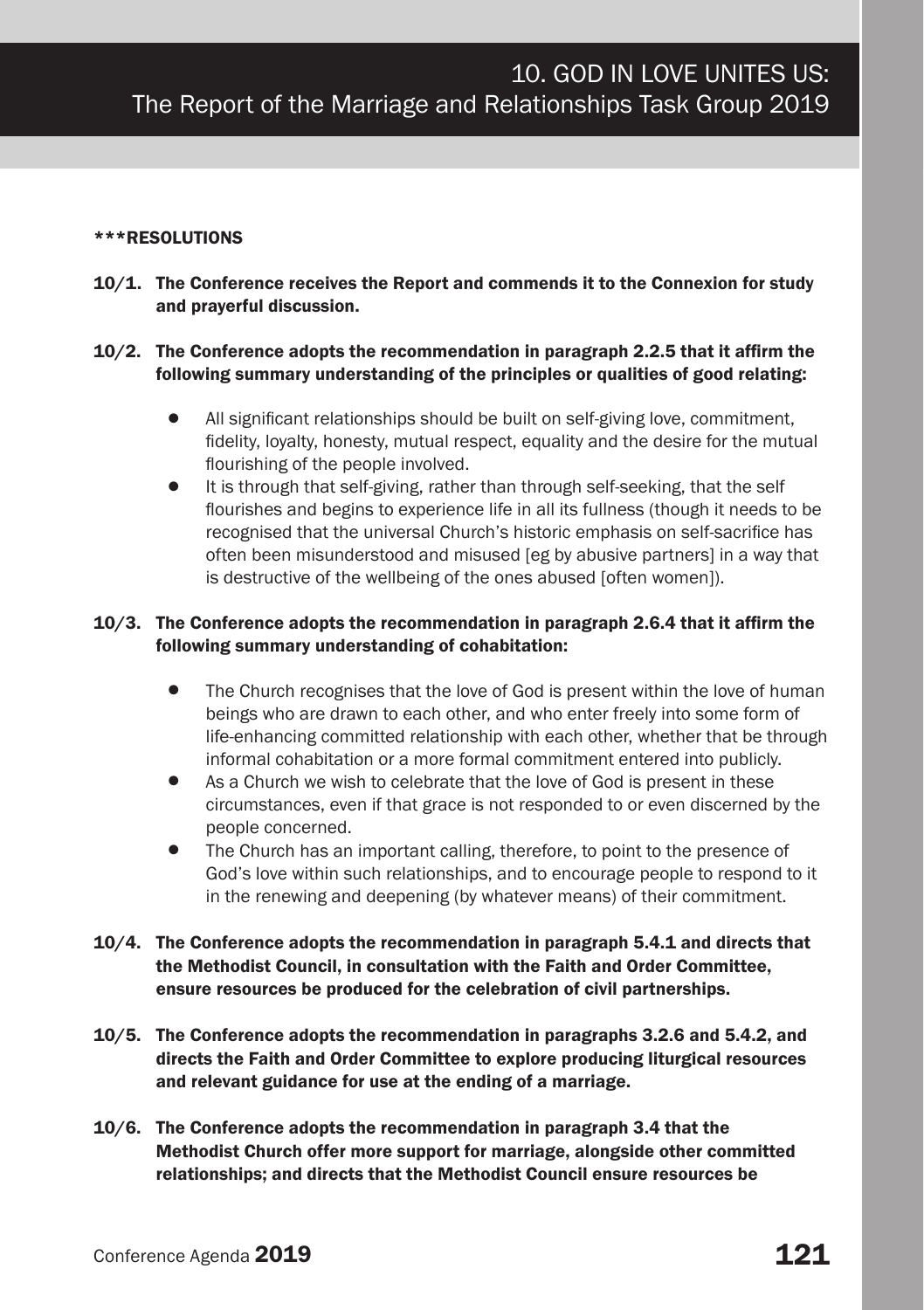# 10. GOD IN LOVE UNITES US: The Report of the Marriage and Relationships Task Group 2019

**\*\*\*RESOLUTIONS**

**10/1. The Conference receives the Report and commends it to the Connexion for study and prayerful discussion.**

**10/2. The Conference adopts the recommendation in paragraph 2.2.5 that it affirm the following summary understanding of the principles or qualities of good relating:**

- All significant relationships should be built on self-giving love, commitment, fidelity, loyalty, honesty, mutual respect, equality and the desire for the mutual flourishing of the people involved.
- It is through that self-giving, rather than through self-seeking, that the self flourishes and begins to experience life in all its fullness (though it needs to be recognised that the universal Church's historic emphasis on self-sacrifice has often been misunderstood and misused [eg by abusive partners] in a way that is destructive of the wellbeing of the ones abused [often women]).

**10/3. The Conference adopts the recommendation in paragraph 2.6.4 that it affirm the following summary understanding of cohabitation:**

- The Church recognises that the love of God is present within the love of human beings who are drawn to each other, and who enter freely into some form of life-enhancing committed relationship with each other, whether that be through informal cohabitation or a more formal commitment entered into publicly.
- As a Church we wish to celebrate that the love of God is present in these circumstances, even if that grace is not responded to or even discerned by the people concerned.
- The Church has an important calling, therefore, to point to the presence of God's love within such relationships, and to encourage people to respond to it in the renewing and deepening (by whatever means) of their commitment.

**10/4. The Conference adopts the recommendation in paragraph 5.4.1 and directs that the Methodist Council, in consultation with the Faith and Order Committee, ensure resources be produced for the celebration of civil partnerships.**

**10/5. The Conference adopts the recommendation in paragraphs 3.2.6 and 5.4.2, and directs the Faith and Order Committee to explore producing liturgical resources and relevant guidance for use at the ending of a marriage.**

**10/6. The Conference adopts the recommendation in paragraph 3.4 that the Methodist Church offer more support for marriage, alongside other committed relationships; and directs that the Methodist Council ensure resources be**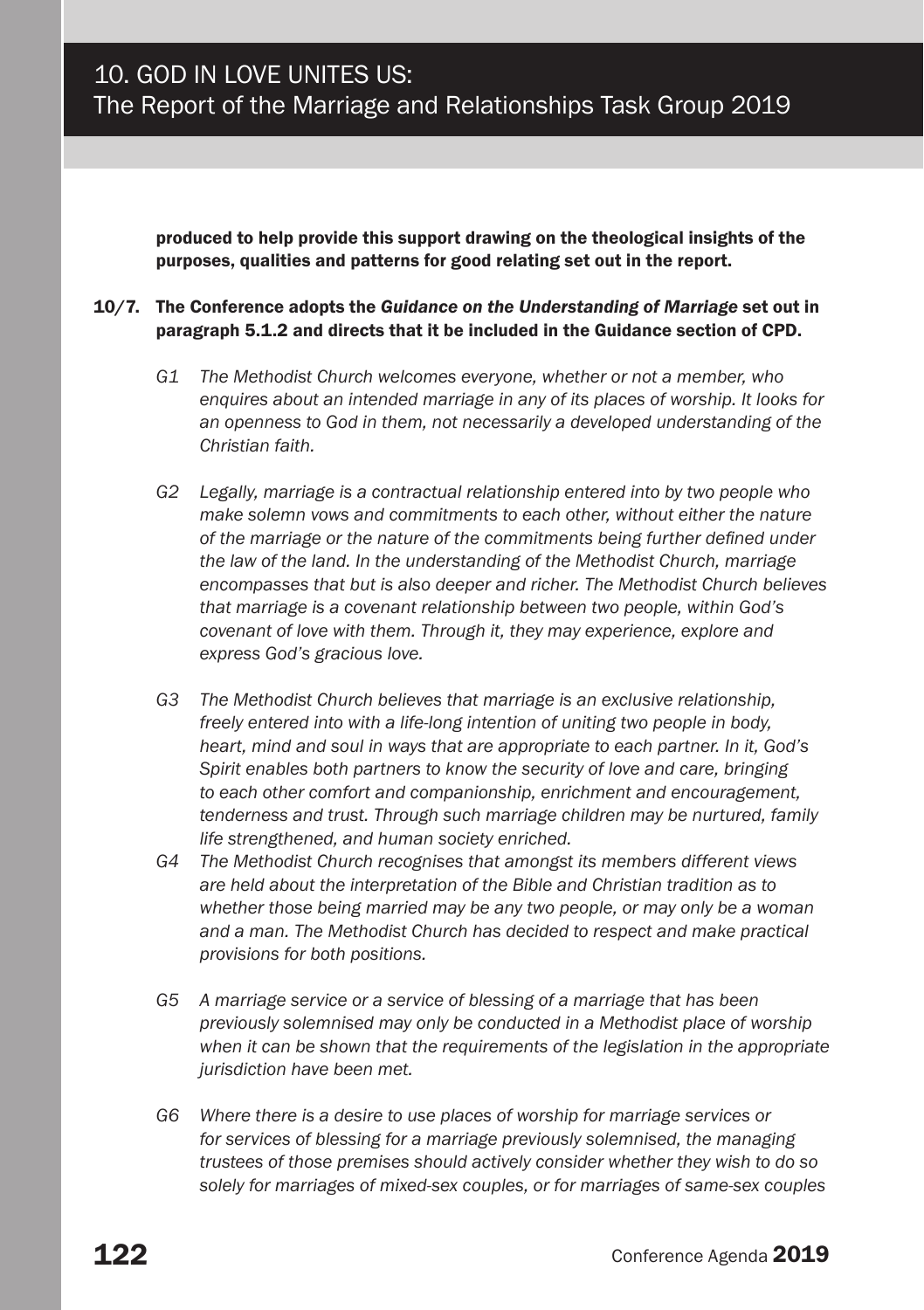**produced to help provide this support drawing on the theological insights of the purposes, qualities and patterns for good relating set out in the report.**

**10/7. The Conference adopts the *Guidance on the Understanding of Marriage* set out in paragraph 5.1.2 and directs that it be included in the Guidance section of CPD.**

*G1 The Methodist Church welcomes everyone, whether or not a member, who enquires about an intended marriage in any of its places of worship. It looks for an openness to God in them, not necessarily a developed understanding of the Christian faith.*

*G2 Legally, marriage is a contractual relationship entered into by two people who make solemn vows and commitments to each other, without either the nature of the marriage or the nature of the commitments being further defined under the law of the land. In the understanding of the Methodist Church, marriage encompasses that but is also deeper and richer. The Methodist Church believes that marriage is a covenant relationship between two people, within God's covenant of love with them. Through it, they may experience, explore and express God's gracious love.*

*G3 The Methodist Church believes that marriage is an exclusive relationship, freely entered into with a life-long intention of uniting two people in body, heart, mind and soul in ways that are appropriate to each partner. In it, God's Spirit enables both partners to know the security of love and care, bringing to each other comfort and companionship, enrichment and encouragement, tenderness and trust. Through such marriage children may be nurtured, family life strengthened, and human society enriched.*

*G4 The Methodist Church recognises that amongst its members different views are held about the interpretation of the Bible and Christian tradition as to whether those being married may be any two people, or may only be a woman and a man. The Methodist Church has decided to respect and make practical provisions for both positions.*

*G5 A marriage service or a service of blessing of a marriage that has been previously solemnised may only be conducted in a Methodist place of worship when it can be shown that the requirements of the legislation in the appropriate jurisdiction have been met.*

*G6 Where there is a desire to use places of worship for marriage services or for services of blessing for a marriage previously solemnised, the managing trustees of those premises should actively consider whether they wish to do so solely for marriages of mixed-sex couples, or for marriages of same-sex couples*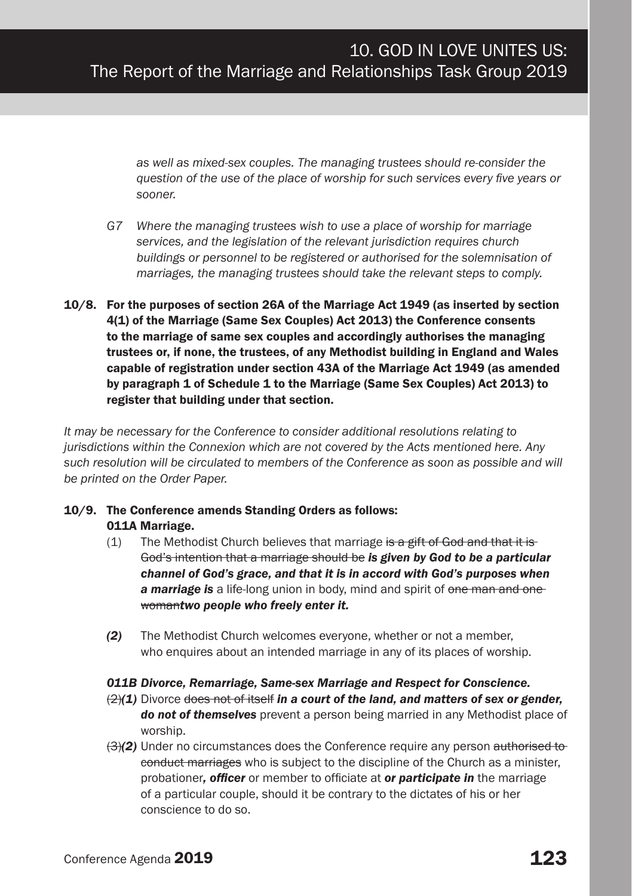*as well as mixed-sex couples. The managing trustees should re-consider the question of the use of the place of worship for such services every five years or sooner.*

*G7 Where the managing trustees wish to use a place of worship for marriage services, and the legislation of the relevant jurisdiction requires church buildings or personnel to be registered or authorised for the solemnisation of marriages, the managing trustees should take the relevant steps to comply.*

**10/8. For the purposes of section 26A of the Marriage Act 1949 (as inserted by section 4(1) of the Marriage (Same Sex Couples) Act 2013) the Conference consents to the marriage of same sex couples and accordingly authorises the managing trustees or, if none, the trustees, of any Methodist building in England and Wales capable of registration under section 43A of the Marriage Act 1949 (as amended by paragraph 1 of Schedule 1 to the Marriage (Same Sex Couples) Act 2013) to register that building under that section.**

*It may be necessary for the Conference to consider additional resolutions relating to jurisdictions within the Connexion which are not covered by the Acts mentioned here. Any such resolution will be circulated to members of the Conference as soon as possible and will be printed on the Order Paper.*

**10/9. The Conference amends Standing Orders as follows:**

**011A Marriage.**

(1) The Methodist Church believes that marriage ~~is a gift of God and that it is God's intention that a marriage should be~~ ***is given by God to be a particular channel of God's grace, and that it is in accord with God's purposes when a marriage is*** a life-long union in body, mind and spirit of ~~one man and one woman~~***two people who freely enter it.***

***(2)*** The Methodist Church welcomes everyone, whether or not a member, who enquires about an intended marriage in any of its places of worship.

***011B Divorce, Remarriage, Same-sex Marriage and Respect for Conscience.***

~~(2)~~***(1)*** Divorce ~~does not of itself~~ ***in a court of the land, and matters of sex or gender, do not of themselves*** prevent a person being married in any Methodist place of worship.

~~(3)~~***(2)*** Under no circumstances does the Conference require any person ~~authorised to conduct marriages~~ who is subject to the discipline of the Church as a minister, probationer***, officer*** or member to officiate at ***or participate in*** the marriage of a particular couple, should it be contrary to the dictates of his or her conscience to do so.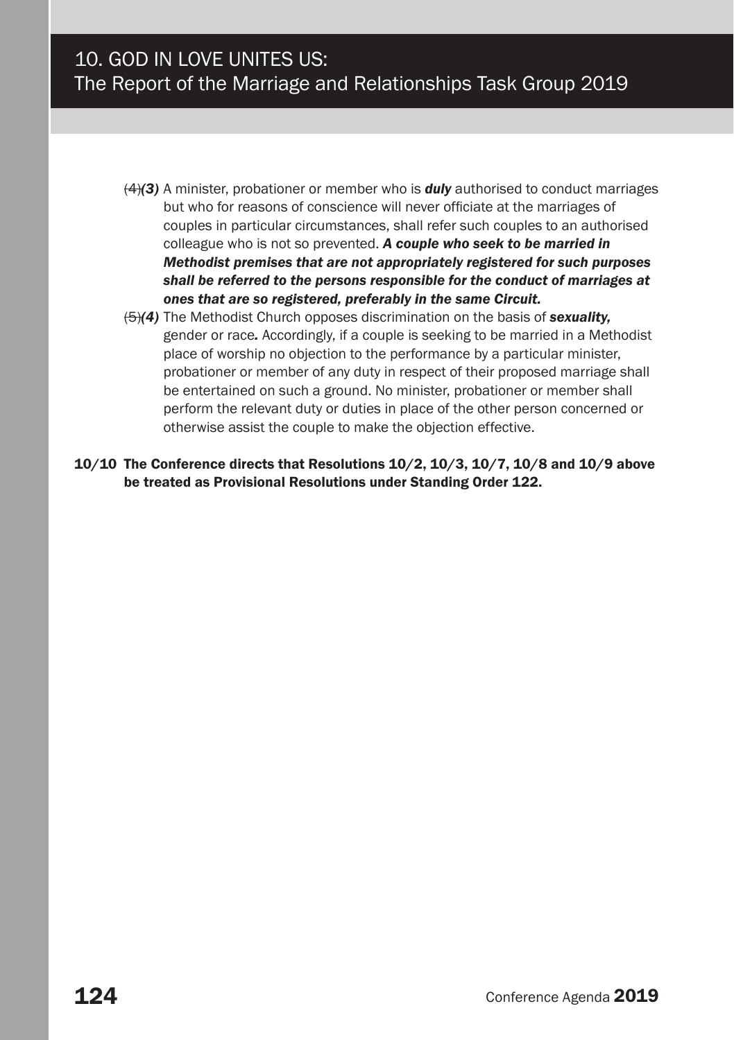~~(4)~~***(3)*** A minister, probationer or member who is ***duly*** authorised to conduct marriages but who for reasons of conscience will never officiate at the marriages of couples in particular circumstances, shall refer such couples to an authorised colleague who is not so prevented. ***A couple who seek to be married in Methodist premises that are not appropriately registered for such purposes shall be referred to the persons responsible for the conduct of marriages at ones that are so registered, preferably in the same Circuit.***

~~(5)~~***(4)*** The Methodist Church opposes discrimination on the basis of ***sexuality,*** gender or race***.*** Accordingly, if a couple is seeking to be married in a Methodist place of worship no objection to the performance by a particular minister, probationer or member of any duty in respect of their proposed marriage shall be entertained on such a ground. No minister, probationer or member shall perform the relevant duty or duties in place of the other person concerned or otherwise assist the couple to make the objection effective.

**10/10 The Conference directs that Resolutions 10/2, 10/3, 10/7, 10/8 and 10/9 above be treated as Provisional Resolutions under Standing Order 122.**